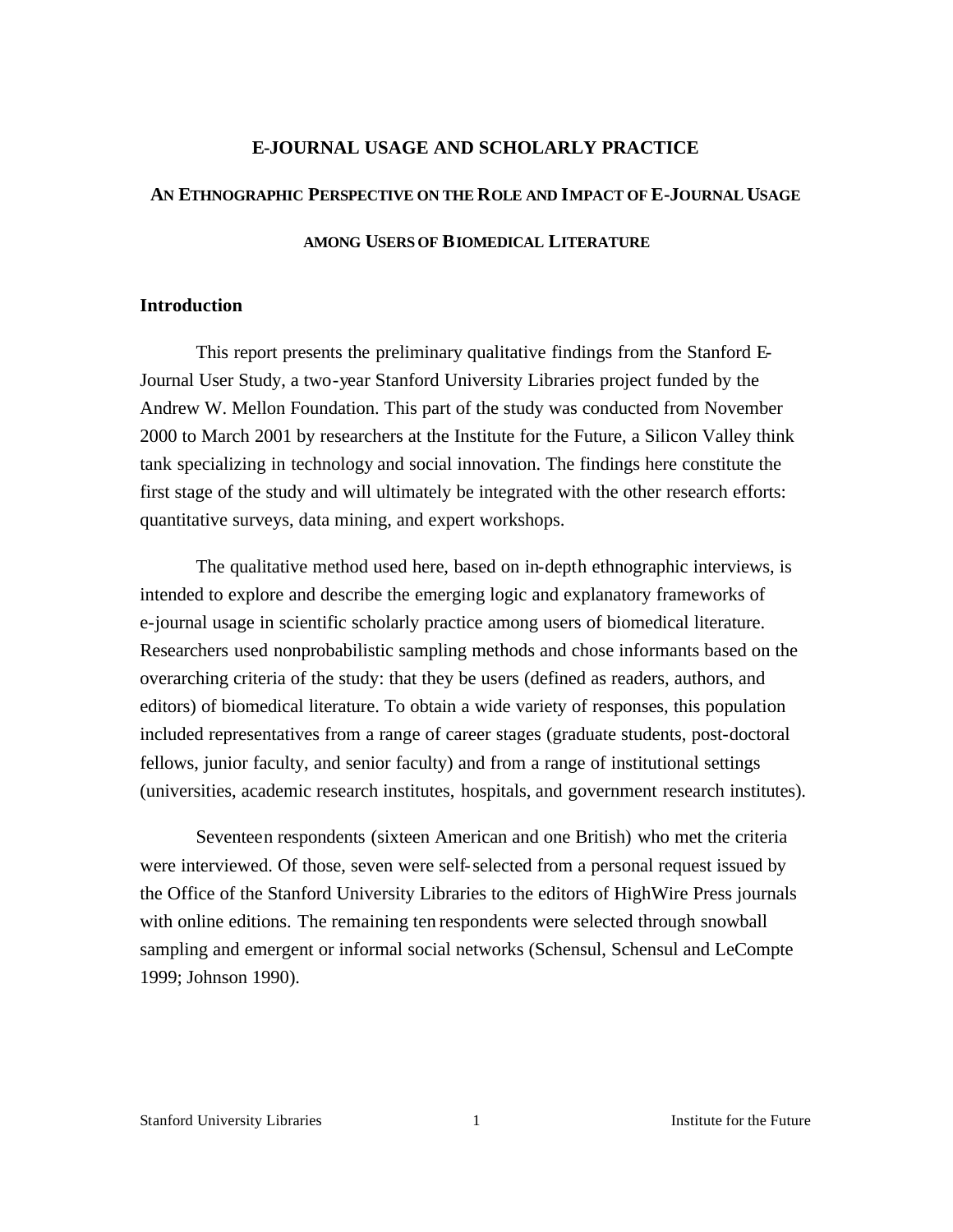# E-JOURNAL USAGE AND SCHOLARLY PRACTICE

## AN ETHNOGRAPHIC PERSPECTIVE ON THE ROLE AND IMPACT OF E-JOURNAL USAGE AMONG USERS OF BIOMEDICAL LITERATURE

### Introduction

This report presents the preliminary qualitative findings from the Stanford E-Journal User Study, a two-year Stanford University Libraries project funded by the Andrew W. Mellon Foundation. This part of the study was conducted from November 2000 to March 2001 by researchers at the Institute for the Future, a Silicon Valley think tank specializing in technology and social innovation. The findings here constitute the first stage of the study and will ultimately be integrated with the other research efforts: quantitative surveys, data mining, and expert workshops.

The qualitative method used here, based on in-depth ethnographic interviews, is intended to explore and describe the emerging logic and explanatory frameworks of e-journal usage in scientific scholarly practice among users of biomedical literature. Researchers used nonprobabilistic sampling methods and chose informants based on the overarching criteria of the study: that they be users (defined as readers, authors, and editors) of biomedical literature. To obtain a wide variety of responses, this population included representatives from a range of career stages (graduate students, post-doctoral fellows, junior faculty, and senior faculty) and from a range of institutional settings (universities, academic research institutes, hospitals, and government research institutes).

Seventeen respondents (sixteen American and one British) who met the criteria were interviewed. Of those, seven were self-selected from a personal request issued by the Office of the Stanford University Libraries to the editors of HighWire Press journals with online editions. The remaining ten respondents were selected through snowball sampling and emergent or informal social networks (Schensul, Schensul and LeCompte 1999; Johnson 1990).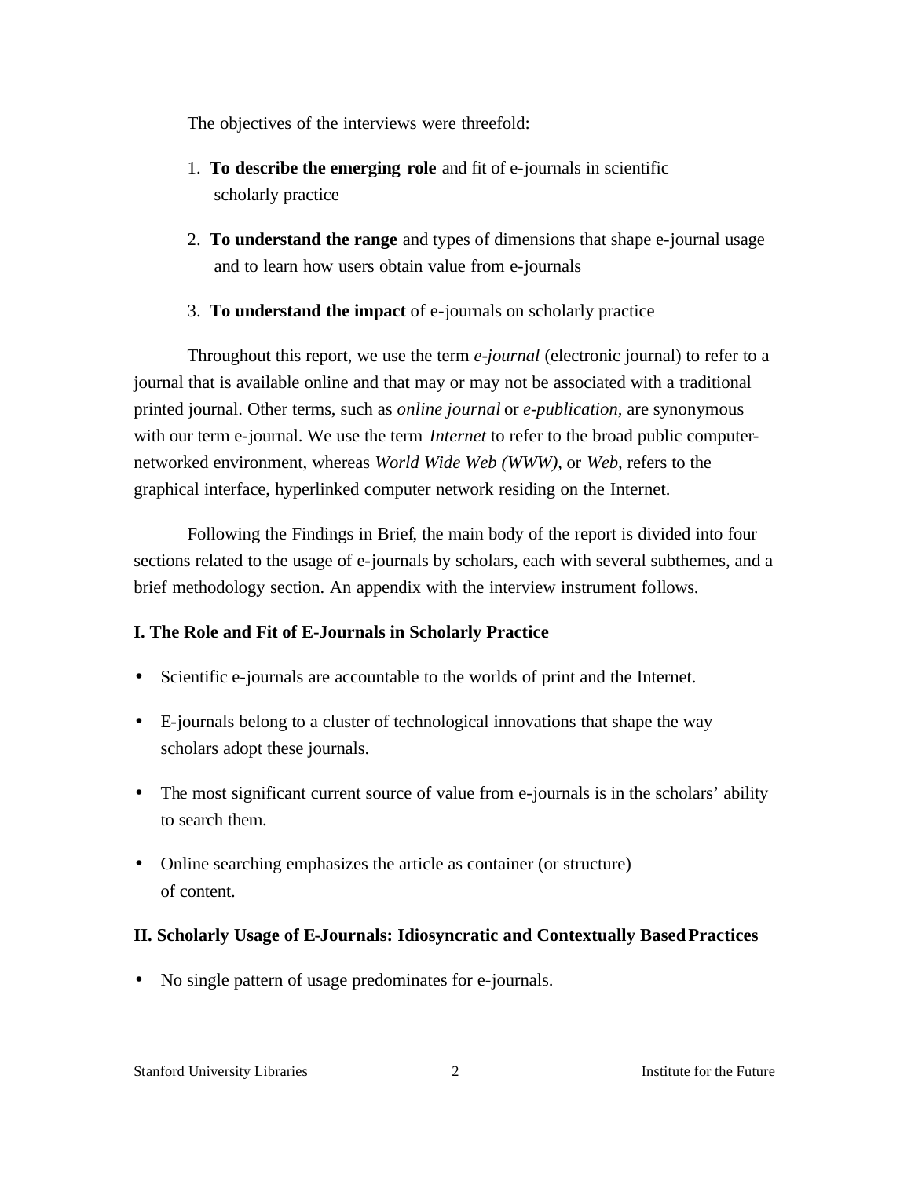The objectives of the interviews were threefold:

1. **To describe the emerging role** and fit of e-journals in scientific scholarly practice

2. **To understand the range** and types of dimensions that shape e-journal usage and to learn how users obtain value from e-journals

3. **To understand the impact** of e-journals on scholarly practice

Throughout this report, we use the term *e-journal* (electronic journal) to refer to a journal that is available online and that may or may not be associated with a traditional printed journal. Other terms, such as *online journal* or *e-publication,* are synonymous with our term e-journal. We use the term *Internet* to refer to the broad public computer-networked environment, whereas *World Wide Web (WWW),* or *Web,* refers to the graphical interface, hyperlinked computer network residing on the Internet.

Following the Findings in Brief, the main body of the report is divided into four sections related to the usage of e-journals by scholars, each with several subthemes, and a brief methodology section. An appendix with the interview instrument follows.

**I. The Role and Fit of E-Journals in Scholarly Practice**

- Scientific e-journals are accountable to the worlds of print and the Internet.

- E-journals belong to a cluster of technological innovations that shape the way scholars adopt these journals.

- The most significant current source of value from e-journals is in the scholars' ability to search them.

- Online searching emphasizes the article as container (or structure) of content.

**II. Scholarly Usage of E-Journals: Idiosyncratic and Contextually Based Practices**

- No single pattern of usage predominates for e-journals.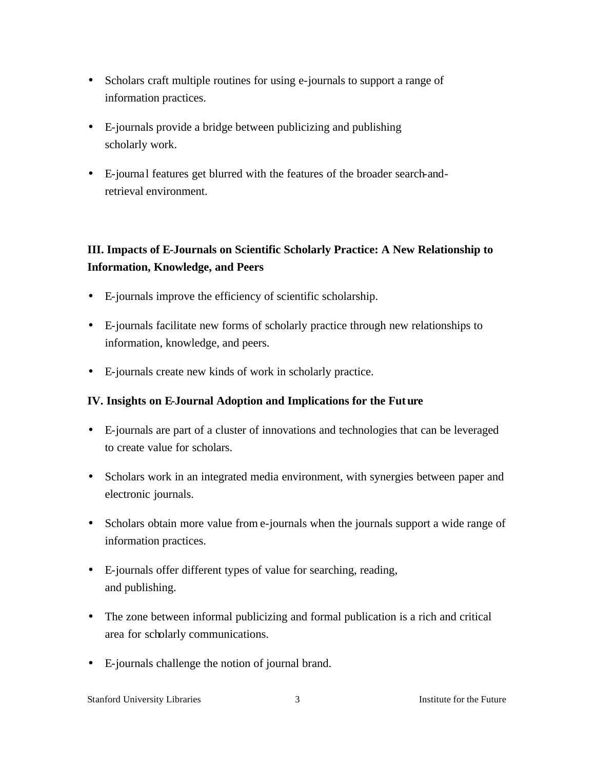- Scholars craft multiple routines for using e-journals to support a range of information practices.
- E-journals provide a bridge between publicizing and publishing scholarly work.
- E-journal features get blurred with the features of the broader search-and-retrieval environment.

**III. Impacts of E-Journals on Scientific Scholarly Practice: A New Relationship to Information, Knowledge, and Peers**

- E-journals improve the efficiency of scientific scholarship.
- E-journals facilitate new forms of scholarly practice through new relationships to information, knowledge, and peers.
- E-journals create new kinds of work in scholarly practice.

**IV. Insights on E-Journal Adoption and Implications for the Future**

- E-journals are part of a cluster of innovations and technologies that can be leveraged to create value for scholars.
- Scholars work in an integrated media environment, with synergies between paper and electronic journals.
- Scholars obtain more value from e-journals when the journals support a wide range of information practices.
- E-journals offer different types of value for searching, reading, and publishing.
- The zone between informal publicizing and formal publication is a rich and critical area for scholarly communications.
- E-journals challenge the notion of journal brand.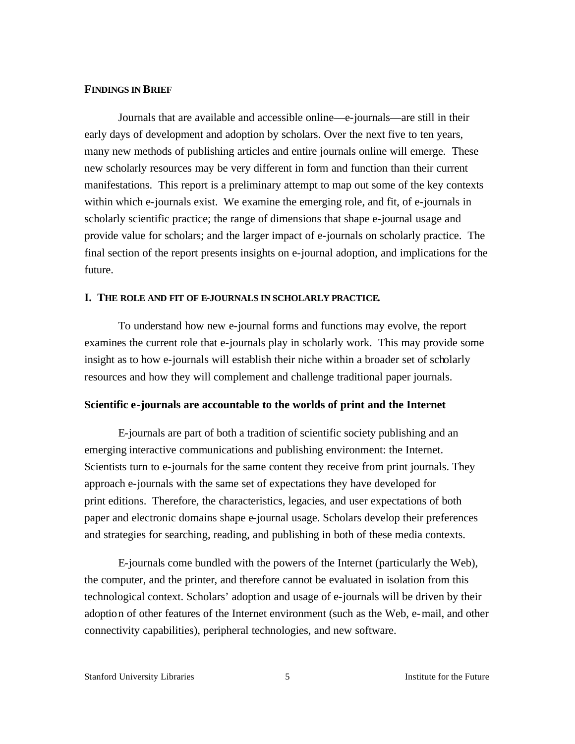## FINDINGS IN BRIEF

Journals that are available and accessible online—e-journals—are still in their early days of development and adoption by scholars. Over the next five to ten years, many new methods of publishing articles and entire journals online will emerge. These new scholarly resources may be very different in form and function than their current manifestations. This report is a preliminary attempt to map out some of the key contexts within which e-journals exist. We examine the emerging role, and fit, of e-journals in scholarly scientific practice; the range of dimensions that shape e-journal usage and provide value for scholars; and the larger impact of e-journals on scholarly practice. The final section of the report presents insights on e-journal adoption, and implications for the future.

## I. THE ROLE AND FIT OF E-JOURNALS IN SCHOLARLY PRACTICE.

To understand how new e-journal forms and functions may evolve, the report examines the current role that e-journals play in scholarly work. This may provide some insight as to how e-journals will establish their niche within a broader set of scholarly resources and how they will complement and challenge traditional paper journals.

### Scientific e-journals are accountable to the worlds of print and the Internet

E-journals are part of both a tradition of scientific society publishing and an emerging interactive communications and publishing environment: the Internet. Scientists turn to e-journals for the same content they receive from print journals. They approach e-journals with the same set of expectations they have developed for print editions. Therefore, the characteristics, legacies, and user expectations of both paper and electronic domains shape e-journal usage. Scholars develop their preferences and strategies for searching, reading, and publishing in both of these media contexts.

E-journals come bundled with the powers of the Internet (particularly the Web), the computer, and the printer, and therefore cannot be evaluated in isolation from this technological context. Scholars' adoption and usage of e-journals will be driven by their adoption of other features of the Internet environment (such as the Web, e-mail, and other connectivity capabilities), peripheral technologies, and new software.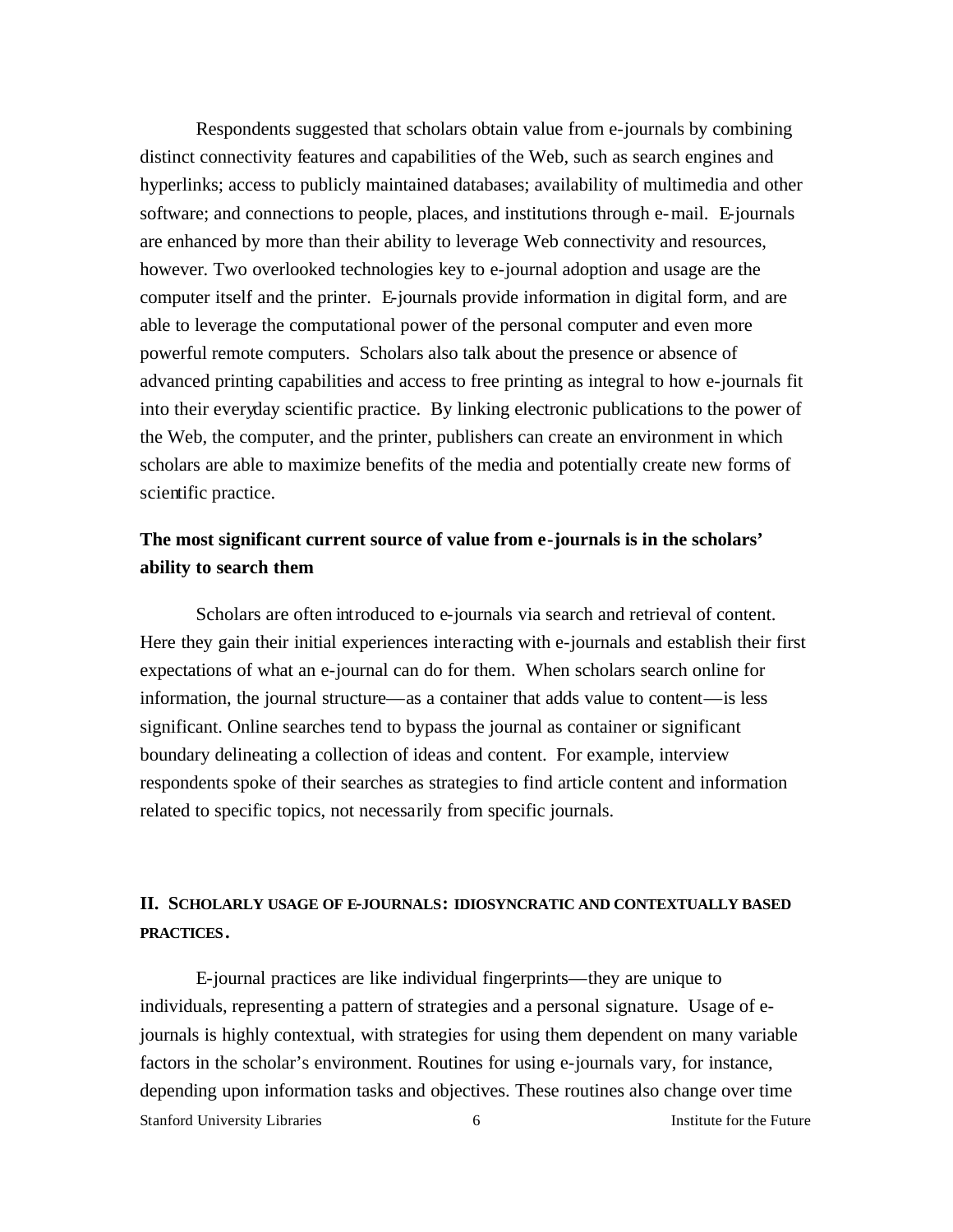Respondents suggested that scholars obtain value from e-journals by combining distinct connectivity features and capabilities of the Web, such as search engines and hyperlinks; access to publicly maintained databases; availability of multimedia and other software; and connections to people, places, and institutions through e-mail. E-journals are enhanced by more than their ability to leverage Web connectivity and resources, however. Two overlooked technologies key to e-journal adoption and usage are the computer itself and the printer. E-journals provide information in digital form, and are able to leverage the computational power of the personal computer and even more powerful remote computers. Scholars also talk about the presence or absence of advanced printing capabilities and access to free printing as integral to how e-journals fit into their everyday scientific practice. By linking electronic publications to the power of the Web, the computer, and the printer, publishers can create an environment in which scholars are able to maximize benefits of the media and potentially create new forms of scientific practice.

### The most significant current source of value from e-journals is in the scholars' ability to search them

Scholars are often introduced to e-journals via search and retrieval of content. Here they gain their initial experiences interacting with e-journals and establish their first expectations of what an e-journal can do for them. When scholars search online for information, the journal structure—as a container that adds value to content—is less significant. Online searches tend to bypass the journal as container or significant boundary delineating a collection of ideas and content. For example, interview respondents spoke of their searches as strategies to find article content and information related to specific topics, not necessarily from specific journals.

## II. SCHOLARLY USAGE OF E-JOURNALS: IDIOSYNCRATIC AND CONTEXTUALLY BASED PRACTICES.

E-journal practices are like individual fingerprints—they are unique to individuals, representing a pattern of strategies and a personal signature. Usage of e-journals is highly contextual, with strategies for using them dependent on many variable factors in the scholar's environment. Routines for using e-journals vary, for instance, depending upon information tasks and objectives. These routines also change over time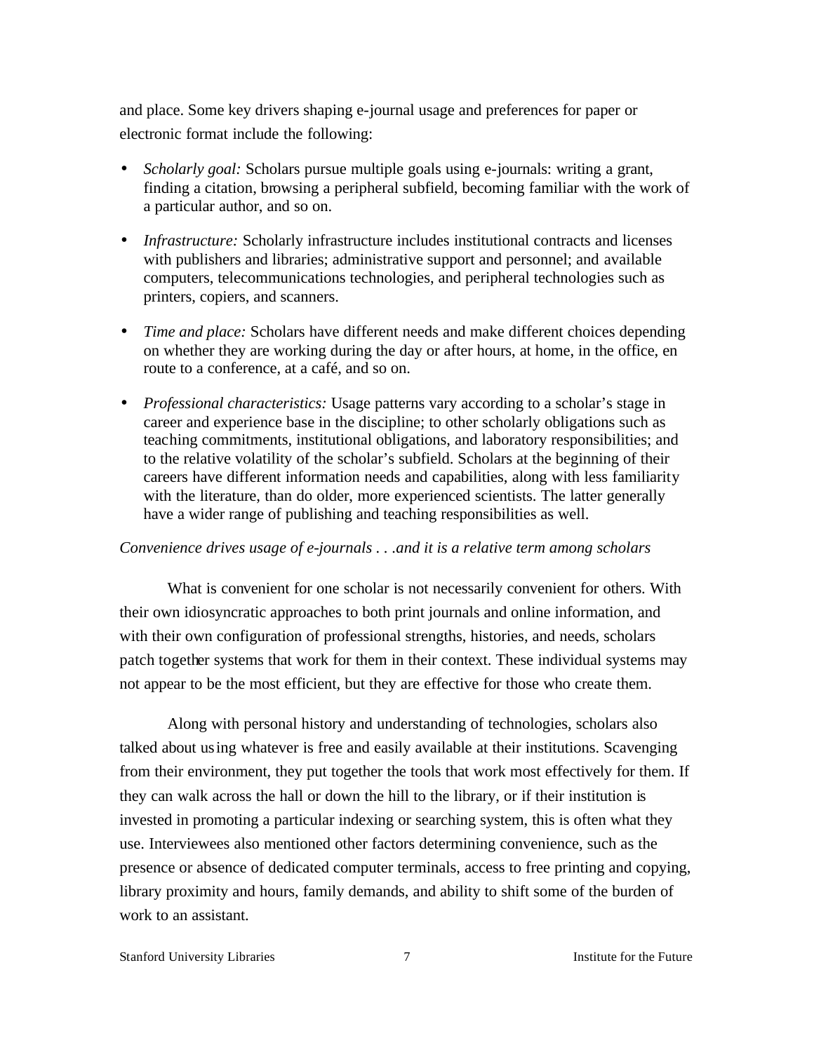and place. Some key drivers shaping e-journal usage and preferences for paper or electronic format include the following:

- *Scholarly goal:* Scholars pursue multiple goals using e-journals: writing a grant, finding a citation, browsing a peripheral subfield, becoming familiar with the work of a particular author, and so on.

- *Infrastructure:* Scholarly infrastructure includes institutional contracts and licenses with publishers and libraries; administrative support and personnel; and available computers, telecommunications technologies, and peripheral technologies such as printers, copiers, and scanners.

- *Time and place:* Scholars have different needs and make different choices depending on whether they are working during the day or after hours, at home, in the office, en route to a conference, at a café, and so on.

- *Professional characteristics:* Usage patterns vary according to a scholar's stage in career and experience base in the discipline; to other scholarly obligations such as teaching commitments, institutional obligations, and laboratory responsibilities; and to the relative volatility of the scholar's subfield. Scholars at the beginning of their careers have different information needs and capabilities, along with less familiarity with the literature, than do older, more experienced scientists. The latter generally have a wider range of publishing and teaching responsibilities as well.

*Convenience drives usage of e-journals . . .and it is a relative term among scholars*

What is convenient for one scholar is not necessarily convenient for others. With their own idiosyncratic approaches to both print journals and online information, and with their own configuration of professional strengths, histories, and needs, scholars patch together systems that work for them in their context. These individual systems may not appear to be the most efficient, but they are effective for those who create them.

Along with personal history and understanding of technologies, scholars also talked about using whatever is free and easily available at their institutions. Scavenging from their environment, they put together the tools that work most effectively for them. If they can walk across the hall or down the hill to the library, or if their institution is invested in promoting a particular indexing or searching system, this is often what they use. Interviewees also mentioned other factors determining convenience, such as the presence or absence of dedicated computer terminals, access to free printing and copying, library proximity and hours, family demands, and ability to shift some of the burden of work to an assistant.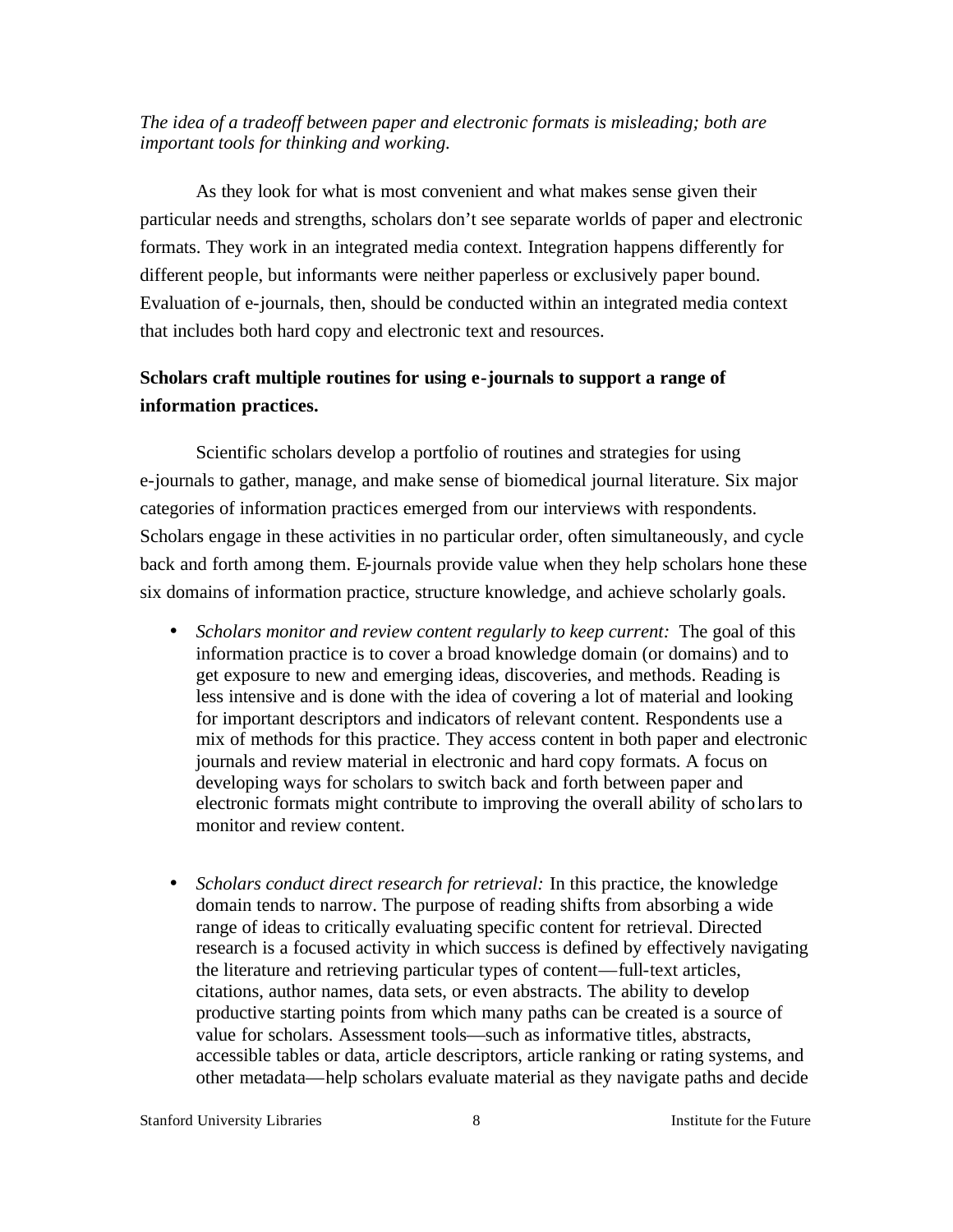*The idea of a tradeoff between paper and electronic formats is misleading; both are important tools for thinking and working.*

As they look for what is most convenient and what makes sense given their particular needs and strengths, scholars don't see separate worlds of paper and electronic formats. They work in an integrated media context. Integration happens differently for different people, but informants were neither paperless or exclusively paper bound. Evaluation of e-journals, then, should be conducted within an integrated media context that includes both hard copy and electronic text and resources.

**Scholars craft multiple routines for using e-journals to support a range of information practices.**

Scientific scholars develop a portfolio of routines and strategies for using e-journals to gather, manage, and make sense of biomedical journal literature. Six major categories of information practices emerged from our interviews with respondents. Scholars engage in these activities in no particular order, often simultaneously, and cycle back and forth among them. E-journals provide value when they help scholars hone these six domains of information practice, structure knowledge, and achieve scholarly goals.

- *Scholars monitor and review content regularly to keep current:* The goal of this information practice is to cover a broad knowledge domain (or domains) and to get exposure to new and emerging ideas, discoveries, and methods. Reading is less intensive and is done with the idea of covering a lot of material and looking for important descriptors and indicators of relevant content. Respondents use a mix of methods for this practice. They access content in both paper and electronic journals and review material in electronic and hard copy formats. A focus on developing ways for scholars to switch back and forth between paper and electronic formats might contribute to improving the overall ability of scholars to monitor and review content.

- *Scholars conduct direct research for retrieval:* In this practice, the knowledge domain tends to narrow. The purpose of reading shifts from absorbing a wide range of ideas to critically evaluating specific content for retrieval. Directed research is a focused activity in which success is defined by effectively navigating the literature and retrieving particular types of content—full-text articles, citations, author names, data sets, or even abstracts. The ability to develop productive starting points from which many paths can be created is a source of value for scholars. Assessment tools—such as informative titles, abstracts, accessible tables or data, article descriptors, article ranking or rating systems, and other metadata—help scholars evaluate material as they navigate paths and decide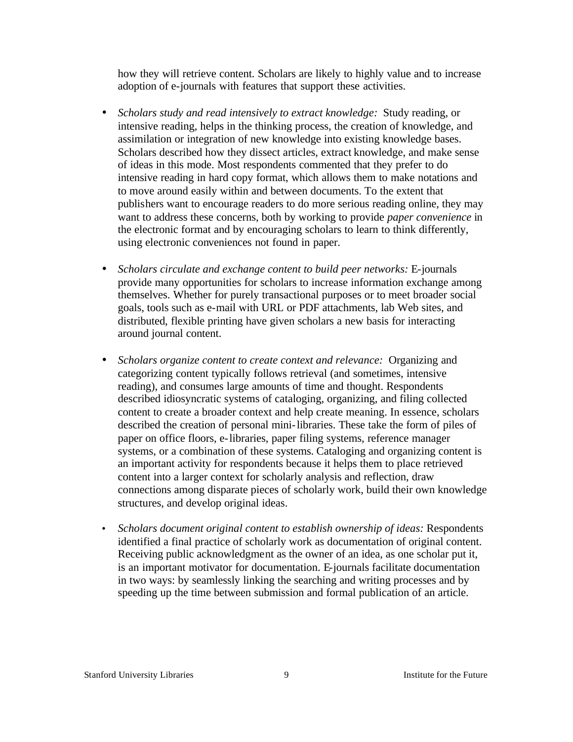how they will retrieve content. Scholars are likely to highly value and to increase adoption of e-journals with features that support these activities.

- *Scholars study and read intensively to extract knowledge:* Study reading, or intensive reading, helps in the thinking process, the creation of knowledge, and assimilation or integration of new knowledge into existing knowledge bases. Scholars described how they dissect articles, extract knowledge, and make sense of ideas in this mode. Most respondents commented that they prefer to do intensive reading in hard copy format, which allows them to make notations and to move around easily within and between documents. To the extent that publishers want to encourage readers to do more serious reading online, they may want to address these concerns, both by working to provide *paper convenience* in the electronic format and by encouraging scholars to learn to think differently, using electronic conveniences not found in paper.

- *Scholars circulate and exchange content to build peer networks:* E-journals provide many opportunities for scholars to increase information exchange among themselves. Whether for purely transactional purposes or to meet broader social goals, tools such as e-mail with URL or PDF attachments, lab Web sites, and distributed, flexible printing have given scholars a new basis for interacting around journal content.

- *Scholars organize content to create context and relevance:* Organizing and categorizing content typically follows retrieval (and sometimes, intensive reading), and consumes large amounts of time and thought. Respondents described idiosyncratic systems of cataloging, organizing, and filing collected content to create a broader context and help create meaning. In essence, scholars described the creation of personal mini-libraries. These take the form of piles of paper on office floors, e-libraries, paper filing systems, reference manager systems, or a combination of these systems. Cataloging and organizing content is an important activity for respondents because it helps them to place retrieved content into a larger context for scholarly analysis and reflection, draw connections among disparate pieces of scholarly work, build their own knowledge structures, and develop original ideas.

- *Scholars document original content to establish ownership of ideas:* Respondents identified a final practice of scholarly work as documentation of original content. Receiving public acknowledgment as the owner of an idea, as one scholar put it, is an important motivator for documentation. E-journals facilitate documentation in two ways: by seamlessly linking the searching and writing processes and by speeding up the time between submission and formal publication of an article.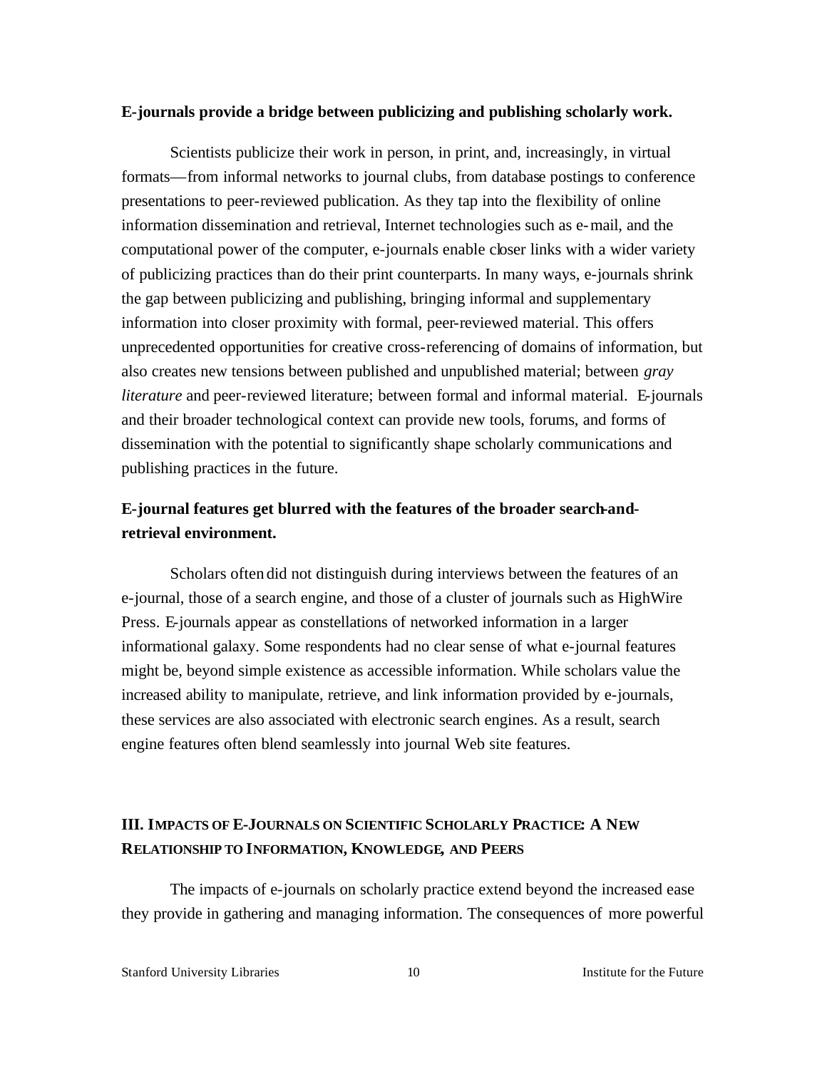**E-journals provide a bridge between publicizing and publishing scholarly work.**

Scientists publicize their work in person, in print, and, increasingly, in virtual formats—from informal networks to journal clubs, from database postings to conference presentations to peer-reviewed publication. As they tap into the flexibility of online information dissemination and retrieval, Internet technologies such as e-mail, and the computational power of the computer, e-journals enable closer links with a wider variety of publicizing practices than do their print counterparts. In many ways, e-journals shrink the gap between publicizing and publishing, bringing informal and supplementary information into closer proximity with formal, peer-reviewed material. This offers unprecedented opportunities for creative cross-referencing of domains of information, but also creates new tensions between published and unpublished material; between *gray literature* and peer-reviewed literature; between formal and informal material. E-journals and their broader technological context can provide new tools, forums, and forms of dissemination with the potential to significantly shape scholarly communications and publishing practices in the future.

**E-journal features get blurred with the features of the broader search-and-retrieval environment.**

Scholars often did not distinguish during interviews between the features of an e-journal, those of a search engine, and those of a cluster of journals such as HighWire Press. E-journals appear as constellations of networked information in a larger informational galaxy. Some respondents had no clear sense of what e-journal features might be, beyond simple existence as accessible information. While scholars value the increased ability to manipulate, retrieve, and link information provided by e-journals, these services are also associated with electronic search engines. As a result, search engine features often blend seamlessly into journal Web site features.

## III. Impacts of E-Journals on Scientific Scholarly Practice: A New Relationship to Information, Knowledge, and Peers

The impacts of e-journals on scholarly practice extend beyond the increased ease they provide in gathering and managing information. The consequences of more powerful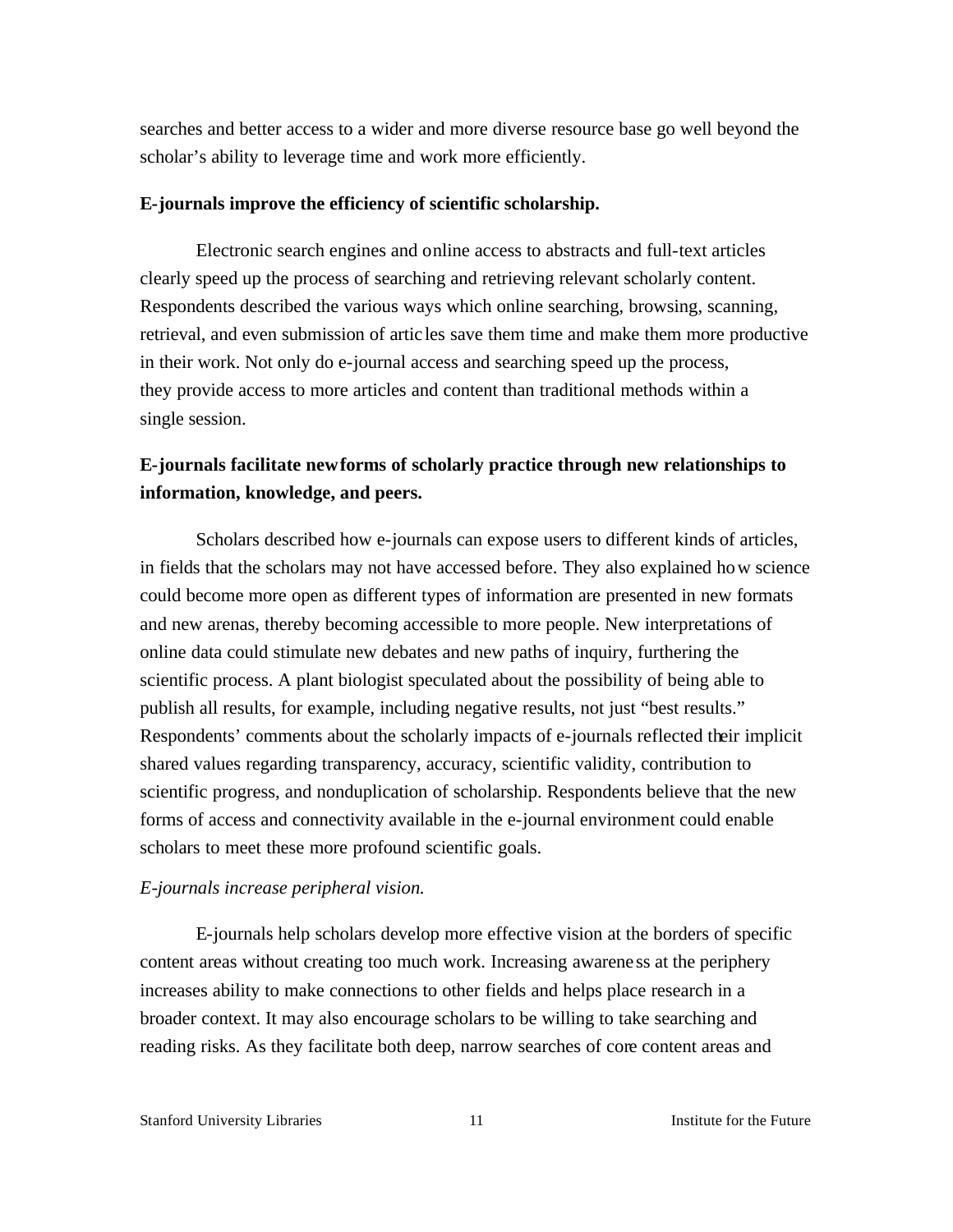searches and better access to a wider and more diverse resource base go well beyond the scholar's ability to leverage time and work more efficiently.

**E-journals improve the efficiency of scientific scholarship.**

Electronic search engines and online access to abstracts and full-text articles clearly speed up the process of searching and retrieving relevant scholarly content. Respondents described the various ways which online searching, browsing, scanning, retrieval, and even submission of articles save them time and make them more productive in their work. Not only do e-journal access and searching speed up the process, they provide access to more articles and content than traditional methods within a single session.

**E-journals facilitate new forms of scholarly practice through new relationships to information, knowledge, and peers.**

Scholars described how e-journals can expose users to different kinds of articles, in fields that the scholars may not have accessed before. They also explained how science could become more open as different types of information are presented in new formats and new arenas, thereby becoming accessible to more people. New interpretations of online data could stimulate new debates and new paths of inquiry, furthering the scientific process. A plant biologist speculated about the possibility of being able to publish all results, for example, including negative results, not just "best results." Respondents' comments about the scholarly impacts of e-journals reflected their implicit shared values regarding transparency, accuracy, scientific validity, contribution to scientific progress, and nonduplication of scholarship. Respondents believe that the new forms of access and connectivity available in the e-journal environment could enable scholars to meet these more profound scientific goals.

*E-journals increase peripheral vision.*

E-journals help scholars develop more effective vision at the borders of specific content areas without creating too much work. Increasing awareness at the periphery increases ability to make connections to other fields and helps place research in a broader context. It may also encourage scholars to be willing to take searching and reading risks. As they facilitate both deep, narrow searches of core content areas and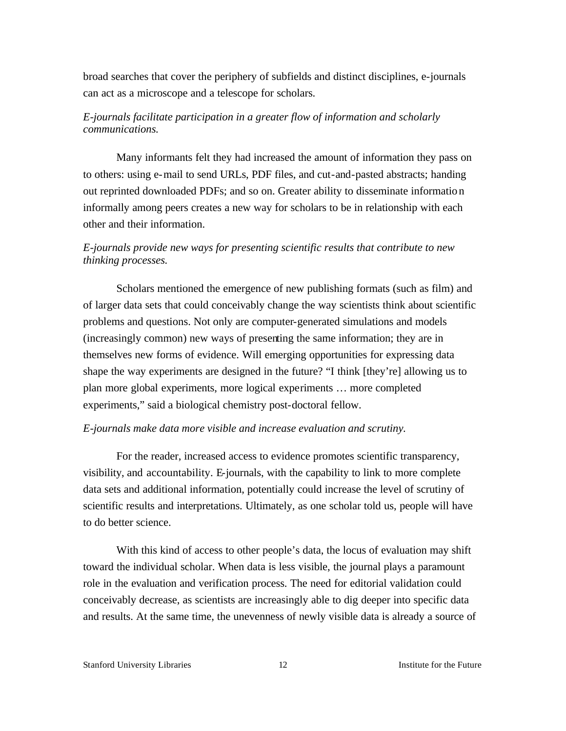broad searches that cover the periphery of subfields and distinct disciplines, e-journals can act as a microscope and a telescope for scholars.

*E-journals facilitate participation in a greater flow of information and scholarly communications.*

Many informants felt they had increased the amount of information they pass on to others: using e-mail to send URLs, PDF files, and cut-and-pasted abstracts; handing out reprinted downloaded PDFs; and so on. Greater ability to disseminate information informally among peers creates a new way for scholars to be in relationship with each other and their information.

*E-journals provide new ways for presenting scientific results that contribute to new thinking processes.*

Scholars mentioned the emergence of new publishing formats (such as film) and of larger data sets that could conceivably change the way scientists think about scientific problems and questions. Not only are computer-generated simulations and models (increasingly common) new ways of presenting the same information; they are in themselves new forms of evidence. Will emerging opportunities for expressing data shape the way experiments are designed in the future? "I think [they're] allowing us to plan more global experiments, more logical experiments … more completed experiments," said a biological chemistry post-doctoral fellow.

*E-journals make data more visible and increase evaluation and scrutiny.*

For the reader, increased access to evidence promotes scientific transparency, visibility, and accountability. E-journals, with the capability to link to more complete data sets and additional information, potentially could increase the level of scrutiny of scientific results and interpretations. Ultimately, as one scholar told us, people will have to do better science.

With this kind of access to other people's data, the locus of evaluation may shift toward the individual scholar. When data is less visible, the journal plays a paramount role in the evaluation and verification process. The need for editorial validation could conceivably decrease, as scientists are increasingly able to dig deeper into specific data and results. At the same time, the unevenness of newly visible data is already a source of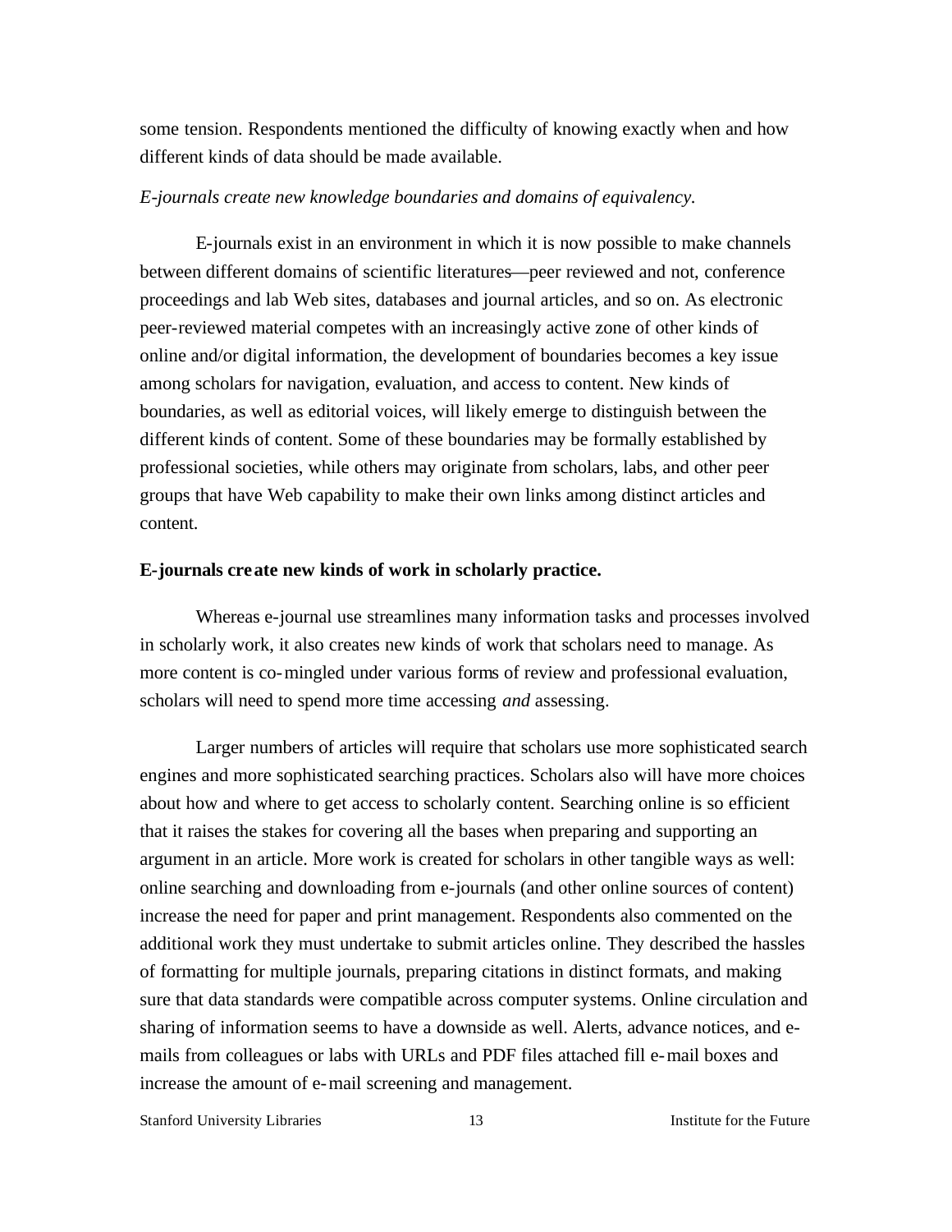some tension. Respondents mentioned the difficulty of knowing exactly when and how different kinds of data should be made available.

*E-journals create new knowledge boundaries and domains of equivalency.*

E-journals exist in an environment in which it is now possible to make channels between different domains of scientific literatures—peer reviewed and not, conference proceedings and lab Web sites, databases and journal articles, and so on. As electronic peer-reviewed material competes with an increasingly active zone of other kinds of online and/or digital information, the development of boundaries becomes a key issue among scholars for navigation, evaluation, and access to content. New kinds of boundaries, as well as editorial voices, will likely emerge to distinguish between the different kinds of content. Some of these boundaries may be formally established by professional societies, while others may originate from scholars, labs, and other peer groups that have Web capability to make their own links among distinct articles and content.

**E-journals create new kinds of work in scholarly practice.**

Whereas e-journal use streamlines many information tasks and processes involved in scholarly work, it also creates new kinds of work that scholars need to manage. As more content is co-mingled under various forms of review and professional evaluation, scholars will need to spend more time accessing *and* assessing.

Larger numbers of articles will require that scholars use more sophisticated search engines and more sophisticated searching practices. Scholars also will have more choices about how and where to get access to scholarly content. Searching online is so efficient that it raises the stakes for covering all the bases when preparing and supporting an argument in an article. More work is created for scholars in other tangible ways as well: online searching and downloading from e-journals (and other online sources of content) increase the need for paper and print management. Respondents also commented on the additional work they must undertake to submit articles online. They described the hassles of formatting for multiple journals, preparing citations in distinct formats, and making sure that data standards were compatible across computer systems. Online circulation and sharing of information seems to have a downside as well. Alerts, advance notices, and e-mails from colleagues or labs with URLs and PDF files attached fill e-mail boxes and increase the amount of e-mail screening and management.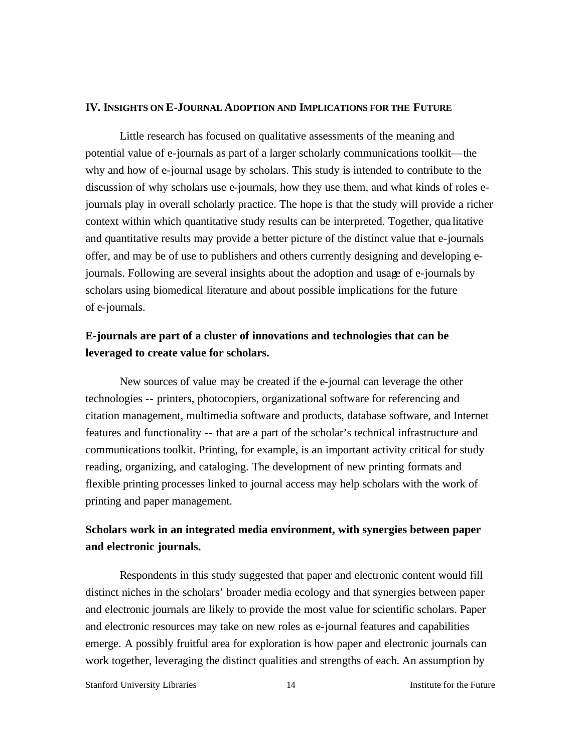## IV. INSIGHTS ON E-JOURNAL ADOPTION AND IMPLICATIONS FOR THE FUTURE

Little research has focused on qualitative assessments of the meaning and potential value of e-journals as part of a larger scholarly communications toolkit—the why and how of e-journal usage by scholars. This study is intended to contribute to the discussion of why scholars use e-journals, how they use them, and what kinds of roles e-journals play in overall scholarly practice. The hope is that the study will provide a richer context within which quantitative study results can be interpreted. Together, qualitative and quantitative results may provide a better picture of the distinct value that e-journals offer, and may be of use to publishers and others currently designing and developing e-journals. Following are several insights about the adoption and usage of e-journals by scholars using biomedical literature and about possible implications for the future of e-journals.

### E-journals are part of a cluster of innovations and technologies that can be leveraged to create value for scholars.

New sources of value may be created if the e-journal can leverage the other technologies -- printers, photocopiers, organizational software for referencing and citation management, multimedia software and products, database software, and Internet features and functionality -- that are a part of the scholar's technical infrastructure and communications toolkit. Printing, for example, is an important activity critical for study reading, organizing, and cataloging. The development of new printing formats and flexible printing processes linked to journal access may help scholars with the work of printing and paper management.

### Scholars work in an integrated media environment, with synergies between paper and electronic journals.

Respondents in this study suggested that paper and electronic content would fill distinct niches in the scholars' broader media ecology and that synergies between paper and electronic journals are likely to provide the most value for scientific scholars. Paper and electronic resources may take on new roles as e-journal features and capabilities emerge. A possibly fruitful area for exploration is how paper and electronic journals can work together, leveraging the distinct qualities and strengths of each. An assumption by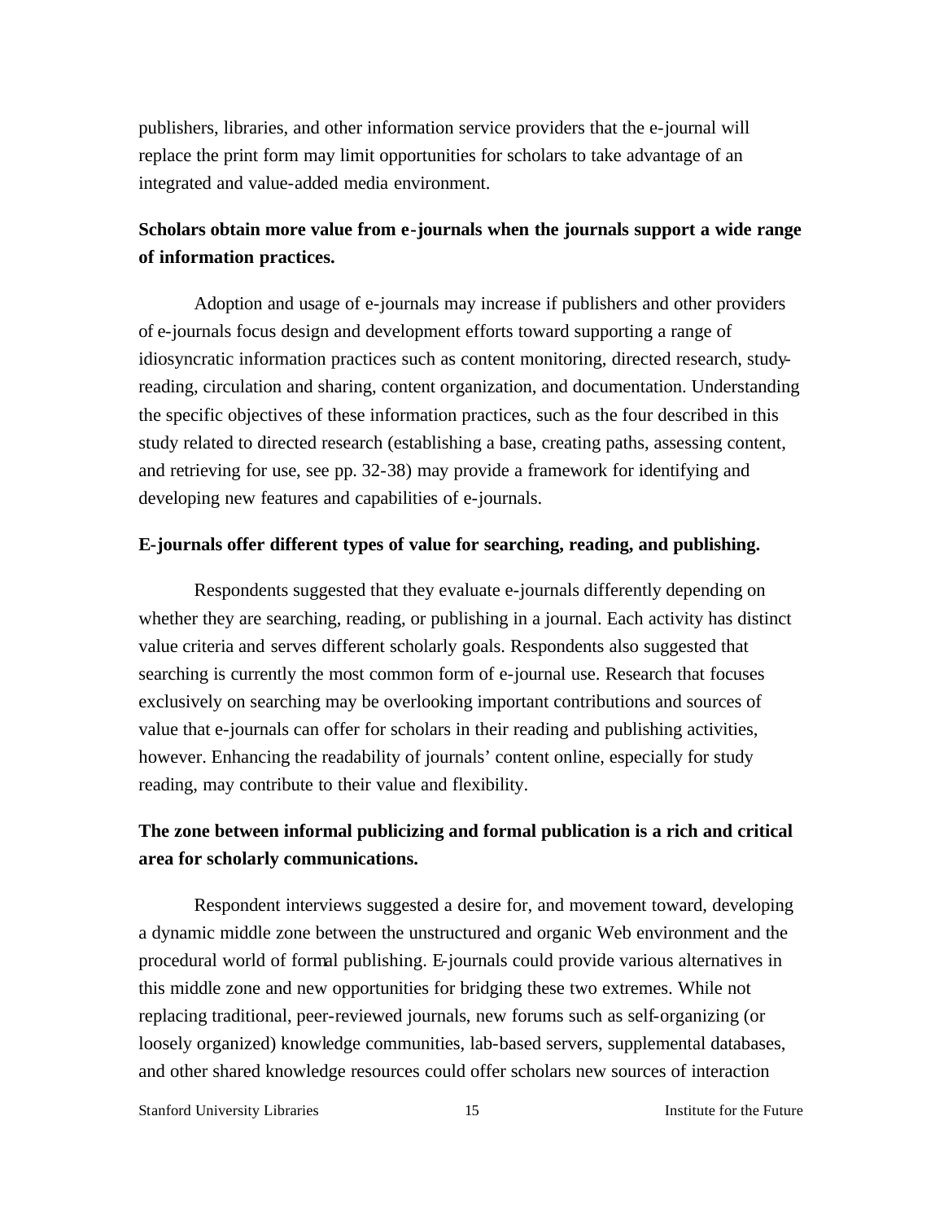publishers, libraries, and other information service providers that the e-journal will replace the print form may limit opportunities for scholars to take advantage of an integrated and value-added media environment.

**Scholars obtain more value from e-journals when the journals support a wide range of information practices.**

Adoption and usage of e-journals may increase if publishers and other providers of e-journals focus design and development efforts toward supporting a range of idiosyncratic information practices such as content monitoring, directed research, study-reading, circulation and sharing, content organization, and documentation. Understanding the specific objectives of these information practices, such as the four described in this study related to directed research (establishing a base, creating paths, assessing content, and retrieving for use, see pp. 32-38) may provide a framework for identifying and developing new features and capabilities of e-journals.

**E-journals offer different types of value for searching, reading, and publishing.**

Respondents suggested that they evaluate e-journals differently depending on whether they are searching, reading, or publishing in a journal. Each activity has distinct value criteria and serves different scholarly goals. Respondents also suggested that searching is currently the most common form of e-journal use. Research that focuses exclusively on searching may be overlooking important contributions and sources of value that e-journals can offer for scholars in their reading and publishing activities, however. Enhancing the readability of journals' content online, especially for study reading, may contribute to their value and flexibility.

**The zone between informal publicizing and formal publication is a rich and critical area for scholarly communications.**

Respondent interviews suggested a desire for, and movement toward, developing a dynamic middle zone between the unstructured and organic Web environment and the procedural world of formal publishing. E-journals could provide various alternatives in this middle zone and new opportunities for bridging these two extremes. While not replacing traditional, peer-reviewed journals, new forums such as self-organizing (or loosely organized) knowledge communities, lab-based servers, supplemental databases, and other shared knowledge resources could offer scholars new sources of interaction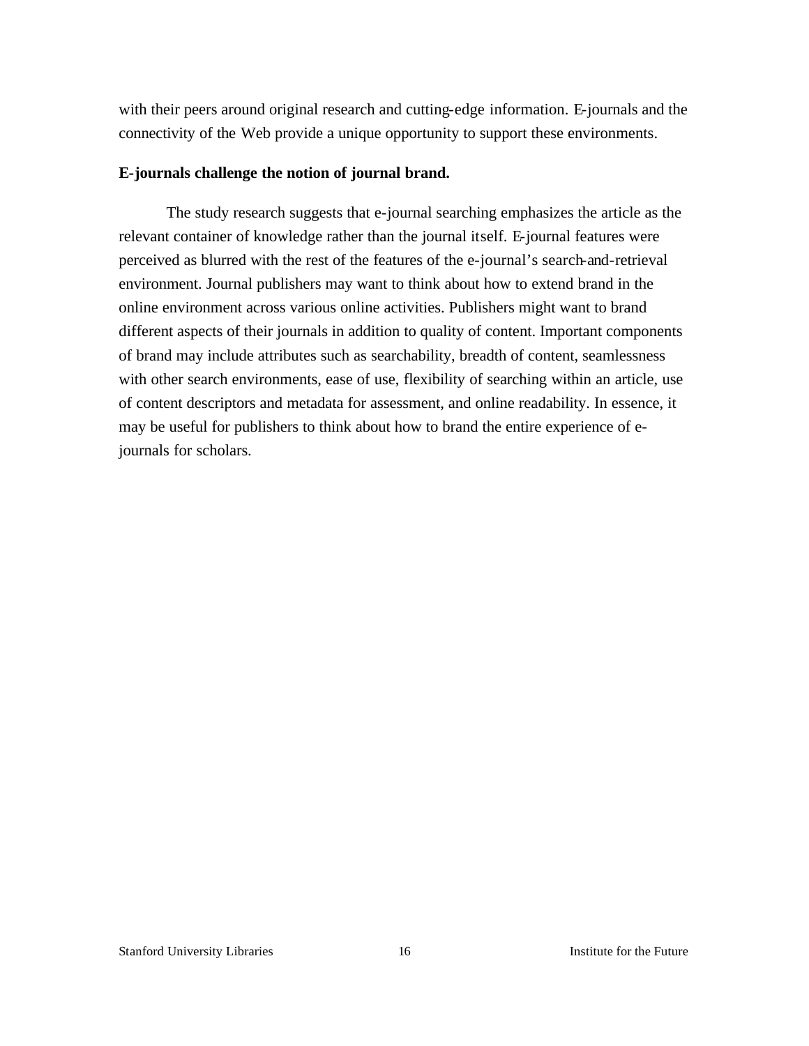with their peers around original research and cutting-edge information. E-journals and the connectivity of the Web provide a unique opportunity to support these environments.

**E-journals challenge the notion of journal brand.**

The study research suggests that e-journal searching emphasizes the article as the relevant container of knowledge rather than the journal itself. E-journal features were perceived as blurred with the rest of the features of the e-journal's search-and-retrieval environment. Journal publishers may want to think about how to extend brand in the online environment across various online activities. Publishers might want to brand different aspects of their journals in addition to quality of content. Important components of brand may include attributes such as searchability, breadth of content, seamlessness with other search environments, ease of use, flexibility of searching within an article, use of content descriptors and metadata for assessment, and online readability. In essence, it may be useful for publishers to think about how to brand the entire experience of e-journals for scholars.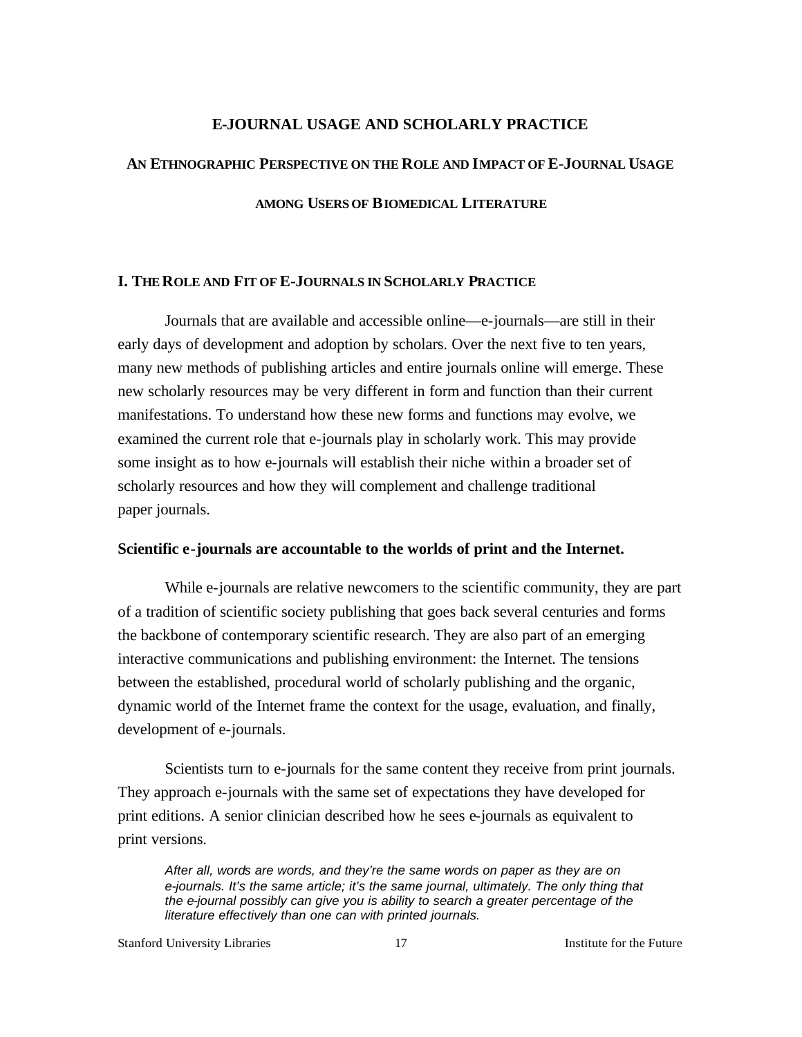# E-JOURNAL USAGE AND SCHOLARLY PRACTICE

## AN ETHNOGRAPHIC PERSPECTIVE ON THE ROLE AND IMPACT OF E-JOURNAL USAGE AMONG USERS OF BIOMEDICAL LITERATURE

## I. THE ROLE AND FIT OF E-JOURNALS IN SCHOLARLY PRACTICE

Journals that are available and accessible online—e-journals—are still in their early days of development and adoption by scholars. Over the next five to ten years, many new methods of publishing articles and entire journals online will emerge. These new scholarly resources may be very different in form and function than their current manifestations. To understand how these new forms and functions may evolve, we examined the current role that e-journals play in scholarly work. This may provide some insight as to how e-journals will establish their niche within a broader set of scholarly resources and how they will complement and challenge traditional paper journals.

### Scientific e-journals are accountable to the worlds of print and the Internet.

While e-journals are relative newcomers to the scientific community, they are part of a tradition of scientific society publishing that goes back several centuries and forms the backbone of contemporary scientific research. They are also part of an emerging interactive communications and publishing environment: the Internet. The tensions between the established, procedural world of scholarly publishing and the organic, dynamic world of the Internet frame the context for the usage, evaluation, and finally, development of e-journals.

Scientists turn to e-journals for the same content they receive from print journals. They approach e-journals with the same set of expectations they have developed for print editions. A senior clinician described how he sees e-journals as equivalent to print versions.

> *After all, words are words, and they're the same words on paper as they are on e-journals. It's the same article; it's the same journal, ultimately. The only thing that the e-journal possibly can give you is ability to search a greater percentage of the literature effectively than one can with printed journals.*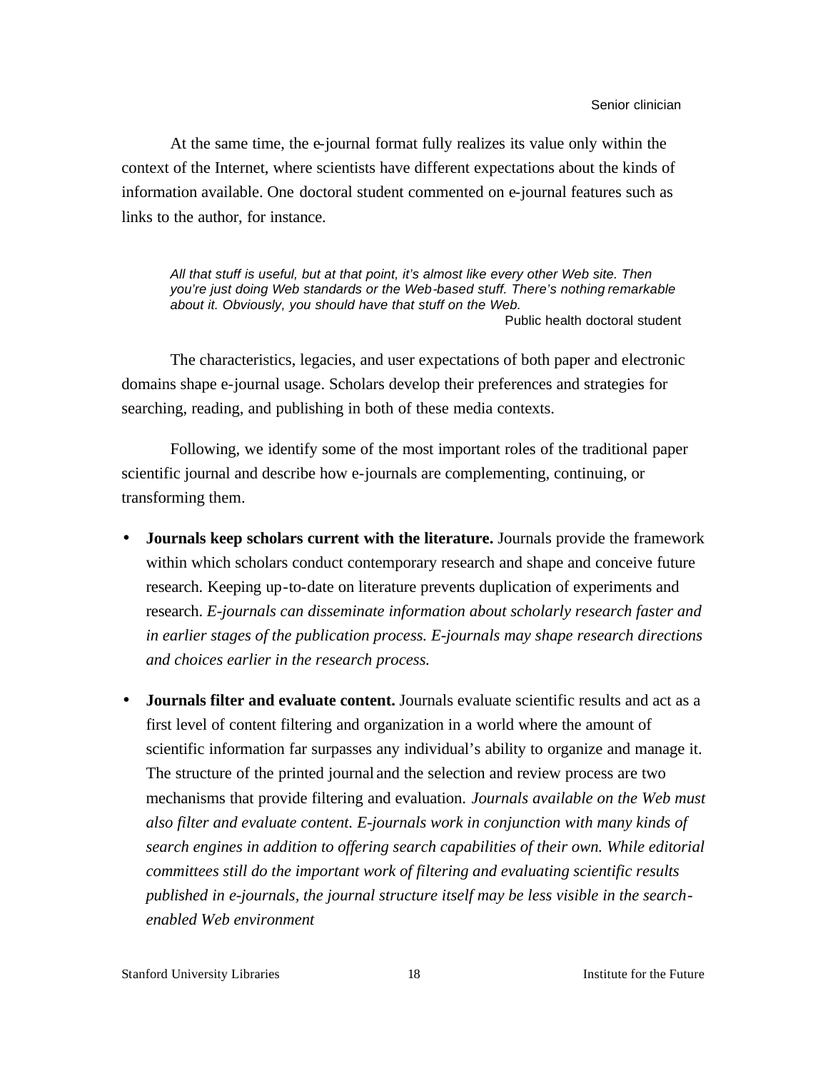Senior clinician

At the same time, the e-journal format fully realizes its value only within the context of the Internet, where scientists have different expectations about the kinds of information available. One doctoral student commented on e-journal features such as links to the author, for instance.

> *All that stuff is useful, but at that point, it's almost like every other Web site. Then you're just doing Web standards or the Web-based stuff. There's nothing remarkable about it. Obviously, you should have that stuff on the Web.*
>
> Public health doctoral student

The characteristics, legacies, and user expectations of both paper and electronic domains shape e-journal usage. Scholars develop their preferences and strategies for searching, reading, and publishing in both of these media contexts.

Following, we identify some of the most important roles of the traditional paper scientific journal and describe how e-journals are complementing, continuing, or transforming them.

- **Journals keep scholars current with the literature.** Journals provide the framework within which scholars conduct contemporary research and shape and conceive future research. Keeping up-to-date on literature prevents duplication of experiments and research. *E-journals can disseminate information about scholarly research faster and in earlier stages of the publication process. E-journals may shape research directions and choices earlier in the research process.*

- **Journals filter and evaluate content.** Journals evaluate scientific results and act as a first level of content filtering and organization in a world where the amount of scientific information far surpasses any individual's ability to organize and manage it. The structure of the printed journal and the selection and review process are two mechanisms that provide filtering and evaluation. *Journals available on the Web must also filter and evaluate content. E-journals work in conjunction with many kinds of search engines in addition to offering search capabilities of their own. While editorial committees still do the important work of filtering and evaluating scientific results published in e-journals, the journal structure itself may be less visible in the search-enabled Web environment*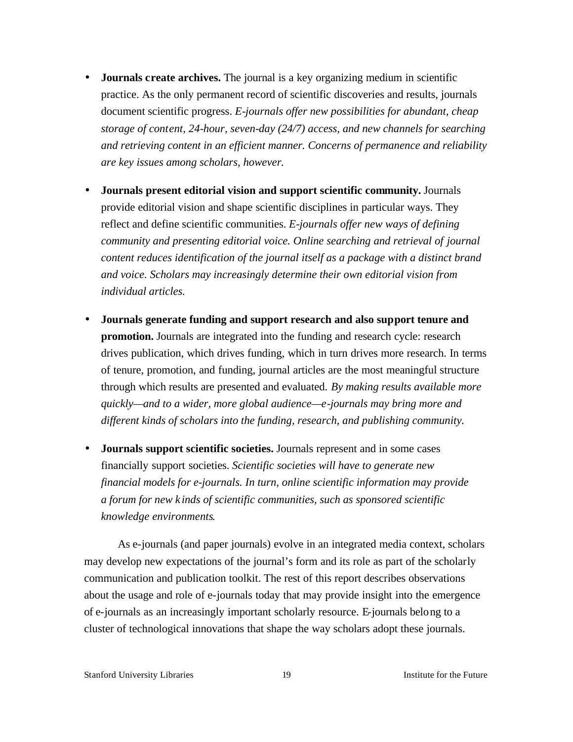- **Journals create archives.** The journal is a key organizing medium in scientific practice. As the only permanent record of scientific discoveries and results, journals document scientific progress. *E-journals offer new possibilities for abundant, cheap storage of content, 24-hour, seven-day (24/7) access, and new channels for searching and retrieving content in an efficient manner. Concerns of permanence and reliability are key issues among scholars, however.*

- **Journals present editorial vision and support scientific community.** Journals provide editorial vision and shape scientific disciplines in particular ways. They reflect and define scientific communities. *E-journals offer new ways of defining community and presenting editorial voice. Online searching and retrieval of journal content reduces identification of the journal itself as a package with a distinct brand and voice. Scholars may increasingly determine their own editorial vision from individual articles.*

- **Journals generate funding and support research and also support tenure and promotion.** Journals are integrated into the funding and research cycle: research drives publication, which drives funding, which in turn drives more research. In terms of tenure, promotion, and funding, journal articles are the most meaningful structure through which results are presented and evaluated. *By making results available more quickly—and to a wider, more global audience—e-journals may bring more and different kinds of scholars into the funding, research, and publishing community.*

- **Journals support scientific societies.** Journals represent and in some cases financially support societies. *Scientific societies will have to generate new financial models for e-journals. In turn, online scientific information may provide a forum for new kinds of scientific communities, such as sponsored scientific knowledge environments.*

As e-journals (and paper journals) evolve in an integrated media context, scholars may develop new expectations of the journal's form and its role as part of the scholarly communication and publication toolkit. The rest of this report describes observations about the usage and role of e-journals today that may provide insight into the emergence of e-journals as an increasingly important scholarly resource. E-journals belong to a cluster of technological innovations that shape the way scholars adopt these journals.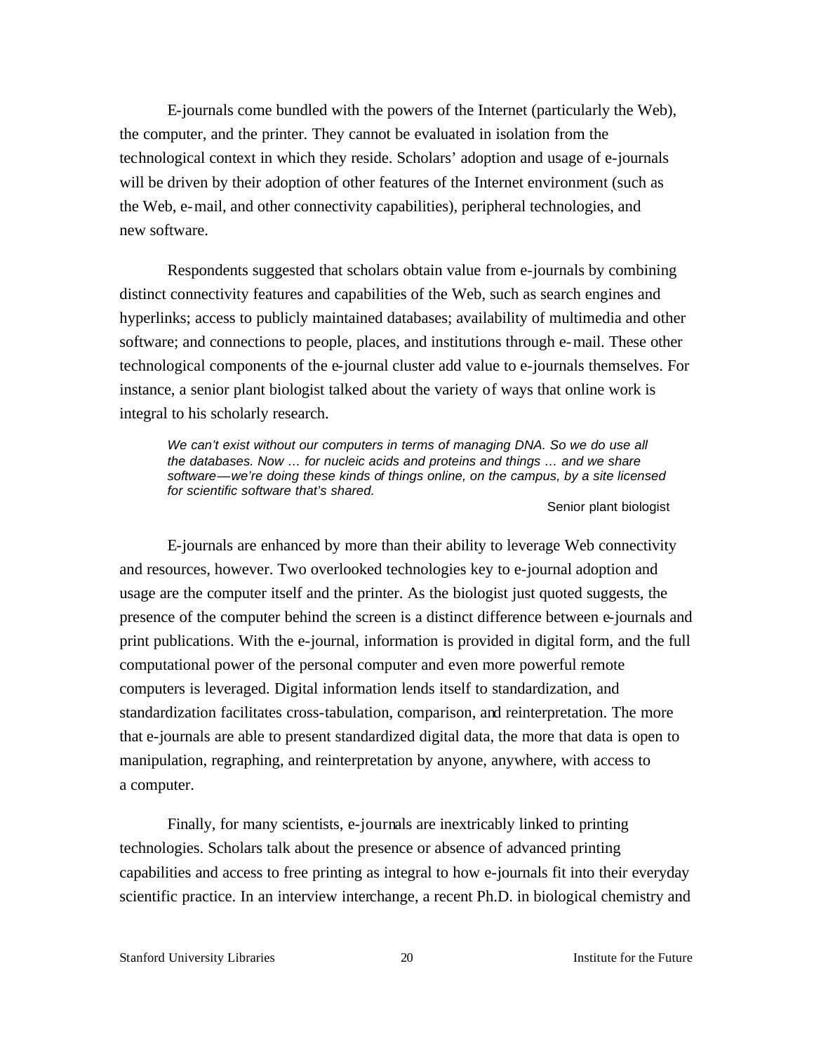E-journals come bundled with the powers of the Internet (particularly the Web), the computer, and the printer. They cannot be evaluated in isolation from the technological context in which they reside. Scholars' adoption and usage of e-journals will be driven by their adoption of other features of the Internet environment (such as the Web, e-mail, and other connectivity capabilities), peripheral technologies, and new software.

Respondents suggested that scholars obtain value from e-journals by combining distinct connectivity features and capabilities of the Web, such as search engines and hyperlinks; access to publicly maintained databases; availability of multimedia and other software; and connections to people, places, and institutions through e-mail. These other technological components of the e-journal cluster add value to e-journals themselves. For instance, a senior plant biologist talked about the variety of ways that online work is integral to his scholarly research.

> *We can't exist without our computers in terms of managing DNA. So we do use all the databases. Now … for nucleic acids and proteins and things … and we share software—we're doing these kinds of things online, on the campus, by a site licensed for scientific software that's shared.*
>
> Senior plant biologist

E-journals are enhanced by more than their ability to leverage Web connectivity and resources, however. Two overlooked technologies key to e-journal adoption and usage are the computer itself and the printer. As the biologist just quoted suggests, the presence of the computer behind the screen is a distinct difference between e-journals and print publications. With the e-journal, information is provided in digital form, and the full computational power of the personal computer and even more powerful remote computers is leveraged. Digital information lends itself to standardization, and standardization facilitates cross-tabulation, comparison, and reinterpretation. The more that e-journals are able to present standardized digital data, the more that data is open to manipulation, regraphing, and reinterpretation by anyone, anywhere, with access to a computer.

Finally, for many scientists, e-journals are inextricably linked to printing technologies. Scholars talk about the presence or absence of advanced printing capabilities and access to free printing as integral to how e-journals fit into their everyday scientific practice. In an interview interchange, a recent Ph.D. in biological chemistry and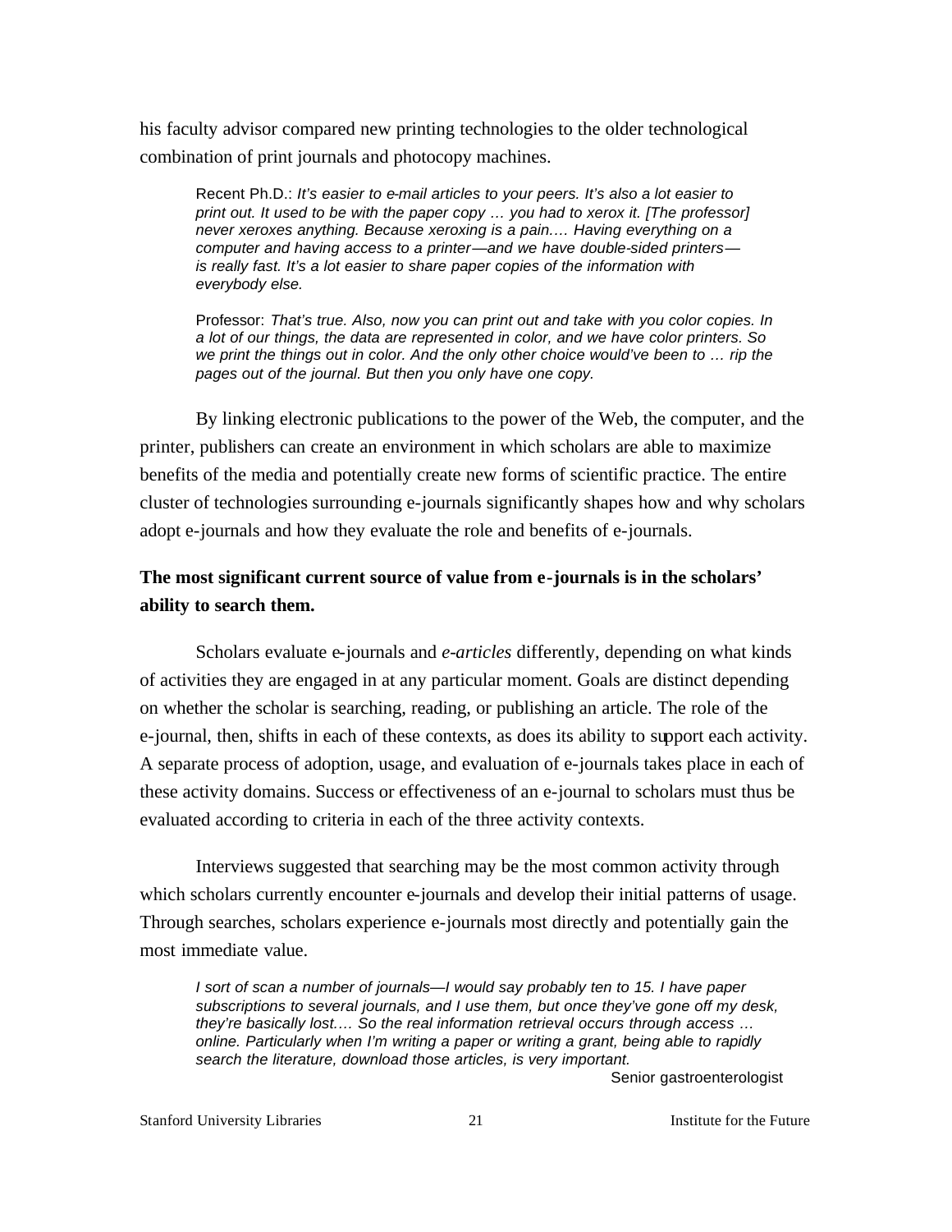his faculty advisor compared new printing technologies to the older technological combination of print journals and photocopy machines.

> Recent Ph.D.: *It's easier to e-mail articles to your peers. It's also a lot easier to print out. It used to be with the paper copy … you had to xerox it. [The professor] never xeroxes anything. Because xeroxing is a pain.… Having everything on a computer and having access to a printer—and we have double-sided printers—is really fast. It's a lot easier to share paper copies of the information with everybody else.*
>
> Professor: *That's true. Also, now you can print out and take with you color copies. In a lot of our things, the data are represented in color, and we have color printers. So we print the things out in color. And the only other choice would've been to … rip the pages out of the journal. But then you only have one copy.*

By linking electronic publications to the power of the Web, the computer, and the printer, publishers can create an environment in which scholars are able to maximize benefits of the media and potentially create new forms of scientific practice. The entire cluster of technologies surrounding e-journals significantly shapes how and why scholars adopt e-journals and how they evaluate the role and benefits of e-journals.

**The most significant current source of value from e-journals is in the scholars' ability to search them.**

Scholars evaluate e-journals and *e-articles* differently, depending on what kinds of activities they are engaged in at any particular moment. Goals are distinct depending on whether the scholar is searching, reading, or publishing an article. The role of the e-journal, then, shifts in each of these contexts, as does its ability to support each activity. A separate process of adoption, usage, and evaluation of e-journals takes place in each of these activity domains. Success or effectiveness of an e-journal to scholars must thus be evaluated according to criteria in each of the three activity contexts.

Interviews suggested that searching may be the most common activity through which scholars currently encounter e-journals and develop their initial patterns of usage. Through searches, scholars experience e-journals most directly and potentially gain the most immediate value.

> *I sort of scan a number of journals—I would say probably ten to 15. I have paper subscriptions to several journals, and I use them, but once they've gone off my desk, they're basically lost.… So the real information retrieval occurs through access … online. Particularly when I'm writing a paper or writing a grant, being able to rapidly search the literature, download those articles, is very important.*
>
> Senior gastroenterologist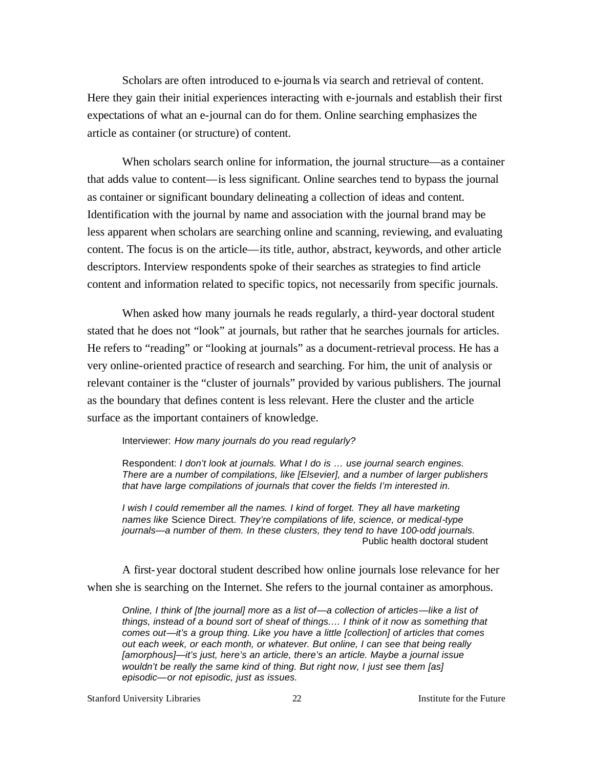Scholars are often introduced to e-journals via search and retrieval of content. Here they gain their initial experiences interacting with e-journals and establish their first expectations of what an e-journal can do for them. Online searching emphasizes the article as container (or structure) of content.

When scholars search online for information, the journal structure—as a container that adds value to content—is less significant. Online searches tend to bypass the journal as container or significant boundary delineating a collection of ideas and content. Identification with the journal by name and association with the journal brand may be less apparent when scholars are searching online and scanning, reviewing, and evaluating content. The focus is on the article—its title, author, abstract, keywords, and other article descriptors. Interview respondents spoke of their searches as strategies to find article content and information related to specific topics, not necessarily from specific journals.

When asked how many journals he reads regularly, a third-year doctoral student stated that he does not "look" at journals, but rather that he searches journals for articles. He refers to "reading" or "looking at journals" as a document-retrieval process. He has a very online-oriented practice of research and searching. For him, the unit of analysis or relevant container is the "cluster of journals" provided by various publishers. The journal as the boundary that defines content is less relevant. Here the cluster and the article surface as the important containers of knowledge.

> Interviewer: *How many journals do you read regularly?*
>
> Respondent: *I don't look at journals. What I do is … use journal search engines. There are a number of compilations, like [Elsevier], and a number of larger publishers that have large compilations of journals that cover the fields I'm interested in.*
>
> *I wish I could remember all the names. I kind of forget. They all have marketing names like* Science Direct. *They're compilations of life, science, or medical-type journals—a number of them. In these clusters, they tend to have 100-odd journals.*
>
> Public health doctoral student

A first-year doctoral student described how online journals lose relevance for her when she is searching on the Internet. She refers to the journal container as amorphous.

> *Online, I think of [the journal] more as a list of—a collection of articles—like a list of things, instead of a bound sort of sheaf of things.… I think of it now as something that comes out—it's a group thing. Like you have a little [collection] of articles that comes out each week, or each month, or whatever. But online, I can see that being really [amorphous]—it's just, here's an article, there's an article. Maybe a journal issue wouldn't be really the same kind of thing. But right now, I just see them [as] episodic—or not episodic, just as issues.*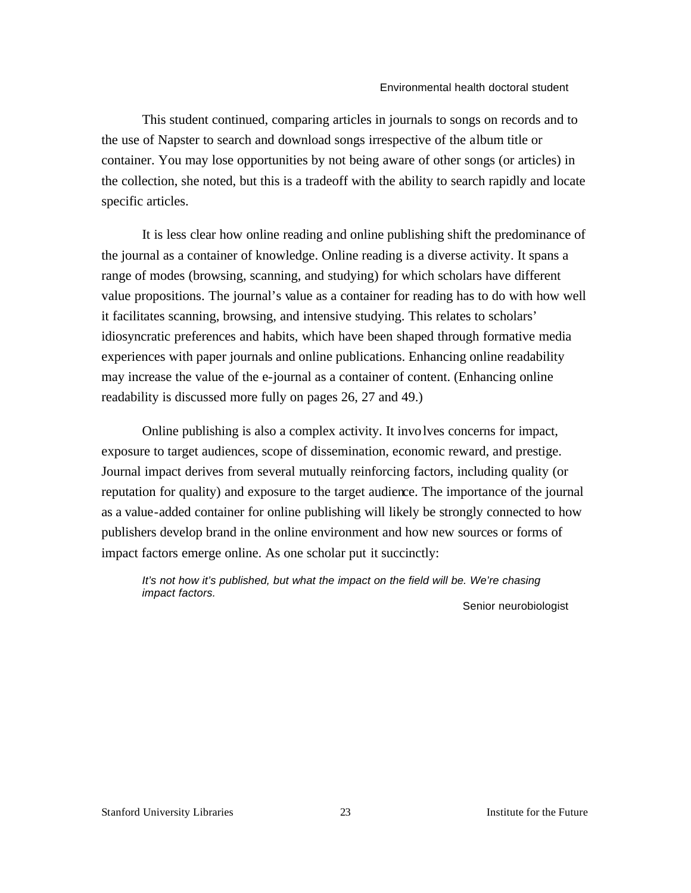Environmental health doctoral student

This student continued, comparing articles in journals to songs on records and to the use of Napster to search and download songs irrespective of the album title or container. You may lose opportunities by not being aware of other songs (or articles) in the collection, she noted, but this is a tradeoff with the ability to search rapidly and locate specific articles.

It is less clear how online reading and online publishing shift the predominance of the journal as a container of knowledge. Online reading is a diverse activity. It spans a range of modes (browsing, scanning, and studying) for which scholars have different value propositions. The journal's value as a container for reading has to do with how well it facilitates scanning, browsing, and intensive studying. This relates to scholars' idiosyncratic preferences and habits, which have been shaped through formative media experiences with paper journals and online publications. Enhancing online readability may increase the value of the e-journal as a container of content. (Enhancing online readability is discussed more fully on pages 26, 27 and 49.)

Online publishing is also a complex activity. It involves concerns for impact, exposure to target audiences, scope of dissemination, economic reward, and prestige. Journal impact derives from several mutually reinforcing factors, including quality (or reputation for quality) and exposure to the target audience. The importance of the journal as a value-added container for online publishing will likely be strongly connected to how publishers develop brand in the online environment and how new sources or forms of impact factors emerge online. As one scholar put it succinctly:

> *It's not how it's published, but what the impact on the field will be. We're chasing impact factors.*
>
> Senior neurobiologist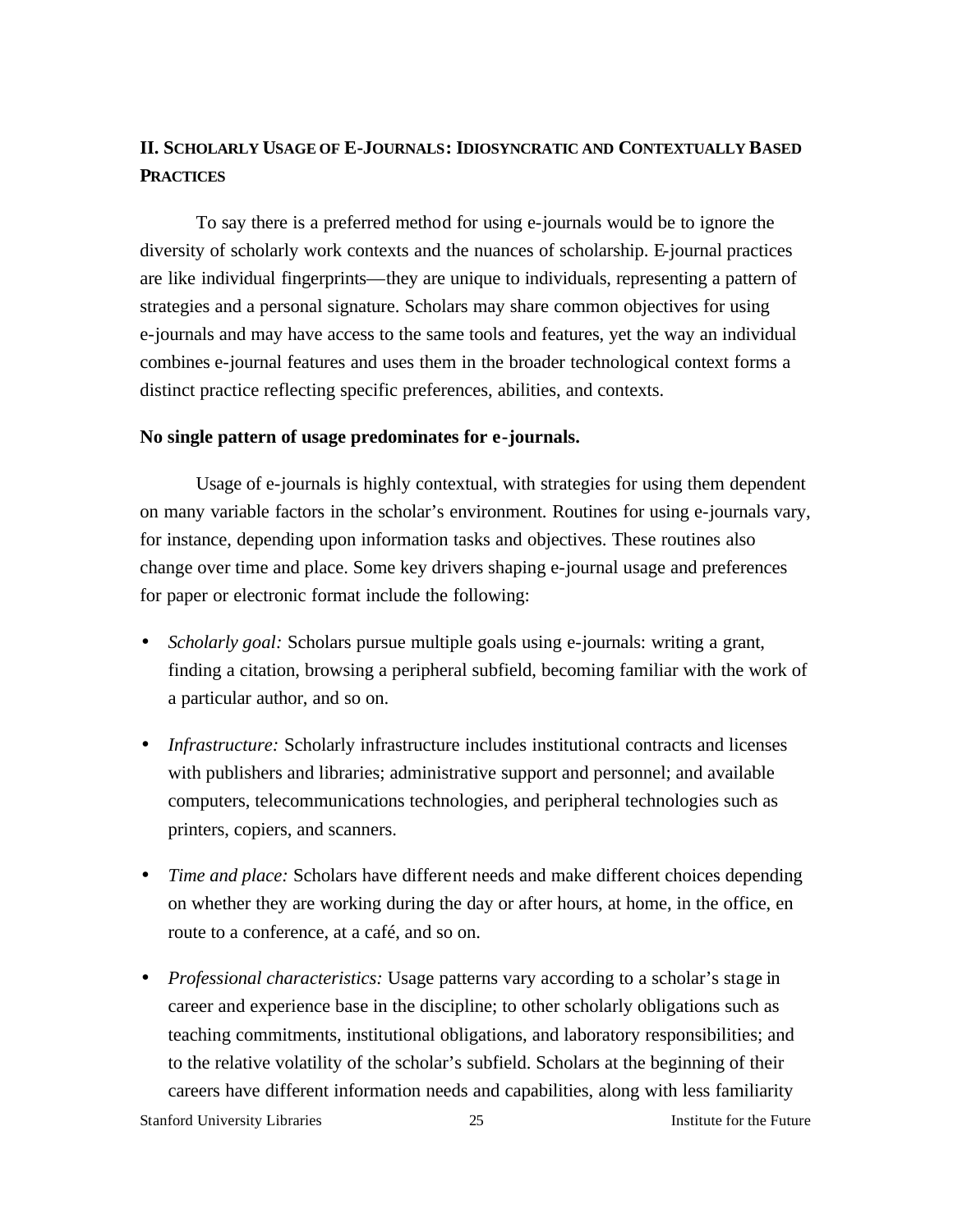## II. Scholarly Usage of E-Journals: Idiosyncratic and Contextually Based Practices

To say there is a preferred method for using e-journals would be to ignore the diversity of scholarly work contexts and the nuances of scholarship. E-journal practices are like individual fingerprints—they are unique to individuals, representing a pattern of strategies and a personal signature. Scholars may share common objectives for using e-journals and may have access to the same tools and features, yet the way an individual combines e-journal features and uses them in the broader technological context forms a distinct practice reflecting specific preferences, abilities, and contexts.

**No single pattern of usage predominates for e-journals.**

Usage of e-journals is highly contextual, with strategies for using them dependent on many variable factors in the scholar's environment. Routines for using e-journals vary, for instance, depending upon information tasks and objectives. These routines also change over time and place. Some key drivers shaping e-journal usage and preferences for paper or electronic format include the following:

- *Scholarly goal:* Scholars pursue multiple goals using e-journals: writing a grant, finding a citation, browsing a peripheral subfield, becoming familiar with the work of a particular author, and so on.
- *Infrastructure:* Scholarly infrastructure includes institutional contracts and licenses with publishers and libraries; administrative support and personnel; and available computers, telecommunications technologies, and peripheral technologies such as printers, copiers, and scanners.
- *Time and place:* Scholars have different needs and make different choices depending on whether they are working during the day or after hours, at home, in the office, en route to a conference, at a café, and so on.
- *Professional characteristics:* Usage patterns vary according to a scholar's stage in career and experience base in the discipline; to other scholarly obligations such as teaching commitments, institutional obligations, and laboratory responsibilities; and to the relative volatility of the scholar's subfield. Scholars at the beginning of their careers have different information needs and capabilities, along with less familiarity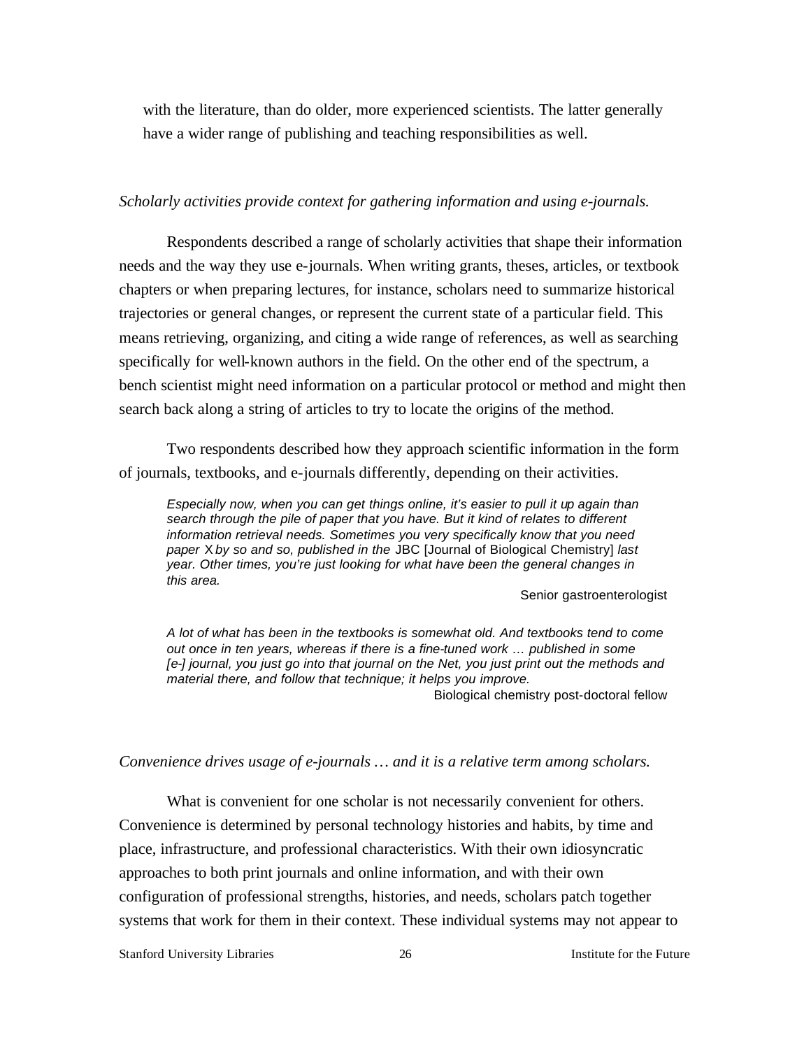with the literature, than do older, more experienced scientists. The latter generally have a wider range of publishing and teaching responsibilities as well.

*Scholarly activities provide context for gathering information and using e-journals.*

Respondents described a range of scholarly activities that shape their information needs and the way they use e-journals. When writing grants, theses, articles, or textbook chapters or when preparing lectures, for instance, scholars need to summarize historical trajectories or general changes, or represent the current state of a particular field. This means retrieving, organizing, and citing a wide range of references, as well as searching specifically for well-known authors in the field. On the other end of the spectrum, a bench scientist might need information on a particular protocol or method and might then search back along a string of articles to try to locate the origins of the method.

Two respondents described how they approach scientific information in the form of journals, textbooks, and e-journals differently, depending on their activities.

> *Especially now, when you can get things online, it's easier to pull it up again than search through the pile of paper that you have. But it kind of relates to different information retrieval needs. Sometimes you very specifically know that you need paper* X *by so and so, published in the* JBC [Journal of Biological Chemistry] *last year. Other times, you're just looking for what have been the general changes in this area.*
>
> Senior gastroenterologist

> *A lot of what has been in the textbooks is somewhat old. And textbooks tend to come out once in ten years, whereas if there is a fine-tuned work … published in some [e-] journal, you just go into that journal on the Net, you just print out the methods and material there, and follow that technique; it helps you improve.*
>
> Biological chemistry post-doctoral fellow

*Convenience drives usage of e-journals … and it is a relative term among scholars.*

What is convenient for one scholar is not necessarily convenient for others. Convenience is determined by personal technology histories and habits, by time and place, infrastructure, and professional characteristics. With their own idiosyncratic approaches to both print journals and online information, and with their own configuration of professional strengths, histories, and needs, scholars patch together systems that work for them in their context. These individual systems may not appear to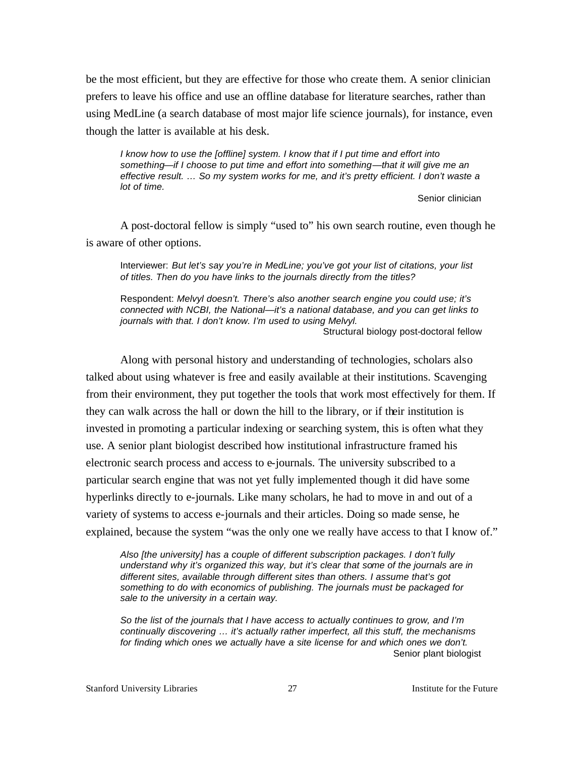be the most efficient, but they are effective for those who create them. A senior clinician prefers to leave his office and use an offline database for literature searches, rather than using MedLine (a search database of most major life science journals), for instance, even though the latter is available at his desk.

> *I know how to use the [offline] system. I know that if I put time and effort into something—if I choose to put time and effort into something—that it will give me an effective result. … So my system works for me, and it's pretty efficient. I don't waste a lot of time.*
>
> Senior clinician

A post-doctoral fellow is simply "used to" his own search routine, even though he is aware of other options.

> Interviewer: *But let's say you're in MedLine; you've got your list of citations, your list of titles. Then do you have links to the journals directly from the titles?*
>
> Respondent: *Melvyl doesn't. There's also another search engine you could use; it's connected with NCBI, the National—it's a national database, and you can get links to journals with that. I don't know. I'm used to using Melvyl.*
>
> Structural biology post-doctoral fellow

Along with personal history and understanding of technologies, scholars also talked about using whatever is free and easily available at their institutions. Scavenging from their environment, they put together the tools that work most effectively for them. If they can walk across the hall or down the hill to the library, or if their institution is invested in promoting a particular indexing or searching system, this is often what they use. A senior plant biologist described how institutional infrastructure framed his electronic search process and access to e-journals. The university subscribed to a particular search engine that was not yet fully implemented though it did have some hyperlinks directly to e-journals. Like many scholars, he had to move in and out of a variety of systems to access e-journals and their articles. Doing so made sense, he explained, because the system "was the only one we really have access to that I know of."

> *Also [the university] has a couple of different subscription packages. I don't fully understand why it's organized this way, but it's clear that some of the journals are in different sites, available through different sites than others. I assume that's got something to do with economics of publishing. The journals must be packaged for sale to the university in a certain way.*
>
> *So the list of the journals that I have access to actually continues to grow, and I'm continually discovering … it's actually rather imperfect, all this stuff, the mechanisms for finding which ones we actually have a site license for and which ones we don't.*
>
> Senior plant biologist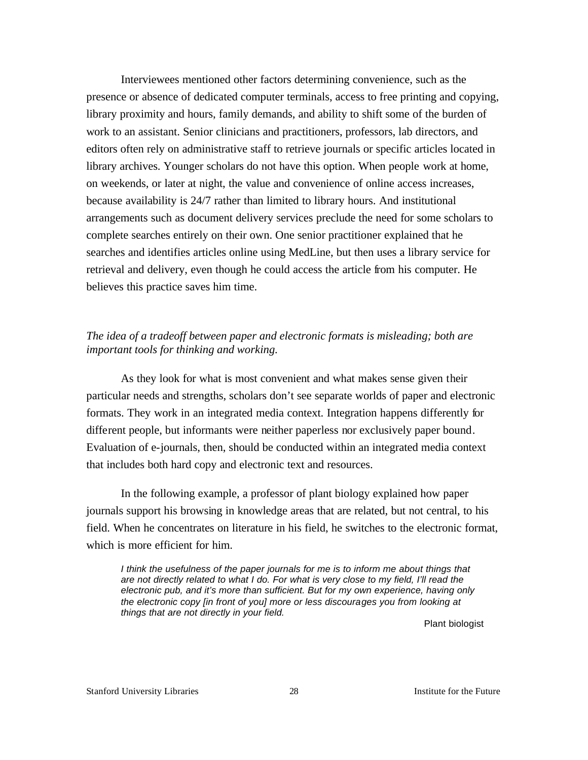Interviewees mentioned other factors determining convenience, such as the presence or absence of dedicated computer terminals, access to free printing and copying, library proximity and hours, family demands, and ability to shift some of the burden of work to an assistant. Senior clinicians and practitioners, professors, lab directors, and editors often rely on administrative staff to retrieve journals or specific articles located in library archives. Younger scholars do not have this option. When people work at home, on weekends, or later at night, the value and convenience of online access increases, because availability is 24/7 rather than limited to library hours. And institutional arrangements such as document delivery services preclude the need for some scholars to complete searches entirely on their own. One senior practitioner explained that he searches and identifies articles online using MedLine, but then uses a library service for retrieval and delivery, even though he could access the article from his computer. He believes this practice saves him time.

*The idea of a tradeoff between paper and electronic formats is misleading; both are important tools for thinking and working.*

As they look for what is most convenient and what makes sense given their particular needs and strengths, scholars don't see separate worlds of paper and electronic formats. They work in an integrated media context. Integration happens differently for different people, but informants were neither paperless nor exclusively paper bound. Evaluation of e-journals, then, should be conducted within an integrated media context that includes both hard copy and electronic text and resources.

In the following example, a professor of plant biology explained how paper journals support his browsing in knowledge areas that are related, but not central, to his field. When he concentrates on literature in his field, he switches to the electronic format, which is more efficient for him.

> *I think the usefulness of the paper journals for me is to inform me about things that are not directly related to what I do. For what is very close to my field, I'll read the electronic pub, and it's more than sufficient. But for my own experience, having only the electronic copy [in front of you] more or less discourages you from looking at things that are not directly in your field.*
>
> Plant biologist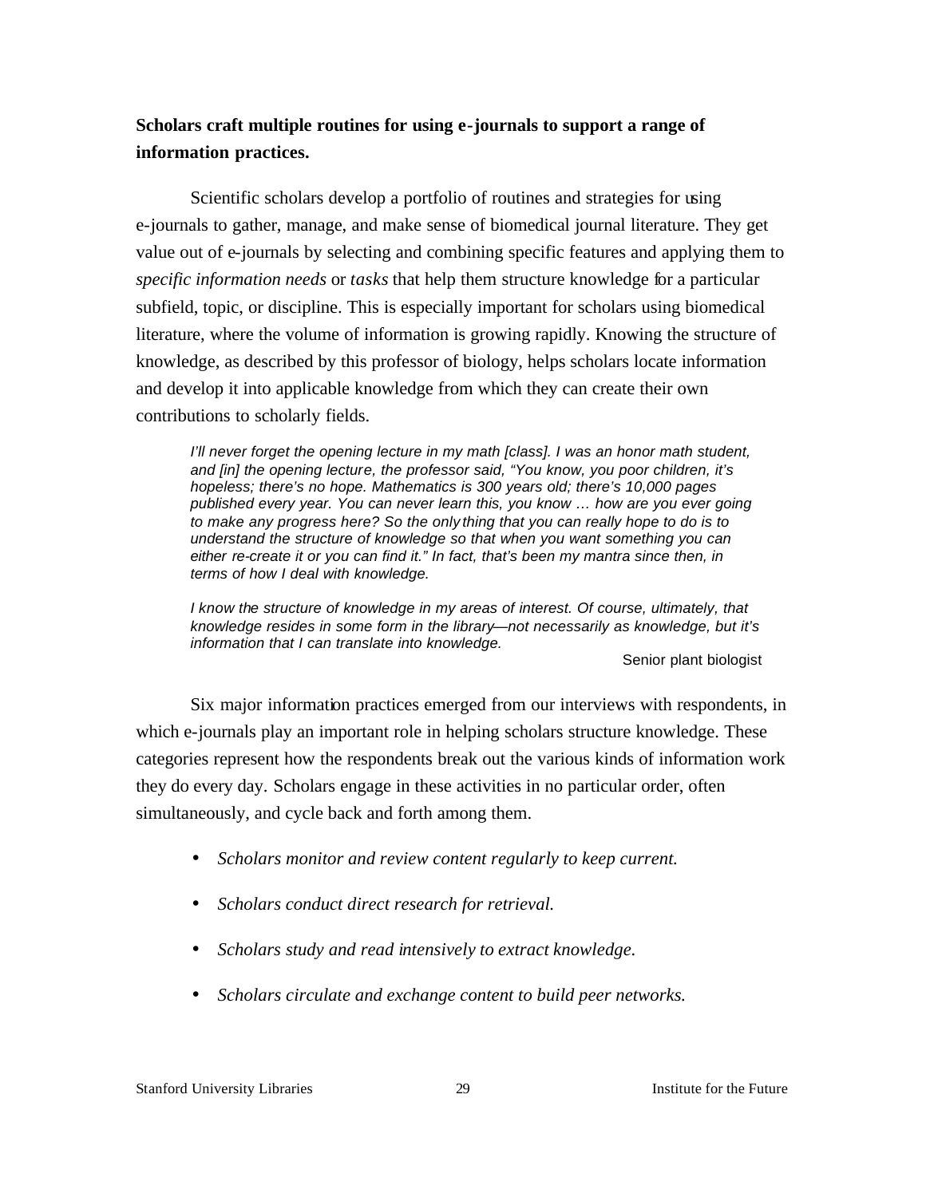**Scholars craft multiple routines for using e-journals to support a range of information practices.**

Scientific scholars develop a portfolio of routines and strategies for using e-journals to gather, manage, and make sense of biomedical journal literature. They get value out of e-journals by selecting and combining specific features and applying them to *specific information needs* or *tasks* that help them structure knowledge for a particular subfield, topic, or discipline. This is especially important for scholars using biomedical literature, where the volume of information is growing rapidly. Knowing the structure of knowledge, as described by this professor of biology, helps scholars locate information and develop it into applicable knowledge from which they can create their own contributions to scholarly fields.

> *I'll never forget the opening lecture in my math [class]. I was an honor math student, and [in] the opening lecture, the professor said, "You know, you poor children, it's hopeless; there's no hope. Mathematics is 300 years old; there's 10,000 pages published every year. You can never learn this, you know … how are you ever going to make any progress here? So the only thing that you can really hope to do is to understand the structure of knowledge so that when you want something you can either re-create it or you can find it." In fact, that's been my mantra since then, in terms of how I deal with knowledge.*
>
> *I know the structure of knowledge in my areas of interest. Of course, ultimately, that knowledge resides in some form in the library—not necessarily as knowledge, but it's information that I can translate into knowledge.*
>
> Senior plant biologist

Six major information practices emerged from our interviews with respondents, in which e-journals play an important role in helping scholars structure knowledge. These categories represent how the respondents break out the various kinds of information work they do every day. Scholars engage in these activities in no particular order, often simultaneously, and cycle back and forth among them.

- *Scholars monitor and review content regularly to keep current.*
- *Scholars conduct direct research for retrieval.*
- *Scholars study and read intensively to extract knowledge.*
- *Scholars circulate and exchange content to build peer networks.*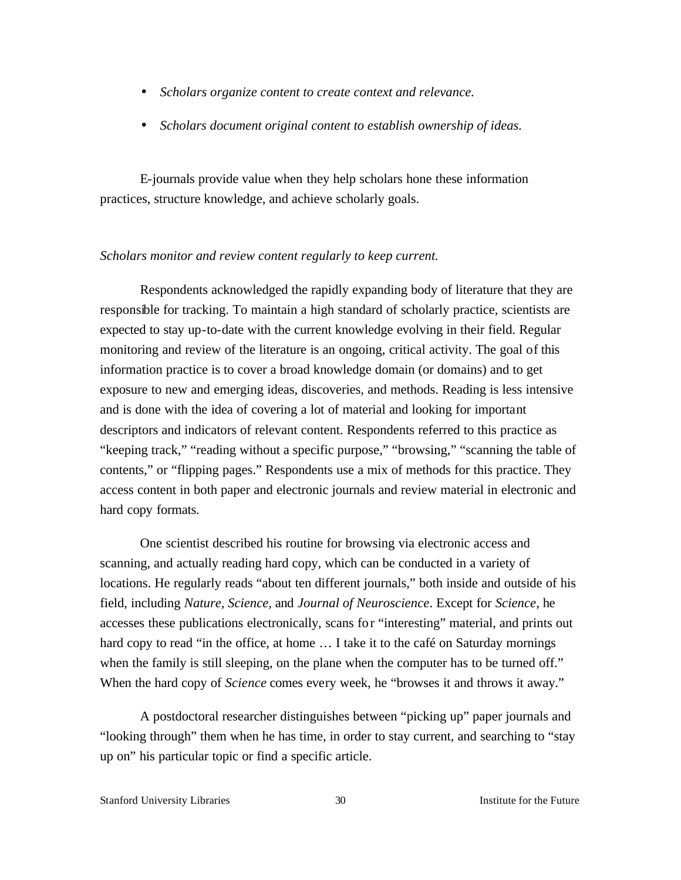- *Scholars organize content to create context and relevance.*
- *Scholars document original content to establish ownership of ideas.*

E-journals provide value when they help scholars hone these information practices, structure knowledge, and achieve scholarly goals.

*Scholars monitor and review content regularly to keep current.*

Respondents acknowledged the rapidly expanding body of literature that they are responsible for tracking. To maintain a high standard of scholarly practice, scientists are expected to stay up-to-date with the current knowledge evolving in their field. Regular monitoring and review of the literature is an ongoing, critical activity. The goal of this information practice is to cover a broad knowledge domain (or domains) and to get exposure to new and emerging ideas, discoveries, and methods. Reading is less intensive and is done with the idea of covering a lot of material and looking for important descriptors and indicators of relevant content. Respondents referred to this practice as "keeping track," "reading without a specific purpose," "browsing," "scanning the table of contents," or "flipping pages." Respondents use a mix of methods for this practice. They access content in both paper and electronic journals and review material in electronic and hard copy formats.

One scientist described his routine for browsing via electronic access and scanning, and actually reading hard copy, which can be conducted in a variety of locations. He regularly reads "about ten different journals," both inside and outside of his field, including *Nature, Science*, and *Journal of Neuroscience*. Except for *Science*, he accesses these publications electronically, scans for "interesting" material, and prints out hard copy to read "in the office, at home … I take it to the café on Saturday mornings when the family is still sleeping, on the plane when the computer has to be turned off." When the hard copy of *Science* comes every week, he "browses it and throws it away."

A postdoctoral researcher distinguishes between "picking up" paper journals and "looking through" them when he has time, in order to stay current, and searching to "stay up on" his particular topic or find a specific article.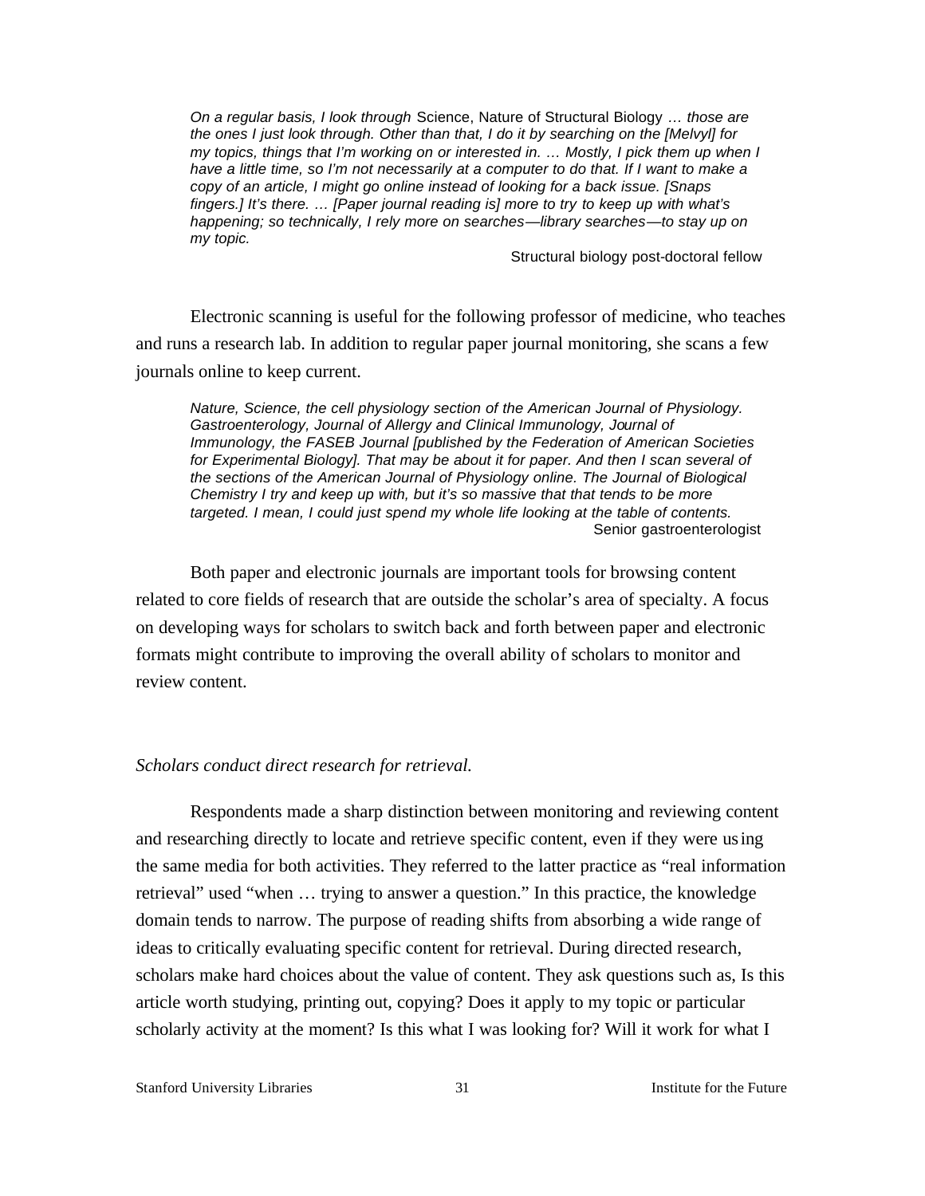*On a regular basis, I look through* Science, Nature of Structural Biology *… those are the ones I just look through. Other than that, I do it by searching on the [Melvyl] for my topics, things that I'm working on or interested in. … Mostly, I pick them up when I have a little time, so I'm not necessarily at a computer to do that. If I want to make a copy of an article, I might go online instead of looking for a back issue. [Snaps fingers.] It's there. … [Paper journal reading is] more to try to keep up with what's happening; so technically, I rely more on searches—library searches—to stay up on my topic.*

Structural biology post-doctoral fellow

Electronic scanning is useful for the following professor of medicine, who teaches and runs a research lab. In addition to regular paper journal monitoring, she scans a few journals online to keep current.

*Nature, Science, the cell physiology section of the American Journal of Physiology. Gastroenterology, Journal of Allergy and Clinical Immunology, Journal of Immunology, the FASEB Journal [published by the Federation of American Societies for Experimental Biology]. That may be about it for paper. And then I scan several of the sections of the American Journal of Physiology online. The Journal of Biological Chemistry I try and keep up with, but it's so massive that that tends to be more targeted. I mean, I could just spend my whole life looking at the table of contents.*

Senior gastroenterologist

Both paper and electronic journals are important tools for browsing content related to core fields of research that are outside the scholar's area of specialty. A focus on developing ways for scholars to switch back and forth between paper and electronic formats might contribute to improving the overall ability of scholars to monitor and review content.

*Scholars conduct direct research for retrieval.*

Respondents made a sharp distinction between monitoring and reviewing content and researching directly to locate and retrieve specific content, even if they were using the same media for both activities. They referred to the latter practice as "real information retrieval" used "when … trying to answer a question." In this practice, the knowledge domain tends to narrow. The purpose of reading shifts from absorbing a wide range of ideas to critically evaluating specific content for retrieval. During directed research, scholars make hard choices about the value of content. They ask questions such as, Is this article worth studying, printing out, copying? Does it apply to my topic or particular scholarly activity at the moment? Is this what I was looking for? Will it work for what I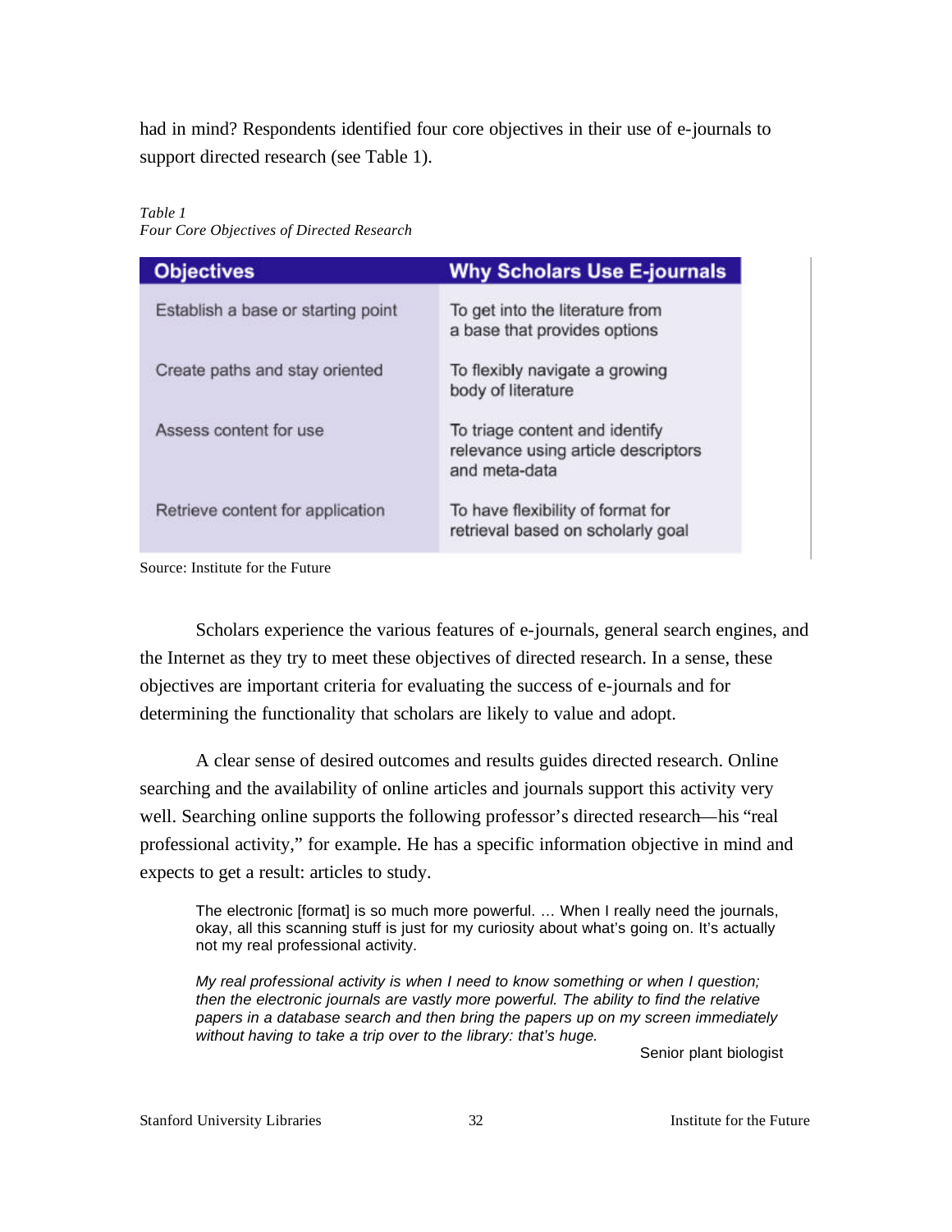had in mind? Respondents identified four core objectives in their use of e-journals to support directed research (see Table 1).

*Table 1*
*Four Core Objectives of Directed Research*

| Objectives | Why Scholars Use E-journals |
| --- | --- |
| Establish a base or starting point | To get into the literature from a base that provides options |
| Create paths and stay oriented | To flexibly navigate a growing body of literature |
| Assess content for use | To triage content and identify relevance using article descriptors and meta-data |
| Retrieve content for application | To have flexibility of format for retrieval based on scholarly goal |

Source: Institute for the Future

Scholars experience the various features of e-journals, general search engines, and the Internet as they try to meet these objectives of directed research. In a sense, these objectives are important criteria for evaluating the success of e-journals and for determining the functionality that scholars are likely to value and adopt.

A clear sense of desired outcomes and results guides directed research. Online searching and the availability of online articles and journals support this activity very well. Searching online supports the following professor's directed research—his "real professional activity," for example. He has a specific information objective in mind and expects to get a result: articles to study.

> The electronic [format] is so much more powerful. … When I really need the journals, okay, all this scanning stuff is just for my curiosity about what's going on. It's actually not my real professional activity.
>
> *My real professional activity is when I need to know something or when I question; then the electronic journals are vastly more powerful. The ability to find the relative papers in a database search and then bring the papers up on my screen immediately without having to take a trip over to the library: that's huge.*
>
> Senior plant biologist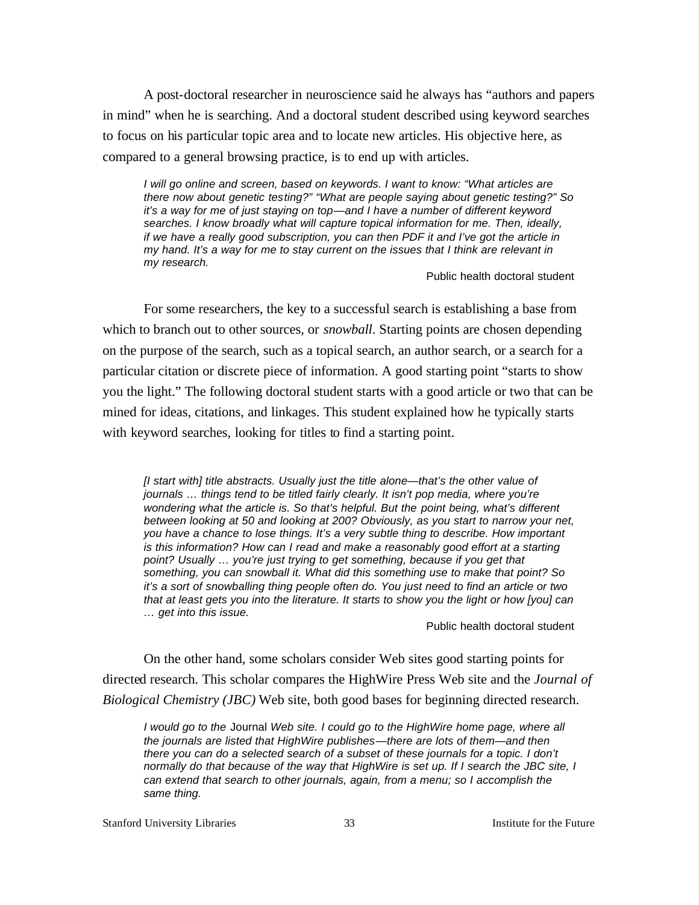A post-doctoral researcher in neuroscience said he always has "authors and papers in mind" when he is searching. And a doctoral student described using keyword searches to focus on his particular topic area and to locate new articles. His objective here, as compared to a general browsing practice, is to end up with articles.

> *I will go online and screen, based on keywords. I want to know: "What articles are there now about genetic testing?" "What are people saying about genetic testing?" So it's a way for me of just staying on top—and I have a number of different keyword searches. I know broadly what will capture topical information for me. Then, ideally, if we have a really good subscription, you can then PDF it and I've got the article in my hand. It's a way for me to stay current on the issues that I think are relevant in my research.*
>
> Public health doctoral student

For some researchers, the key to a successful search is establishing a base from which to branch out to other sources, or *snowball*. Starting points are chosen depending on the purpose of the search, such as a topical search, an author search, or a search for a particular citation or discrete piece of information. A good starting point "starts to show you the light." The following doctoral student starts with a good article or two that can be mined for ideas, citations, and linkages. This student explained how he typically starts with keyword searches, looking for titles to find a starting point.

> *[I start with] title abstracts. Usually just the title alone—that's the other value of journals … things tend to be titled fairly clearly. It isn't pop media, where you're wondering what the article is. So that's helpful. But the point being, what's different between looking at 50 and looking at 200? Obviously, as you start to narrow your net, you have a chance to lose things. It's a very subtle thing to describe. How important is this information? How can I read and make a reasonably good effort at a starting point? Usually … you're just trying to get something, because if you get that something, you can snowball it. What did this something use to make that point? So it's a sort of snowballing thing people often do. You just need to find an article or two that at least gets you into the literature. It starts to show you the light or how [you] can … get into this issue.*
>
> Public health doctoral student

On the other hand, some scholars consider Web sites good starting points for directed research. This scholar compares the HighWire Press Web site and the *Journal of Biological Chemistry (JBC)* Web site, both good bases for beginning directed research.

> *I would go to the* Journal *Web site. I could go to the HighWire home page, where all the journals are listed that HighWire publishes—there are lots of them—and then there you can do a selected search of a subset of these journals for a topic. I don't normally do that because of the way that HighWire is set up. If I search the JBC site, I can extend that search to other journals, again, from a menu; so I accomplish the same thing.*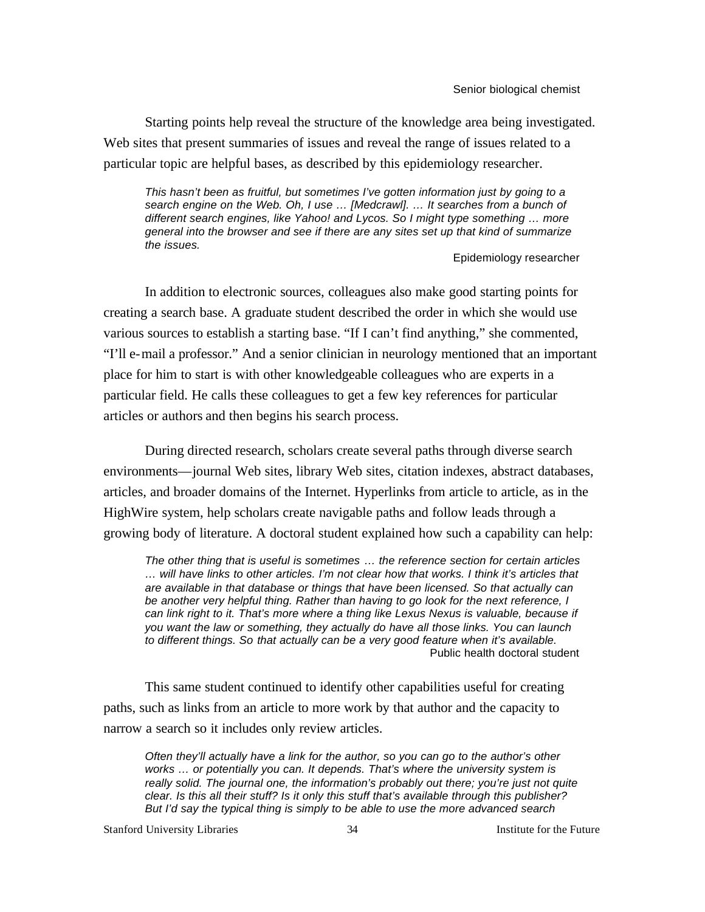Senior biological chemist

Starting points help reveal the structure of the knowledge area being investigated. Web sites that present summaries of issues and reveal the range of issues related to a particular topic are helpful bases, as described by this epidemiology researcher.

> *This hasn't been as fruitful, but sometimes I've gotten information just by going to a search engine on the Web. Oh, I use … [Medcrawl]. … It searches from a bunch of different search engines, like Yahoo! and Lycos. So I might type something … more general into the browser and see if there are any sites set up that kind of summarize the issues.*
>
> Epidemiology researcher

In addition to electronic sources, colleagues also make good starting points for creating a search base. A graduate student described the order in which she would use various sources to establish a starting base. "If I can't find anything," she commented, "I'll e-mail a professor." And a senior clinician in neurology mentioned that an important place for him to start is with other knowledgeable colleagues who are experts in a particular field. He calls these colleagues to get a few key references for particular articles or authors and then begins his search process.

During directed research, scholars create several paths through diverse search environments—journal Web sites, library Web sites, citation indexes, abstract databases, articles, and broader domains of the Internet. Hyperlinks from article to article, as in the HighWire system, help scholars create navigable paths and follow leads through a growing body of literature. A doctoral student explained how such a capability can help:

> *The other thing that is useful is sometimes … the reference section for certain articles … will have links to other articles. I'm not clear how that works. I think it's articles that are available in that database or things that have been licensed. So that actually can be another very helpful thing. Rather than having to go look for the next reference, I can link right to it. That's more where a thing like Lexus Nexus is valuable, because if you want the law or something, they actually do have all those links. You can launch to different things. So that actually can be a very good feature when it's available.*
>
> Public health doctoral student

This same student continued to identify other capabilities useful for creating paths, such as links from an article to more work by that author and the capacity to narrow a search so it includes only review articles.

> *Often they'll actually have a link for the author, so you can go to the author's other works … or potentially you can. It depends. That's where the university system is really solid. The journal one, the information's probably out there; you're just not quite clear. Is this all their stuff? Is it only this stuff that's available through this publisher? But I'd say the typical thing is simply to be able to use the more advanced search*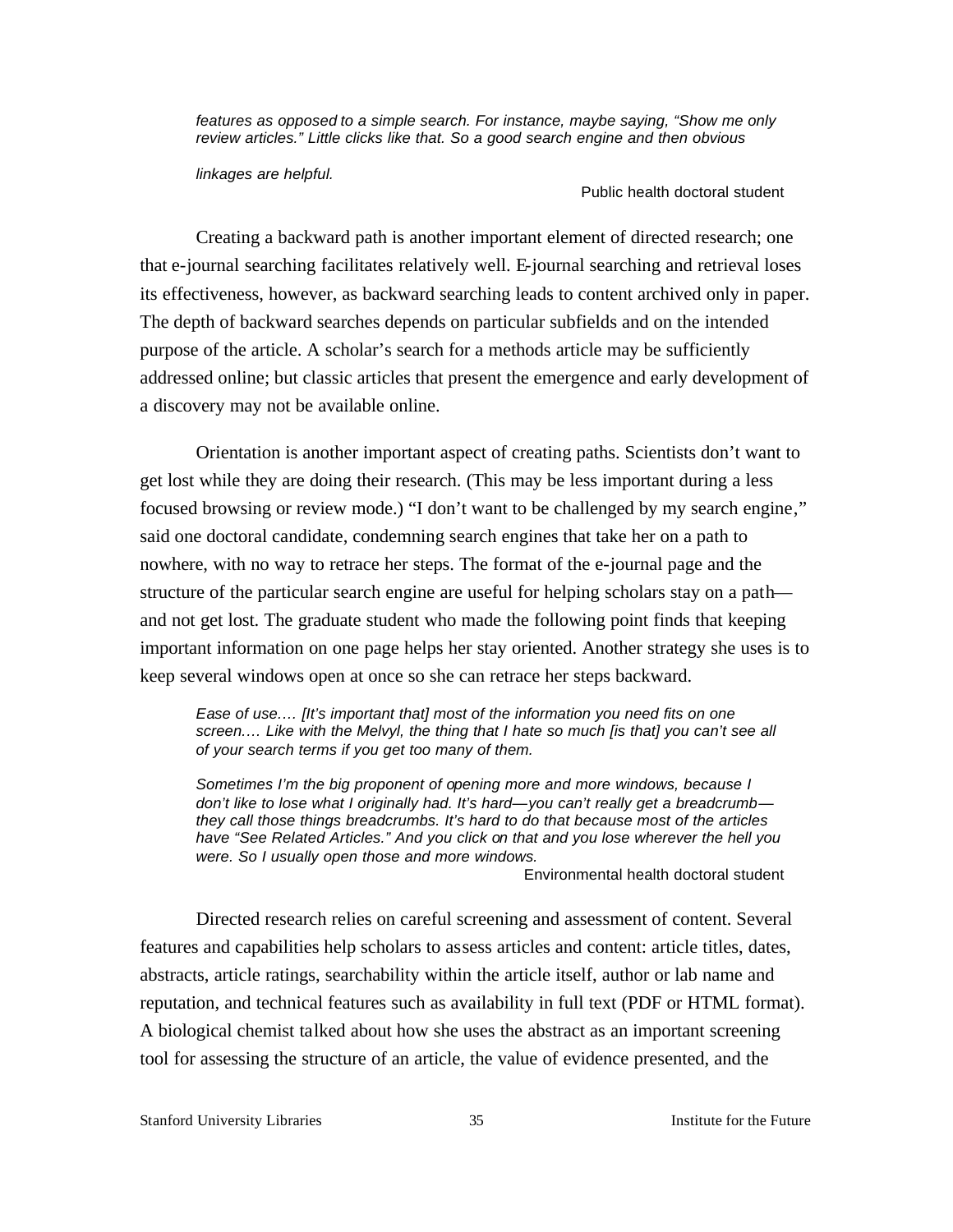*features as opposed to a simple search. For instance, maybe saying, "Show me only review articles." Little clicks like that. So a good search engine and then obvious linkages are helpful.*

Public health doctoral student

Creating a backward path is another important element of directed research; one that e-journal searching facilitates relatively well. E-journal searching and retrieval loses its effectiveness, however, as backward searching leads to content archived only in paper. The depth of backward searches depends on particular subfields and on the intended purpose of the article. A scholar's search for a methods article may be sufficiently addressed online; but classic articles that present the emergence and early development of a discovery may not be available online.

Orientation is another important aspect of creating paths. Scientists don't want to get lost while they are doing their research. (This may be less important during a less focused browsing or review mode.) "I don't want to be challenged by my search engine," said one doctoral candidate, condemning search engines that take her on a path to nowhere, with no way to retrace her steps. The format of the e-journal page and the structure of the particular search engine are useful for helping scholars stay on a path—and not get lost. The graduate student who made the following point finds that keeping important information on one page helps her stay oriented. Another strategy she uses is to keep several windows open at once so she can retrace her steps backward.

*Ease of use.... [It's important that] most of the information you need fits on one screen.... Like with the Melvyl, the thing that I hate so much [is that] you can't see all of your search terms if you get too many of them.*

*Sometimes I'm the big proponent of opening more and more windows, because I don't like to lose what I originally had. It's hard—you can't really get a breadcrumb—they call those things breadcrumbs. It's hard to do that because most of the articles have "See Related Articles." And you click on that and you lose wherever the hell you were. So I usually open those and more windows.*

Environmental health doctoral student

Directed research relies on careful screening and assessment of content. Several features and capabilities help scholars to assess articles and content: article titles, dates, abstracts, article ratings, searchability within the article itself, author or lab name and reputation, and technical features such as availability in full text (PDF or HTML format). A biological chemist talked about how she uses the abstract as an important screening tool for assessing the structure of an article, the value of evidence presented, and the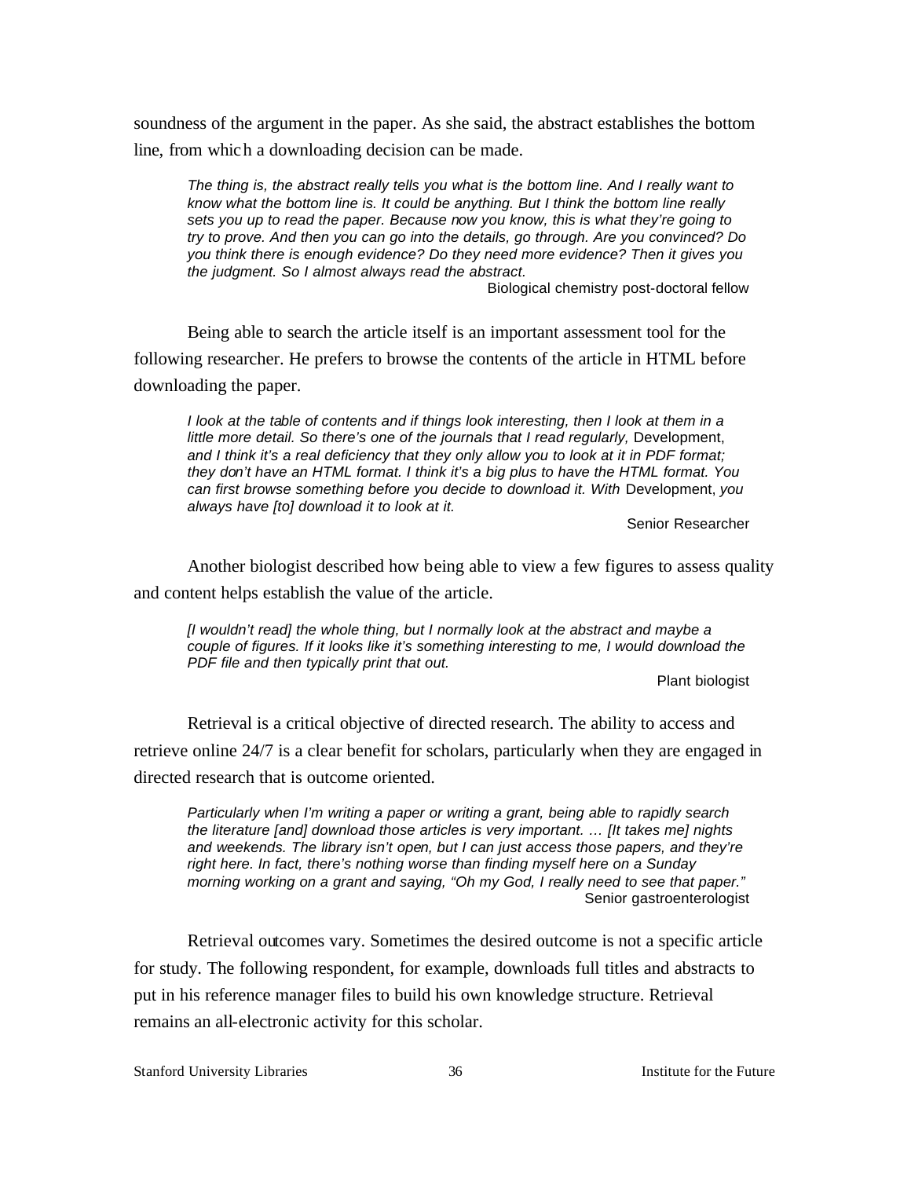soundness of the argument in the paper. As she said, the abstract establishes the bottom line, from which a downloading decision can be made.

> *The thing is, the abstract really tells you what is the bottom line. And I really want to know what the bottom line is. It could be anything. But I think the bottom line really sets you up to read the paper. Because now you know, this is what they're going to try to prove. And then you can go into the details, go through. Are you convinced? Do you think there is enough evidence? Do they need more evidence? Then it gives you the judgment. So I almost always read the abstract.*
>
> Biological chemistry post-doctoral fellow

Being able to search the article itself is an important assessment tool for the following researcher. He prefers to browse the contents of the article in HTML before downloading the paper.

> *I look at the table of contents and if things look interesting, then I look at them in a little more detail. So there's one of the journals that I read regularly,* Development, *and I think it's a real deficiency that they only allow you to look at it in PDF format; they don't have an HTML format. I think it's a big plus to have the HTML format. You can first browse something before you decide to download it. With* Development, *you always have [to] download it to look at it.*
>
> Senior Researcher

Another biologist described how being able to view a few figures to assess quality and content helps establish the value of the article.

> *[I wouldn't read] the whole thing, but I normally look at the abstract and maybe a couple of figures. If it looks like it's something interesting to me, I would download the PDF file and then typically print that out.*
>
> Plant biologist

Retrieval is a critical objective of directed research. The ability to access and retrieve online 24/7 is a clear benefit for scholars, particularly when they are engaged in directed research that is outcome oriented.

> *Particularly when I'm writing a paper or writing a grant, being able to rapidly search the literature [and] download those articles is very important. … [It takes me] nights and weekends. The library isn't open, but I can just access those papers, and they're right here. In fact, there's nothing worse than finding myself here on a Sunday morning working on a grant and saying, "Oh my God, I really need to see that paper."*
>
> Senior gastroenterologist

Retrieval outcomes vary. Sometimes the desired outcome is not a specific article for study. The following respondent, for example, downloads full titles and abstracts to put in his reference manager files to build his own knowledge structure. Retrieval remains an all-electronic activity for this scholar.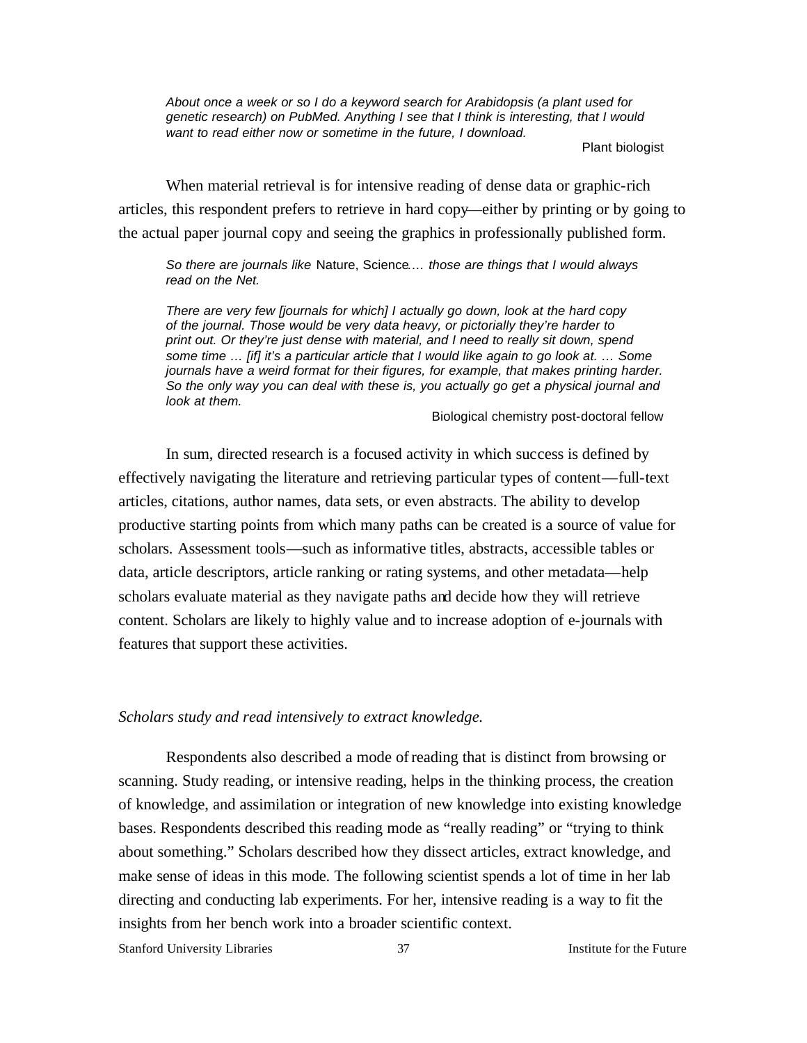> *About once a week or so I do a keyword search for Arabidopsis (a plant used for genetic research) on PubMed. Anything I see that I think is interesting, that I would want to read either now or sometime in the future, I download.*
>
> Plant biologist

When material retrieval is for intensive reading of dense data or graphic-rich articles, this respondent prefers to retrieve in hard copy—either by printing or by going to the actual paper journal copy and seeing the graphics in professionally published form.

> *So there are journals like* Nature, Science*.... those are things that I would always read on the Net.*
>
> *There are very few [journals for which] I actually go down, look at the hard copy of the journal. Those would be very data heavy, or pictorially they're harder to print out. Or they're just dense with material, and I need to really sit down, spend some time ... [if] it's a particular article that I would like again to go look at. ... Some journals have a weird format for their figures, for example, that makes printing harder. So the only way you can deal with these is, you actually go get a physical journal and look at them.*
>
> Biological chemistry post-doctoral fellow

In sum, directed research is a focused activity in which success is defined by effectively navigating the literature and retrieving particular types of content—full-text articles, citations, author names, data sets, or even abstracts. The ability to develop productive starting points from which many paths can be created is a source of value for scholars. Assessment tools—such as informative titles, abstracts, accessible tables or data, article descriptors, article ranking or rating systems, and other metadata—help scholars evaluate material as they navigate paths and decide how they will retrieve content. Scholars are likely to highly value and to increase adoption of e-journals with features that support these activities.

*Scholars study and read intensively to extract knowledge.*

Respondents also described a mode of reading that is distinct from browsing or scanning. Study reading, or intensive reading, helps in the thinking process, the creation of knowledge, and assimilation or integration of new knowledge into existing knowledge bases. Respondents described this reading mode as "really reading" or "trying to think about something." Scholars described how they dissect articles, extract knowledge, and make sense of ideas in this mode. The following scientist spends a lot of time in her lab directing and conducting lab experiments. For her, intensive reading is a way to fit the insights from her bench work into a broader scientific context.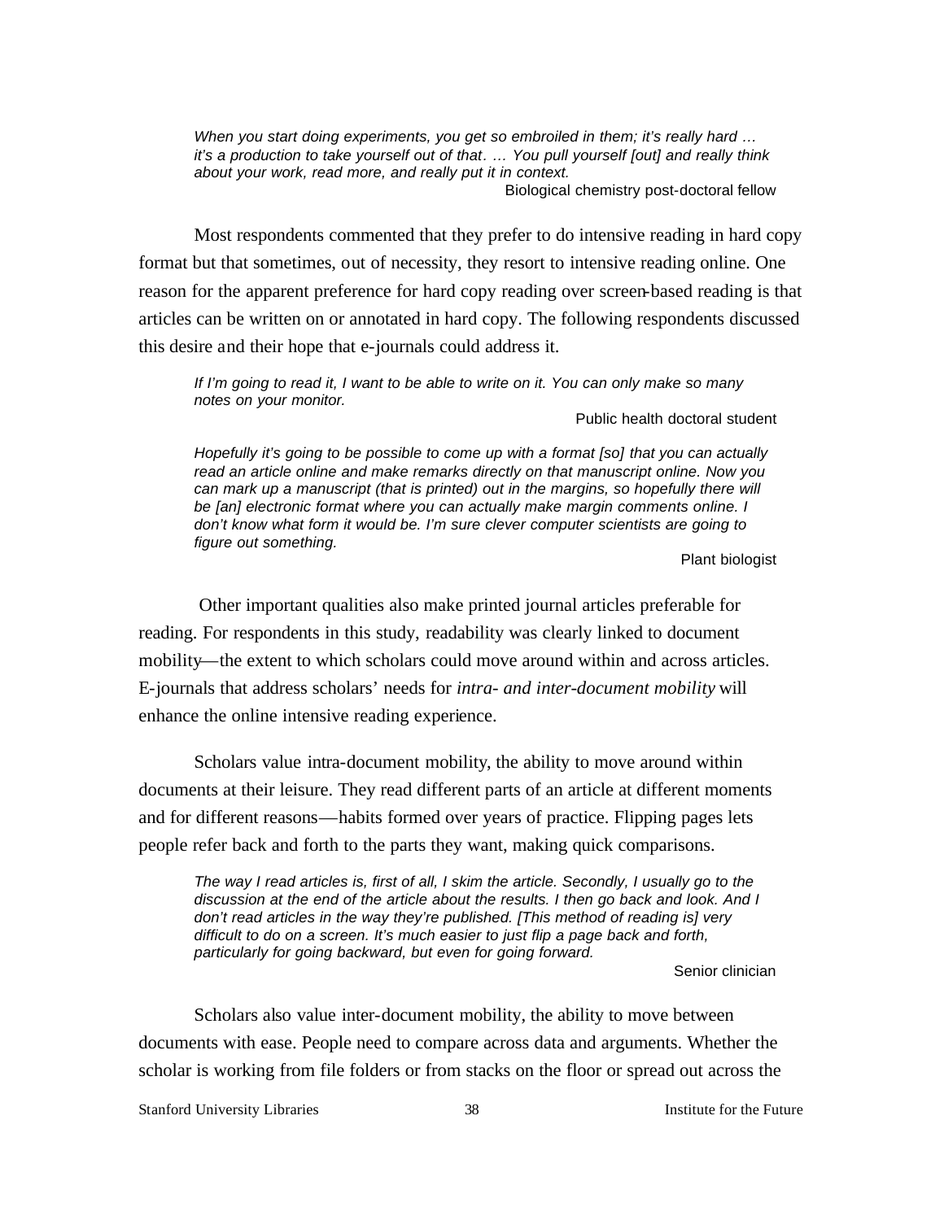> *When you start doing experiments, you get so embroiled in them; it's really hard … it's a production to take yourself out of that. … You pull yourself [out] and really think about your work, read more, and really put it in context.*
>
> Biological chemistry post-doctoral fellow

Most respondents commented that they prefer to do intensive reading in hard copy format but that sometimes, out of necessity, they resort to intensive reading online. One reason for the apparent preference for hard copy reading over screen-based reading is that articles can be written on or annotated in hard copy. The following respondents discussed this desire and their hope that e-journals could address it.

> *If I'm going to read it, I want to be able to write on it. You can only make so many notes on your monitor.*
>
> Public health doctoral student

> *Hopefully it's going to be possible to come up with a format [so] that you can actually read an article online and make remarks directly on that manuscript online. Now you can mark up a manuscript (that is printed) out in the margins, so hopefully there will be [an] electronic format where you can actually make margin comments online. I don't know what form it would be. I'm sure clever computer scientists are going to figure out something.*
>
> Plant biologist

Other important qualities also make printed journal articles preferable for reading. For respondents in this study, readability was clearly linked to document mobility—the extent to which scholars could move around within and across articles. E-journals that address scholars' needs for *intra- and inter-document mobility* will enhance the online intensive reading experience.

Scholars value intra-document mobility, the ability to move around within documents at their leisure. They read different parts of an article at different moments and for different reasons—habits formed over years of practice. Flipping pages lets people refer back and forth to the parts they want, making quick comparisons.

> *The way I read articles is, first of all, I skim the article. Secondly, I usually go to the discussion at the end of the article about the results. I then go back and look. And I don't read articles in the way they're published. [This method of reading is] very difficult to do on a screen. It's much easier to just flip a page back and forth, particularly for going backward, but even for going forward.*
>
> Senior clinician

Scholars also value inter-document mobility, the ability to move between documents with ease. People need to compare across data and arguments. Whether the scholar is working from file folders or from stacks on the floor or spread out across the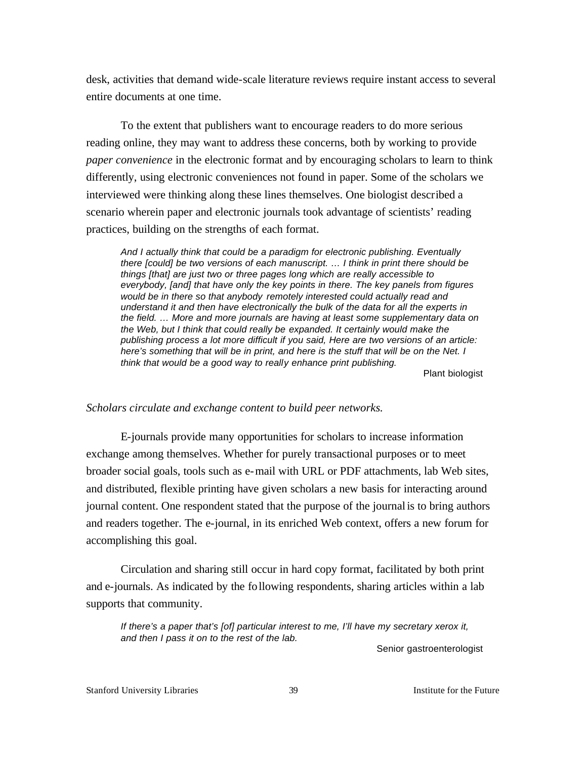desk, activities that demand wide-scale literature reviews require instant access to several entire documents at one time.

To the extent that publishers want to encourage readers to do more serious reading online, they may want to address these concerns, both by working to provide *paper convenience* in the electronic format and by encouraging scholars to learn to think differently, using electronic conveniences not found in paper. Some of the scholars we interviewed were thinking along these lines themselves. One biologist described a scenario wherein paper and electronic journals took advantage of scientists' reading practices, building on the strengths of each format.

> *And I actually think that could be a paradigm for electronic publishing. Eventually there [could] be two versions of each manuscript. … I think in print there should be things [that] are just two or three pages long which are really accessible to everybody, [and] that have only the key points in there. The key panels from figures would be in there so that anybody remotely interested could actually read and understand it and then have electronically the bulk of the data for all the experts in the field. … More and more journals are having at least some supplementary data on the Web, but I think that could really be expanded. It certainly would make the publishing process a lot more difficult if you said, Here are two versions of an article: here's something that will be in print, and here is the stuff that will be on the Net. I think that would be a good way to really enhance print publishing.*
>
> Plant biologist

*Scholars circulate and exchange content to build peer networks.*

E-journals provide many opportunities for scholars to increase information exchange among themselves. Whether for purely transactional purposes or to meet broader social goals, tools such as e-mail with URL or PDF attachments, lab Web sites, and distributed, flexible printing have given scholars a new basis for interacting around journal content. One respondent stated that the purpose of the journal is to bring authors and readers together. The e-journal, in its enriched Web context, offers a new forum for accomplishing this goal.

Circulation and sharing still occur in hard copy format, facilitated by both print and e-journals. As indicated by the following respondents, sharing articles within a lab supports that community.

> *If there's a paper that's [of] particular interest to me, I'll have my secretary xerox it, and then I pass it on to the rest of the lab.*
>
> Senior gastroenterologist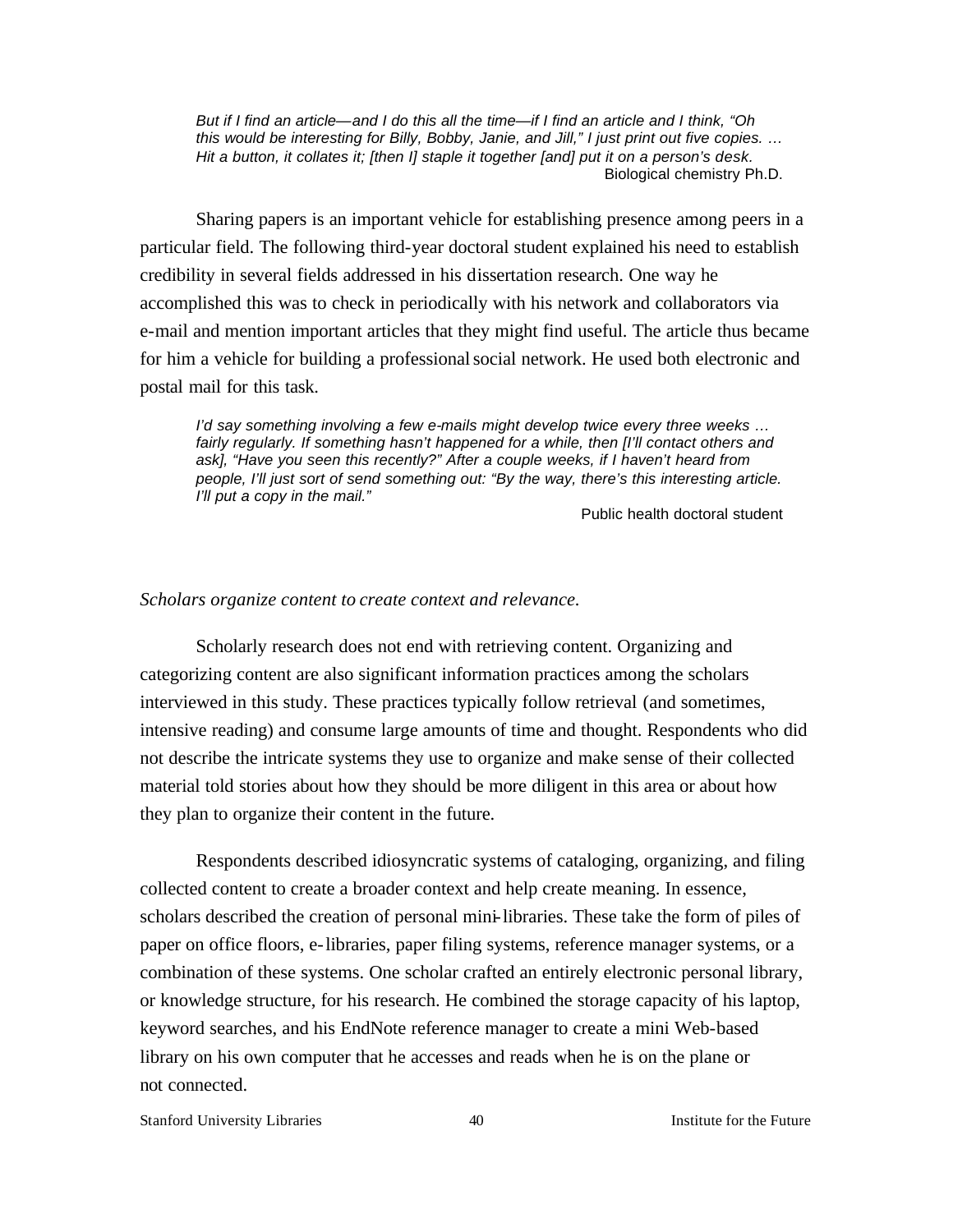> *But if I find an article—and I do this all the time—if I find an article and I think, "Oh this would be interesting for Billy, Bobby, Janie, and Jill," I just print out five copies. … Hit a button, it collates it; [then I] staple it together [and] put it on a person's desk.*
>
> Biological chemistry Ph.D.

Sharing papers is an important vehicle for establishing presence among peers in a particular field. The following third-year doctoral student explained his need to establish credibility in several fields addressed in his dissertation research. One way he accomplished this was to check in periodically with his network and collaborators via e-mail and mention important articles that they might find useful. The article thus became for him a vehicle for building a professional social network. He used both electronic and postal mail for this task.

> *I'd say something involving a few e-mails might develop twice every three weeks … fairly regularly. If something hasn't happened for a while, then [I'll contact others and ask], "Have you seen this recently?" After a couple weeks, if I haven't heard from people, I'll just sort of send something out: "By the way, there's this interesting article. I'll put a copy in the mail."*
>
> Public health doctoral student

*Scholars organize content to create context and relevance.*

Scholarly research does not end with retrieving content. Organizing and categorizing content are also significant information practices among the scholars interviewed in this study. These practices typically follow retrieval (and sometimes, intensive reading) and consume large amounts of time and thought. Respondents who did not describe the intricate systems they use to organize and make sense of their collected material told stories about how they should be more diligent in this area or about how they plan to organize their content in the future.

Respondents described idiosyncratic systems of cataloging, organizing, and filing collected content to create a broader context and help create meaning. In essence, scholars described the creation of personal mini-libraries. These take the form of piles of paper on office floors, e-libraries, paper filing systems, reference manager systems, or a combination of these systems. One scholar crafted an entirely electronic personal library, or knowledge structure, for his research. He combined the storage capacity of his laptop, keyword searches, and his EndNote reference manager to create a mini Web-based library on his own computer that he accesses and reads when he is on the plane or not connected.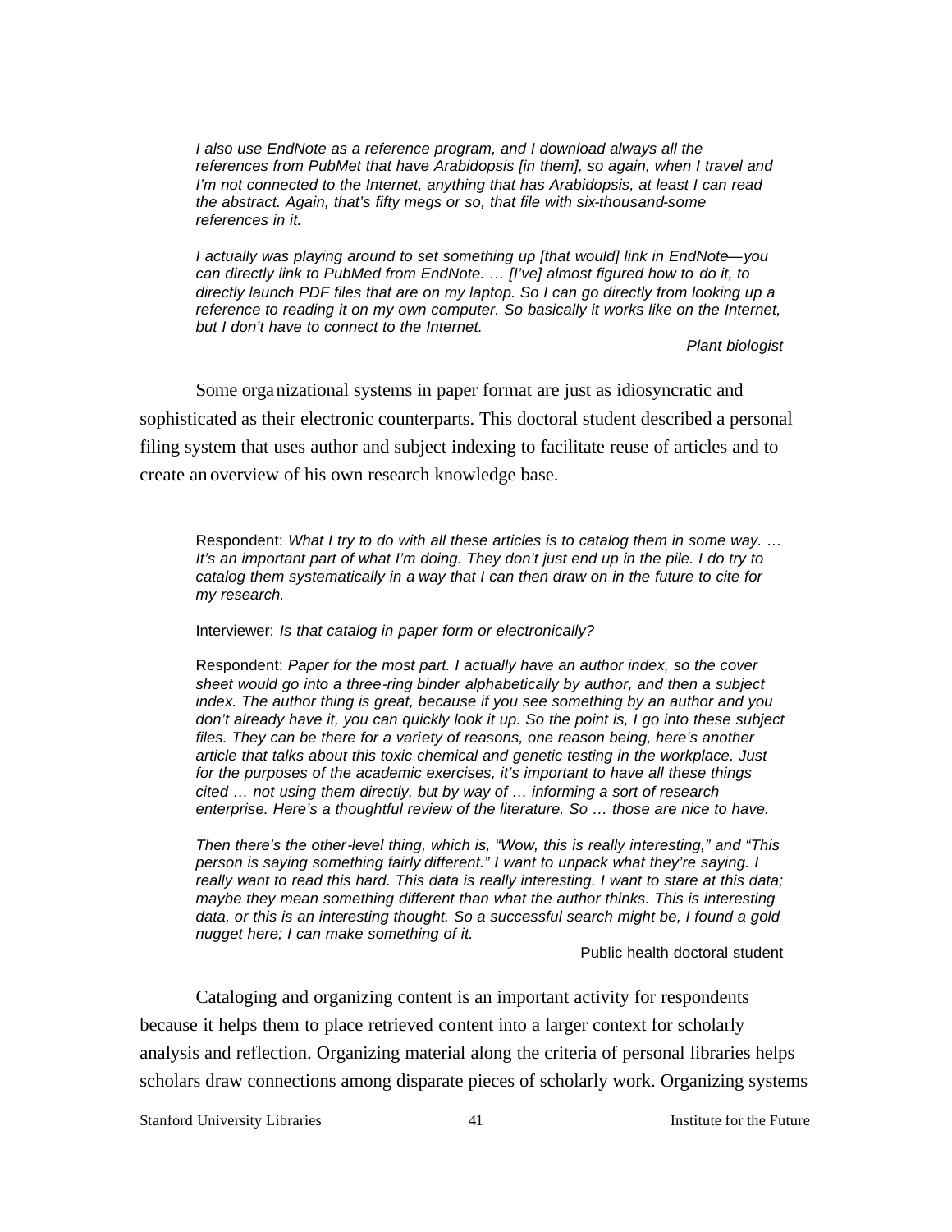*I also use EndNote as a reference program, and I download always all the references from PubMet that have Arabidopsis [in them], so again, when I travel and I'm not connected to the Internet, anything that has Arabidopsis, at least I can read the abstract. Again, that's fifty megs or so, that file with six-thousand-some references in it.*

*I actually was playing around to set something up [that would] link in EndNote—you can directly link to PubMed from EndNote. … [I've] almost figured how to do it, to directly launch PDF files that are on my laptop. So I can go directly from looking up a reference to reading it on my own computer. So basically it works like on the Internet, but I don't have to connect to the Internet.*

*Plant biologist*

Some organizational systems in paper format are just as idiosyncratic and sophisticated as their electronic counterparts. This doctoral student described a personal filing system that uses author and subject indexing to facilitate reuse of articles and to create an overview of his own research knowledge base.

Respondent: *What I try to do with all these articles is to catalog them in some way. … It's an important part of what I'm doing. They don't just end up in the pile. I do try to catalog them systematically in a way that I can then draw on in the future to cite for my research.*

Interviewer: *Is that catalog in paper form or electronically?*

Respondent: *Paper for the most part. I actually have an author index, so the cover sheet would go into a three-ring binder alphabetically by author, and then a subject index. The author thing is great, because if you see something by an author and you don't already have it, you can quickly look it up. So the point is, I go into these subject files. They can be there for a variety of reasons, one reason being, here's another article that talks about this toxic chemical and genetic testing in the workplace. Just for the purposes of the academic exercises, it's important to have all these things cited … not using them directly, but by way of … informing a sort of research enterprise. Here's a thoughtful review of the literature. So … those are nice to have.*

*Then there's the other-level thing, which is, "Wow, this is really interesting," and "This person is saying something fairly different." I want to unpack what they're saying. I really want to read this hard. This data is really interesting. I want to stare at this data; maybe they mean something different than what the author thinks. This is interesting data, or this is an interesting thought. So a successful search might be, I found a gold nugget here; I can make something of it.*

Public health doctoral student

Cataloging and organizing content is an important activity for respondents because it helps them to place retrieved content into a larger context for scholarly analysis and reflection. Organizing material along the criteria of personal libraries helps scholars draw connections among disparate pieces of scholarly work. Organizing systems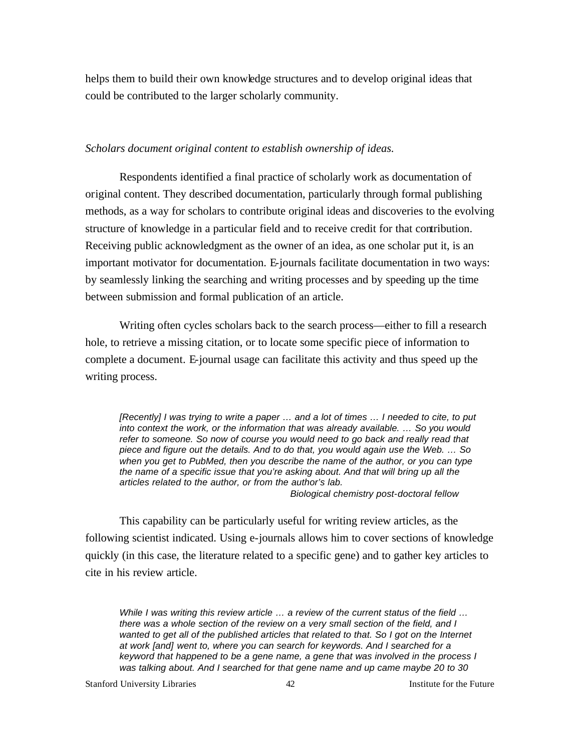helps them to build their own knowledge structures and to develop original ideas that could be contributed to the larger scholarly community.

*Scholars document original content to establish ownership of ideas.*

Respondents identified a final practice of scholarly work as documentation of original content. They described documentation, particularly through formal publishing methods, as a way for scholars to contribute original ideas and discoveries to the evolving structure of knowledge in a particular field and to receive credit for that contribution. Receiving public acknowledgment as the owner of an idea, as one scholar put it, is an important motivator for documentation. E-journals facilitate documentation in two ways: by seamlessly linking the searching and writing processes and by speeding up the time between submission and formal publication of an article.

Writing often cycles scholars back to the search process—either to fill a research hole, to retrieve a missing citation, or to locate some specific piece of information to complete a document. E-journal usage can facilitate this activity and thus speed up the writing process.

> *[Recently] I was trying to write a paper … and a lot of times … I needed to cite, to put into context the work, or the information that was already available. … So you would refer to someone. So now of course you would need to go back and really read that piece and figure out the details. And to do that, you would again use the Web. … So when you get to PubMed, then you describe the name of the author, or you can type the name of a specific issue that you're asking about. And that will bring up all the articles related to the author, or from the author's lab.*
>
> *Biological chemistry post-doctoral fellow*

This capability can be particularly useful for writing review articles, as the following scientist indicated. Using e-journals allows him to cover sections of knowledge quickly (in this case, the literature related to a specific gene) and to gather key articles to cite in his review article.

> *While I was writing this review article … a review of the current status of the field … there was a whole section of the review on a very small section of the field, and I wanted to get all of the published articles that related to that. So I got on the Internet at work [and] went to, where you can search for keywords. And I searched for a keyword that happened to be a gene name, a gene that was involved in the process I was talking about. And I searched for that gene name and up came maybe 20 to 30*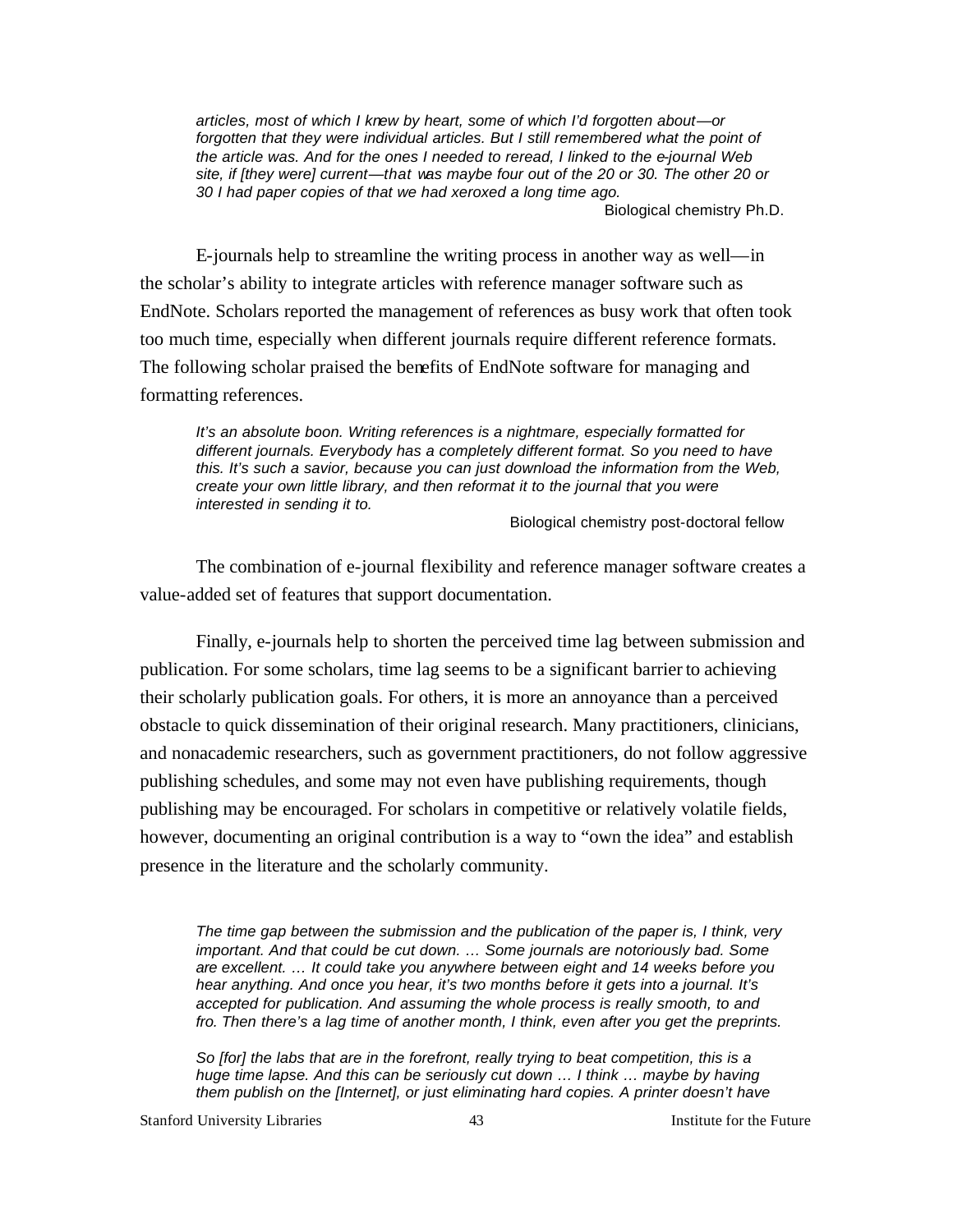*articles, most of which I knew by heart, some of which I'd forgotten about—or forgotten that they were individual articles. But I still remembered what the point of the article was. And for the ones I needed to reread, I linked to the e-journal Web site, if [they were] current—that was maybe four out of the 20 or 30. The other 20 or 30 I had paper copies of that we had xeroxed a long time ago.*

Biological chemistry Ph.D.

E-journals help to streamline the writing process in another way as well—in the scholar's ability to integrate articles with reference manager software such as EndNote. Scholars reported the management of references as busy work that often took too much time, especially when different journals require different reference formats. The following scholar praised the benefits of EndNote software for managing and formatting references.

*It's an absolute boon. Writing references is a nightmare, especially formatted for different journals. Everybody has a completely different format. So you need to have this. It's such a savior, because you can just download the information from the Web, create your own little library, and then reformat it to the journal that you were interested in sending it to.*

Biological chemistry post-doctoral fellow

The combination of e-journal flexibility and reference manager software creates a value-added set of features that support documentation.

Finally, e-journals help to shorten the perceived time lag between submission and publication. For some scholars, time lag seems to be a significant barrier to achieving their scholarly publication goals. For others, it is more an annoyance than a perceived obstacle to quick dissemination of their original research. Many practitioners, clinicians, and nonacademic researchers, such as government practitioners, do not follow aggressive publishing schedules, and some may not even have publishing requirements, though publishing may be encouraged. For scholars in competitive or relatively volatile fields, however, documenting an original contribution is a way to "own the idea" and establish presence in the literature and the scholarly community.

*The time gap between the submission and the publication of the paper is, I think, very important. And that could be cut down. … Some journals are notoriously bad. Some are excellent. … It could take you anywhere between eight and 14 weeks before you hear anything. And once you hear, it's two months before it gets into a journal. It's accepted for publication. And assuming the whole process is really smooth, to and fro. Then there's a lag time of another month, I think, even after you get the preprints.*

*So [for] the labs that are in the forefront, really trying to beat competition, this is a huge time lapse. And this can be seriously cut down … I think … maybe by having them publish on the [Internet], or just eliminating hard copies. A printer doesn't have*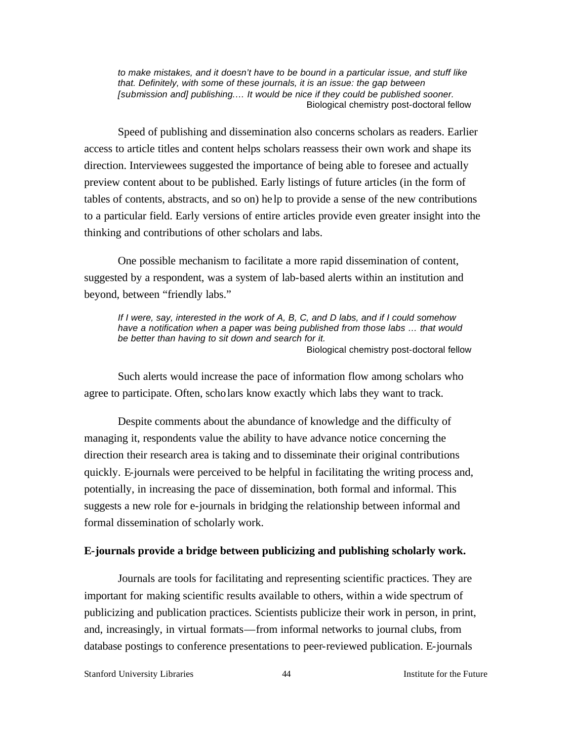*to make mistakes, and it doesn't have to be bound in a particular issue, and stuff like that. Definitely, with some of these journals, it is an issue: the gap between [submission and] publishing.… It would be nice if they could be published sooner.*

Biological chemistry post-doctoral fellow

Speed of publishing and dissemination also concerns scholars as readers. Earlier access to article titles and content helps scholars reassess their own work and shape its direction. Interviewees suggested the importance of being able to foresee and actually preview content about to be published. Early listings of future articles (in the form of tables of contents, abstracts, and so on) help to provide a sense of the new contributions to a particular field. Early versions of entire articles provide even greater insight into the thinking and contributions of other scholars and labs.

One possible mechanism to facilitate a more rapid dissemination of content, suggested by a respondent, was a system of lab-based alerts within an institution and beyond, between "friendly labs."

*If I were, say, interested in the work of A, B, C, and D labs, and if I could somehow have a notification when a paper was being published from those labs … that would be better than having to sit down and search for it.*

Biological chemistry post-doctoral fellow

Such alerts would increase the pace of information flow among scholars who agree to participate. Often, scholars know exactly which labs they want to track.

Despite comments about the abundance of knowledge and the difficulty of managing it, respondents value the ability to have advance notice concerning the direction their research area is taking and to disseminate their original contributions quickly. E-journals were perceived to be helpful in facilitating the writing process and, potentially, in increasing the pace of dissemination, both formal and informal. This suggests a new role for e-journals in bridging the relationship between informal and formal dissemination of scholarly work.

**E-journals provide a bridge between publicizing and publishing scholarly work.**

Journals are tools for facilitating and representing scientific practices. They are important for making scientific results available to others, within a wide spectrum of publicizing and publication practices. Scientists publicize their work in person, in print, and, increasingly, in virtual formats—from informal networks to journal clubs, from database postings to conference presentations to peer-reviewed publication. E-journals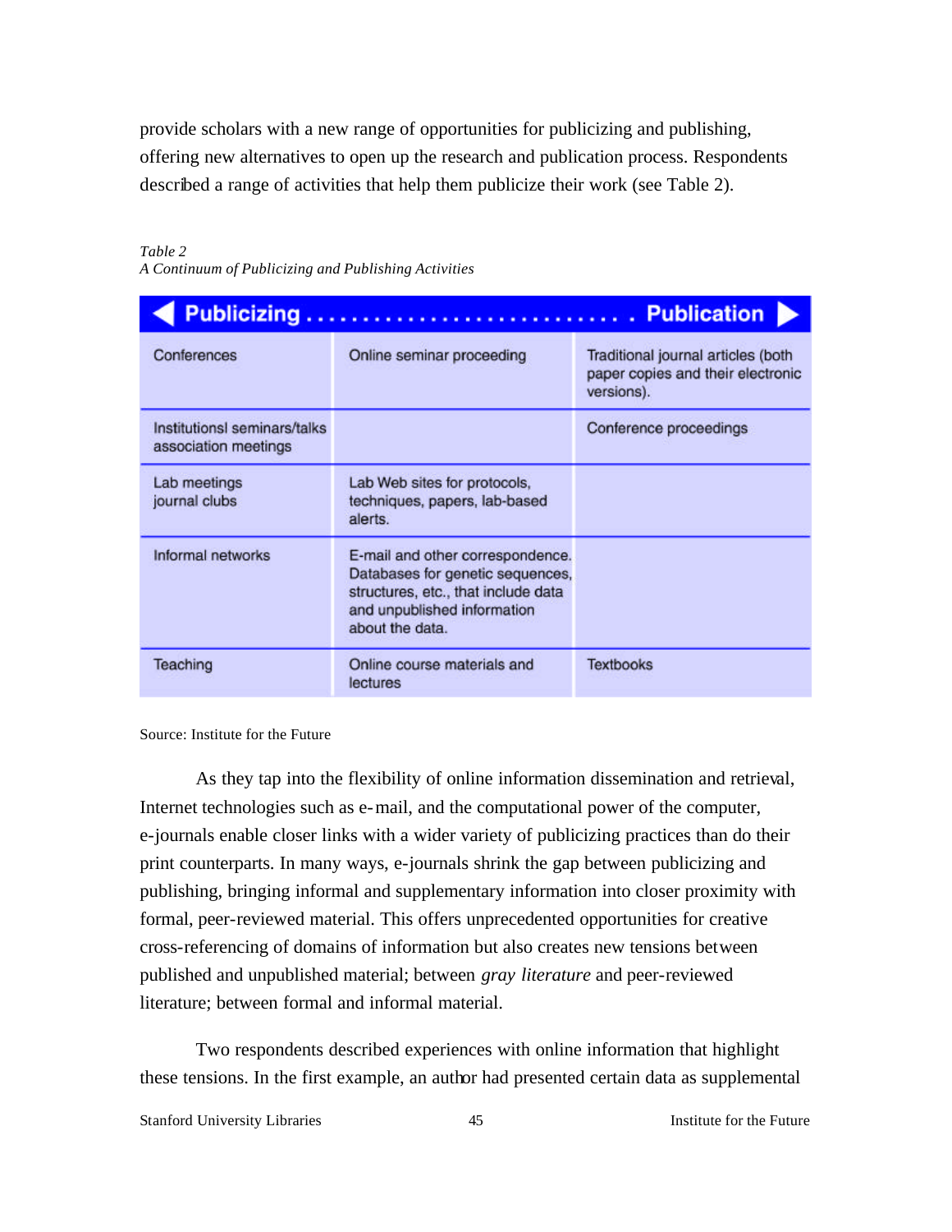provide scholars with a new range of opportunities for publicizing and publishing, offering new alternatives to open up the research and publication process. Respondents described a range of activities that help them publicize their work (see Table 2).

*Table 2*
*A Continuum of Publicizing and Publishing Activities*

| ◀ Publicizing . . . . . . . . . . . . . . . . . . . . . . . . . | | . Publication ▶ |
|---|---|---|
| Conferences | Online seminar proceeding | Traditional journal articles (both paper copies and their electronic versions). |
| Institutionsl seminars/talks association meetings | | Conference proceedings |
| Lab meetings journal clubs | Lab Web sites for protocols, techniques, papers, lab-based alerts. | |
| Informal networks | E-mail and other correspondence. Databases for genetic sequences, structures, etc., that include data and unpublished information about the data. | |
| Teaching | Online course materials and lectures | Textbooks |

Source: Institute for the Future

As they tap into the flexibility of online information dissemination and retrieval, Internet technologies such as e-mail, and the computational power of the computer, e-journals enable closer links with a wider variety of publicizing practices than do their print counterparts. In many ways, e-journals shrink the gap between publicizing and publishing, bringing informal and supplementary information into closer proximity with formal, peer-reviewed material. This offers unprecedented opportunities for creative cross-referencing of domains of information but also creates new tensions between published and unpublished material; between *gray literature* and peer-reviewed literature; between formal and informal material.

Two respondents described experiences with online information that highlight these tensions. In the first example, an author had presented certain data as supplemental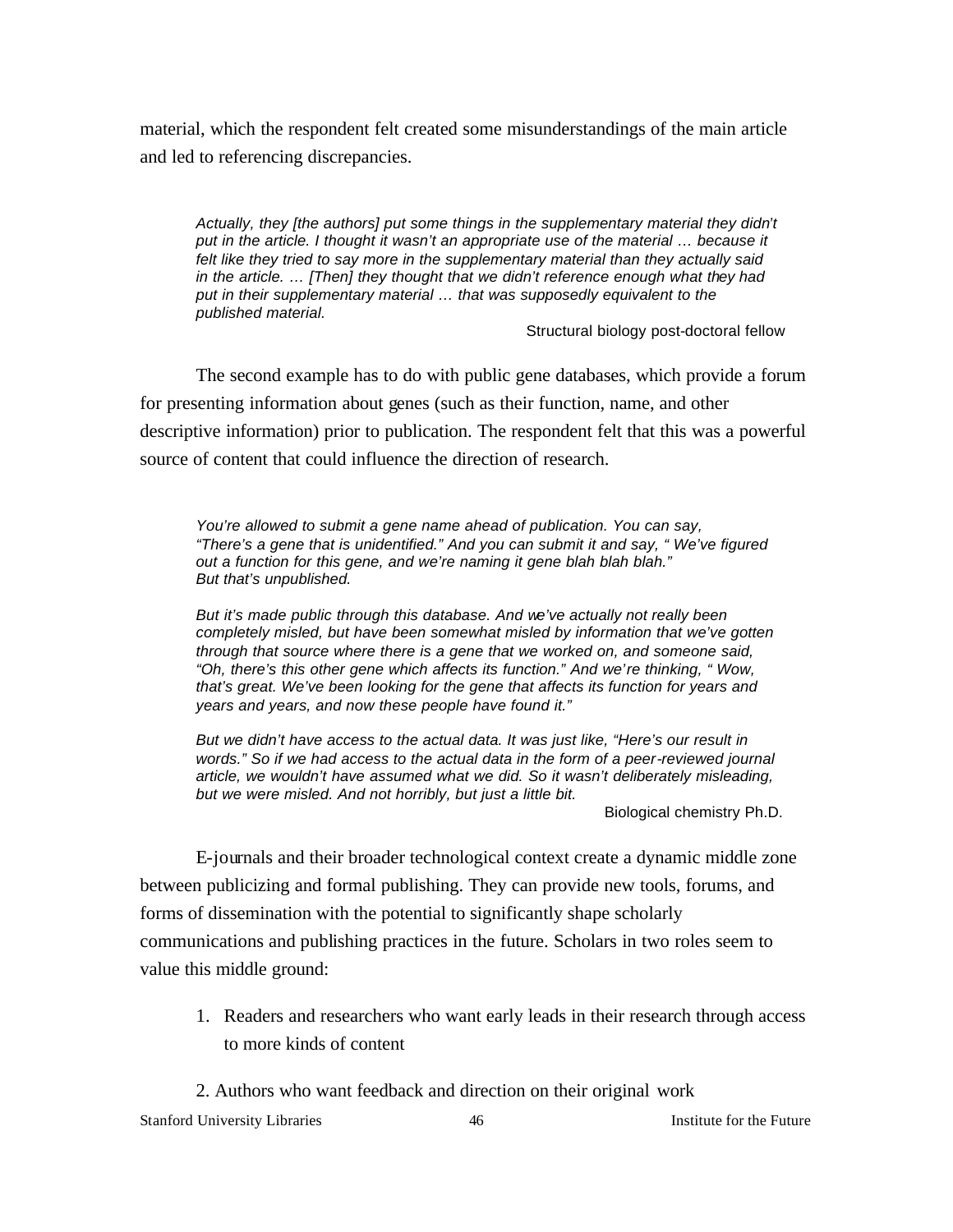material, which the respondent felt created some misunderstandings of the main article and led to referencing discrepancies.

> *Actually, they [the authors] put some things in the supplementary material they didn't put in the article. I thought it wasn't an appropriate use of the material … because it felt like they tried to say more in the supplementary material than they actually said in the article. … [Then] they thought that we didn't reference enough what they had put in their supplementary material … that was supposedly equivalent to the published material.*
>
> Structural biology post-doctoral fellow

The second example has to do with public gene databases, which provide a forum for presenting information about genes (such as their function, name, and other descriptive information) prior to publication. The respondent felt that this was a powerful source of content that could influence the direction of research.

> *You're allowed to submit a gene name ahead of publication. You can say, "There's a gene that is unidentified." And you can submit it and say, " We've figured out a function for this gene, and we're naming it gene blah blah blah." But that's unpublished.*
>
> *But it's made public through this database. And we've actually not really been completely misled, but have been somewhat misled by information that we've gotten through that source where there is a gene that we worked on, and someone said, "Oh, there's this other gene which affects its function." And we're thinking, " Wow, that's great. We've been looking for the gene that affects its function for years and years and years, and now these people have found it."*
>
> *But we didn't have access to the actual data. It was just like, "Here's our result in words." So if we had access to the actual data in the form of a peer-reviewed journal article, we wouldn't have assumed what we did. So it wasn't deliberately misleading, but we were misled. And not horribly, but just a little bit.*
>
> Biological chemistry Ph.D.

E-journals and their broader technological context create a dynamic middle zone between publicizing and formal publishing. They can provide new tools, forums, and forms of dissemination with the potential to significantly shape scholarly communications and publishing practices in the future. Scholars in two roles seem to value this middle ground:

1. Readers and researchers who want early leads in their research through access to more kinds of content
2. Authors who want feedback and direction on their original work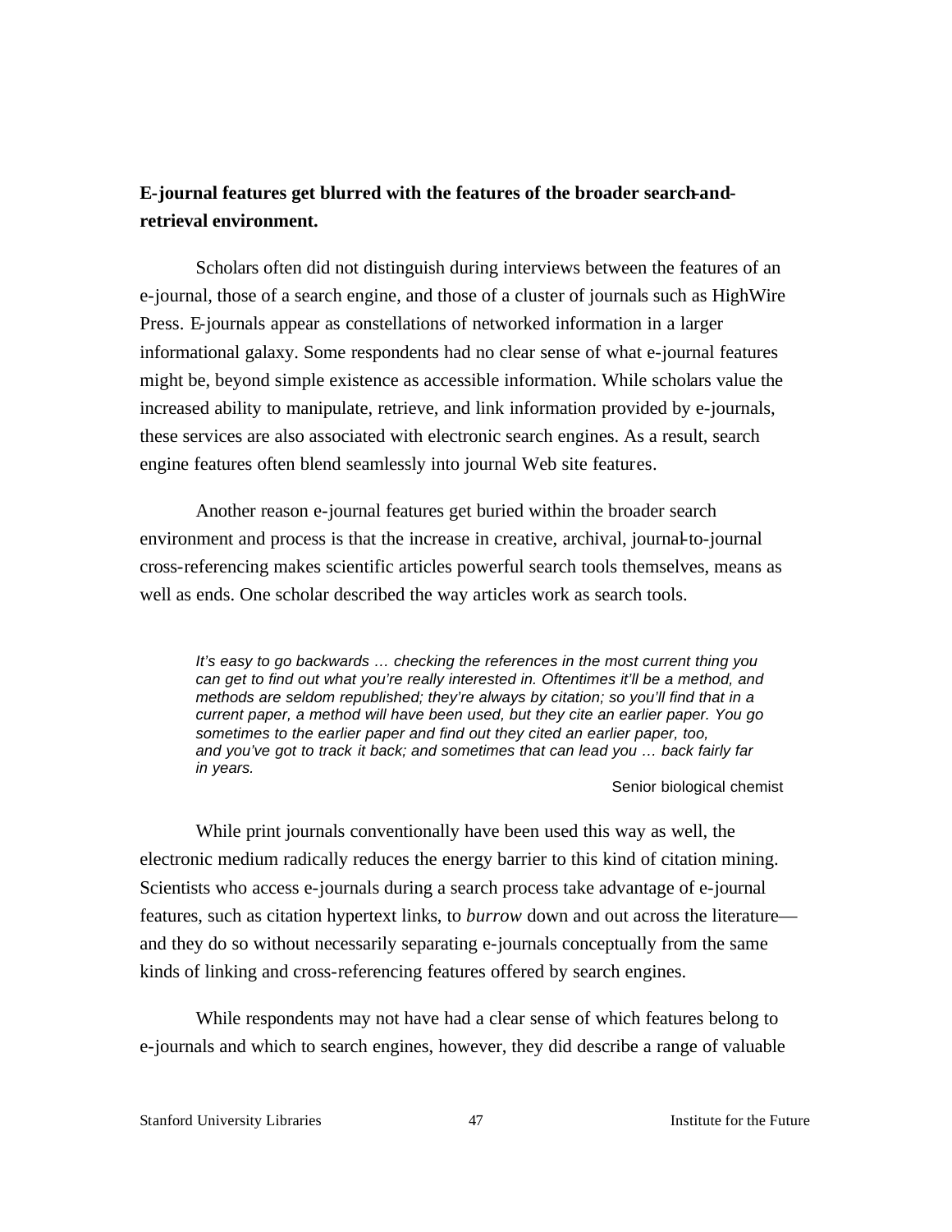**E-journal features get blurred with the features of the broader search-and-retrieval environment.**

Scholars often did not distinguish during interviews between the features of an e-journal, those of a search engine, and those of a cluster of journals such as HighWire Press. E-journals appear as constellations of networked information in a larger informational galaxy. Some respondents had no clear sense of what e-journal features might be, beyond simple existence as accessible information. While scholars value the increased ability to manipulate, retrieve, and link information provided by e-journals, these services are also associated with electronic search engines. As a result, search engine features often blend seamlessly into journal Web site features.

Another reason e-journal features get buried within the broader search environment and process is that the increase in creative, archival, journal-to-journal cross-referencing makes scientific articles powerful search tools themselves, means as well as ends. One scholar described the way articles work as search tools.

> *It's easy to go backwards … checking the references in the most current thing you can get to find out what you're really interested in. Oftentimes it'll be a method, and methods are seldom republished; they're always by citation; so you'll find that in a current paper, a method will have been used, but they cite an earlier paper. You go sometimes to the earlier paper and find out they cited an earlier paper, too, and you've got to track it back; and sometimes that can lead you … back fairly far in years.*
>
> Senior biological chemist

While print journals conventionally have been used this way as well, the electronic medium radically reduces the energy barrier to this kind of citation mining. Scientists who access e-journals during a search process take advantage of e-journal features, such as citation hypertext links, to *burrow* down and out across the literature—and they do so without necessarily separating e-journals conceptually from the same kinds of linking and cross-referencing features offered by search engines.

While respondents may not have had a clear sense of which features belong to e-journals and which to search engines, however, they did describe a range of valuable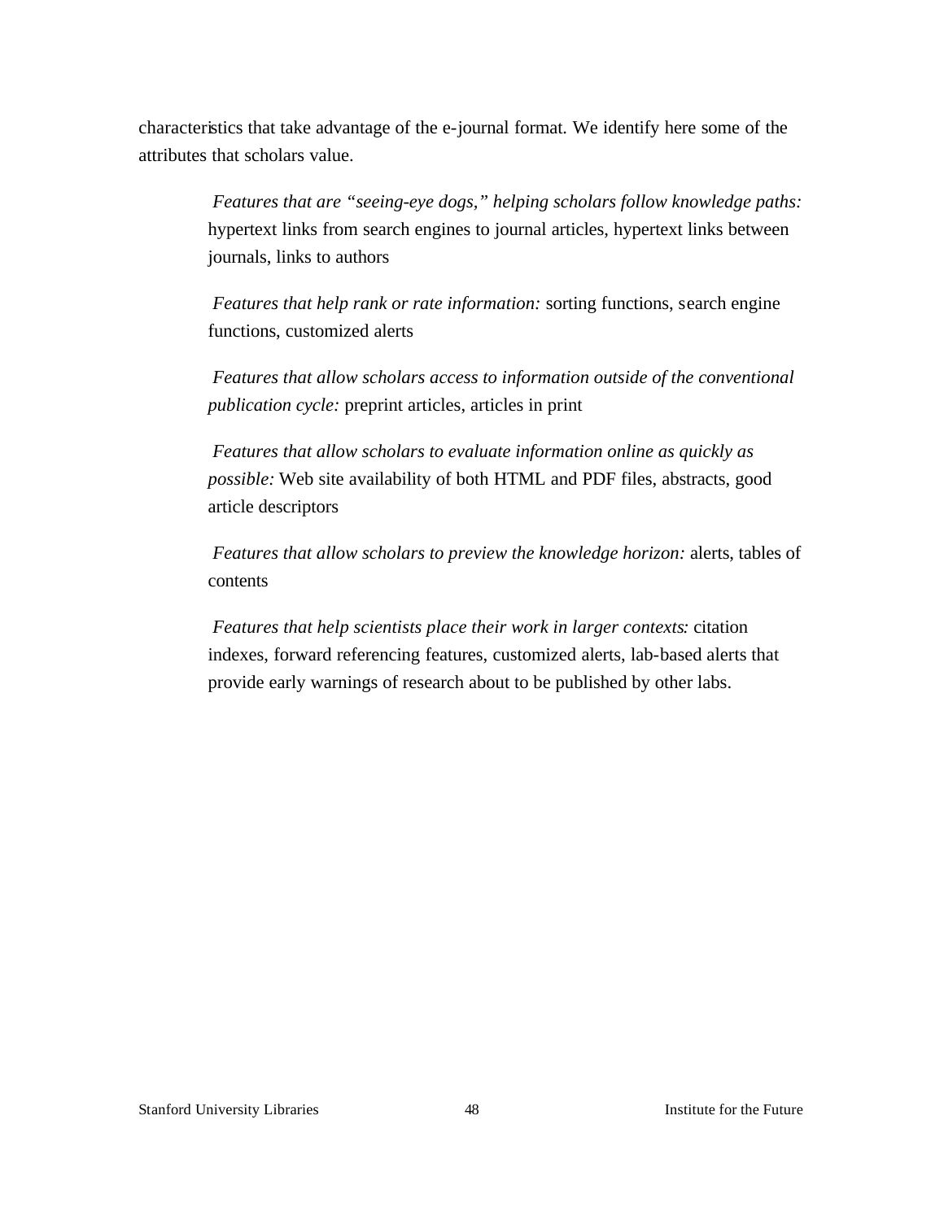characteristics that take advantage of the e-journal format. We identify here some of the attributes that scholars value.

> *Features that are "seeing-eye dogs," helping scholars follow knowledge paths:* hypertext links from search engines to journal articles, hypertext links between journals, links to authors
>
> *Features that help rank or rate information:* sorting functions, search engine functions, customized alerts
>
> *Features that allow scholars access to information outside of the conventional publication cycle:* preprint articles, articles in print
>
> *Features that allow scholars to evaluate information online as quickly as possible:* Web site availability of both HTML and PDF files, abstracts, good article descriptors
>
> *Features that allow scholars to preview the knowledge horizon:* alerts, tables of contents
>
> *Features that help scientists place their work in larger contexts:* citation indexes, forward referencing features, customized alerts, lab-based alerts that provide early warnings of research about to be published by other labs.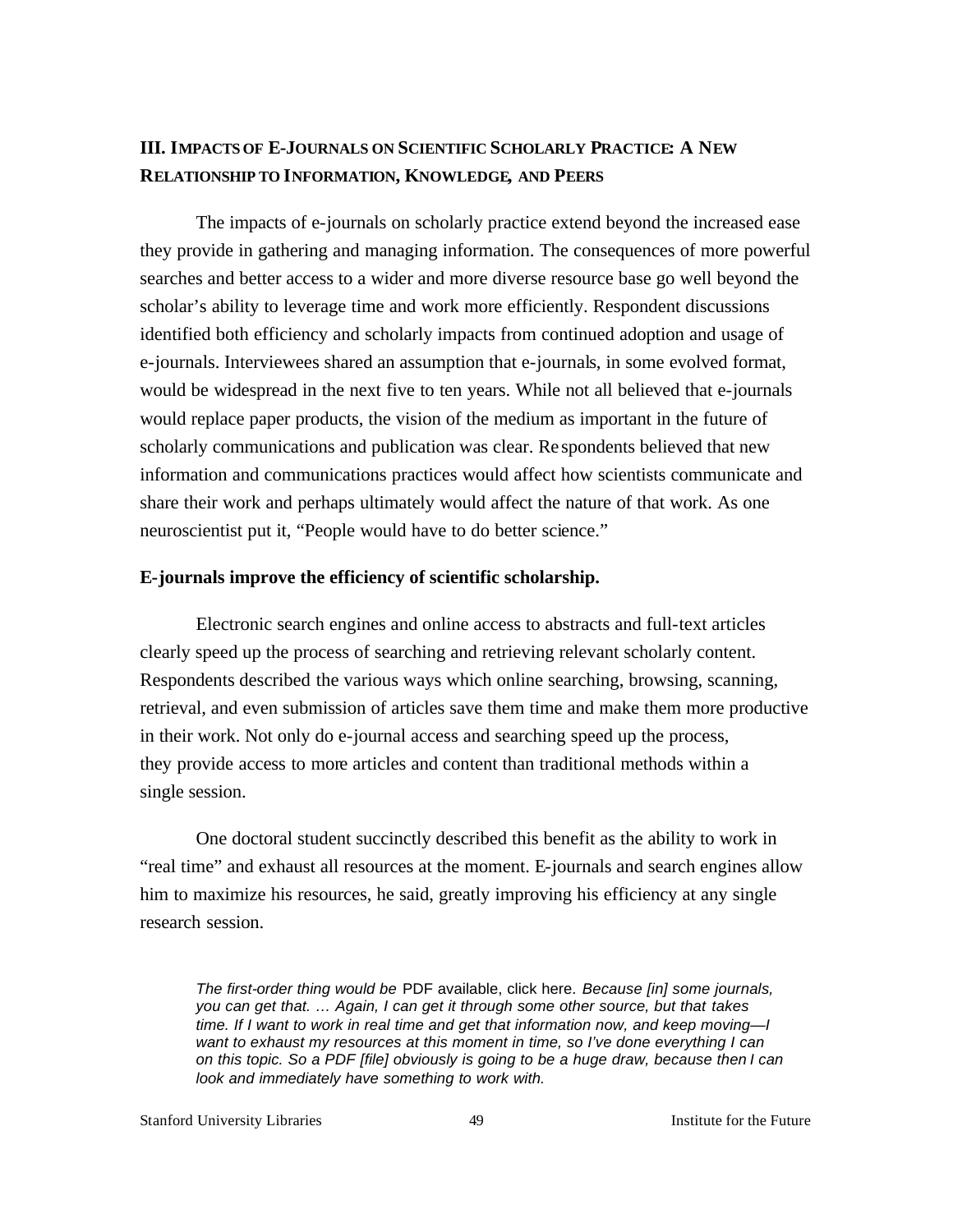## III. Impacts of E-Journals on Scientific Scholarly Practice: A New Relationship to Information, Knowledge, and Peers

The impacts of e-journals on scholarly practice extend beyond the increased ease they provide in gathering and managing information. The consequences of more powerful searches and better access to a wider and more diverse resource base go well beyond the scholar's ability to leverage time and work more efficiently. Respondent discussions identified both efficiency and scholarly impacts from continued adoption and usage of e-journals. Interviewees shared an assumption that e-journals, in some evolved format, would be widespread in the next five to ten years. While not all believed that e-journals would replace paper products, the vision of the medium as important in the future of scholarly communications and publication was clear. Respondents believed that new information and communications practices would affect how scientists communicate and share their work and perhaps ultimately would affect the nature of that work. As one neuroscientist put it, "People would have to do better science."

### E-journals improve the efficiency of scientific scholarship.

Electronic search engines and online access to abstracts and full-text articles clearly speed up the process of searching and retrieving relevant scholarly content. Respondents described the various ways which online searching, browsing, scanning, retrieval, and even submission of articles save them time and make them more productive in their work. Not only do e-journal access and searching speed up the process, they provide access to more articles and content than traditional methods within a single session.

One doctoral student succinctly described this benefit as the ability to work in "real time" and exhaust all resources at the moment. E-journals and search engines allow him to maximize his resources, he said, greatly improving his efficiency at any single research session.

> *The first-order thing would be* PDF available, click here*. Because [in] some journals, you can get that. … Again, I can get it through some other source, but that takes time. If I want to work in real time and get that information now, and keep moving—I want to exhaust my resources at this moment in time, so I've done everything I can on this topic. So a PDF [file] obviously is going to be a huge draw, because then I can look and immediately have something to work with.*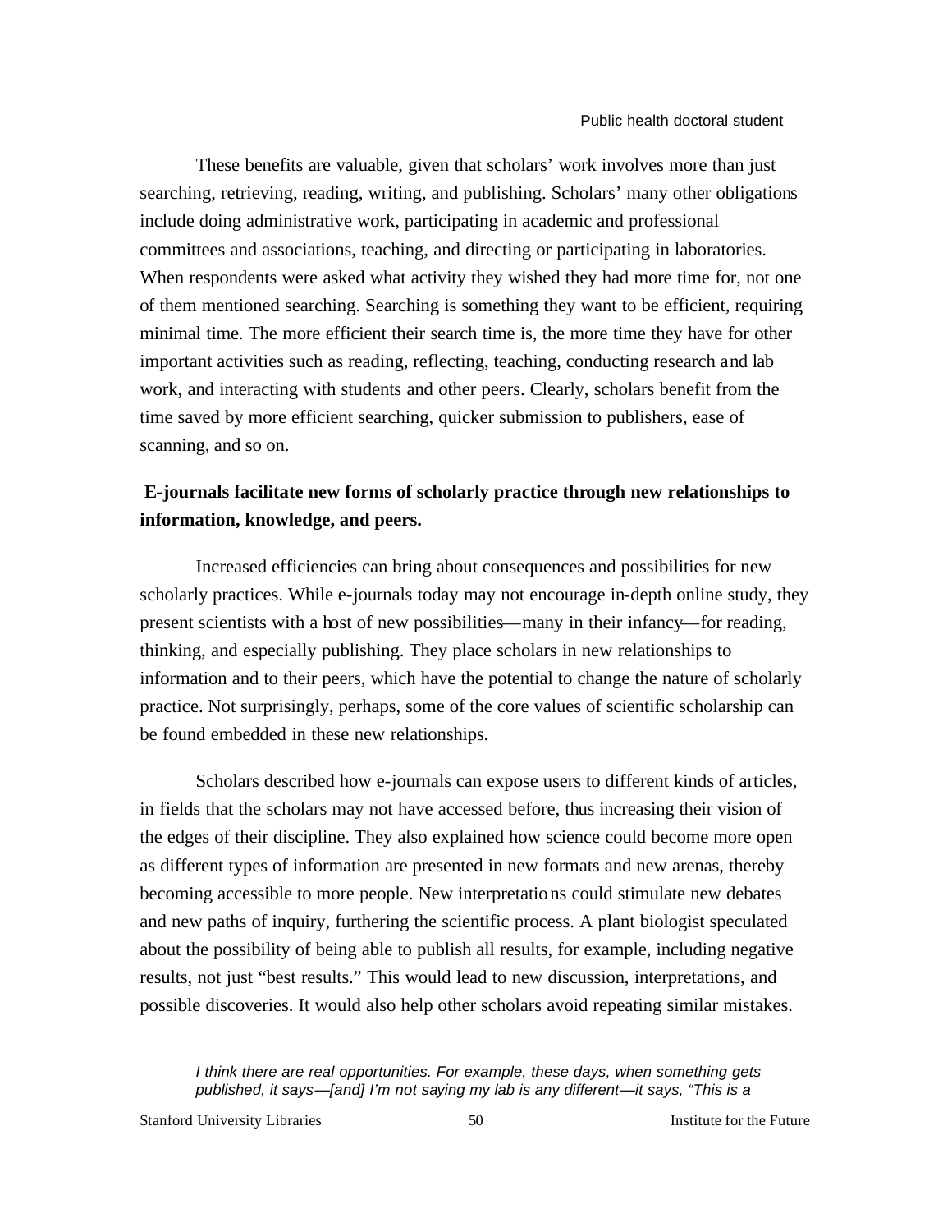Public health doctoral student

These benefits are valuable, given that scholars' work involves more than just searching, retrieving, reading, writing, and publishing. Scholars' many other obligations include doing administrative work, participating in academic and professional committees and associations, teaching, and directing or participating in laboratories. When respondents were asked what activity they wished they had more time for, not one of them mentioned searching. Searching is something they want to be efficient, requiring minimal time. The more efficient their search time is, the more time they have for other important activities such as reading, reflecting, teaching, conducting research and lab work, and interacting with students and other peers. Clearly, scholars benefit from the time saved by more efficient searching, quicker submission to publishers, ease of scanning, and so on.

**E-journals facilitate new forms of scholarly practice through new relationships to information, knowledge, and peers.**

Increased efficiencies can bring about consequences and possibilities for new scholarly practices. While e-journals today may not encourage in-depth online study, they present scientists with a host of new possibilities—many in their infancy—for reading, thinking, and especially publishing. They place scholars in new relationships to information and to their peers, which have the potential to change the nature of scholarly practice. Not surprisingly, perhaps, some of the core values of scientific scholarship can be found embedded in these new relationships.

Scholars described how e-journals can expose users to different kinds of articles, in fields that the scholars may not have accessed before, thus increasing their vision of the edges of their discipline. They also explained how science could become more open as different types of information are presented in new formats and new arenas, thereby becoming accessible to more people. New interpretations could stimulate new debates and new paths of inquiry, furthering the scientific process. A plant biologist speculated about the possibility of being able to publish all results, for example, including negative results, not just "best results." This would lead to new discussion, interpretations, and possible discoveries. It would also help other scholars avoid repeating similar mistakes.

> *I think there are real opportunities. For example, these days, when something gets published, it says—[and] I'm not saying my lab is any different—it says, "This is a*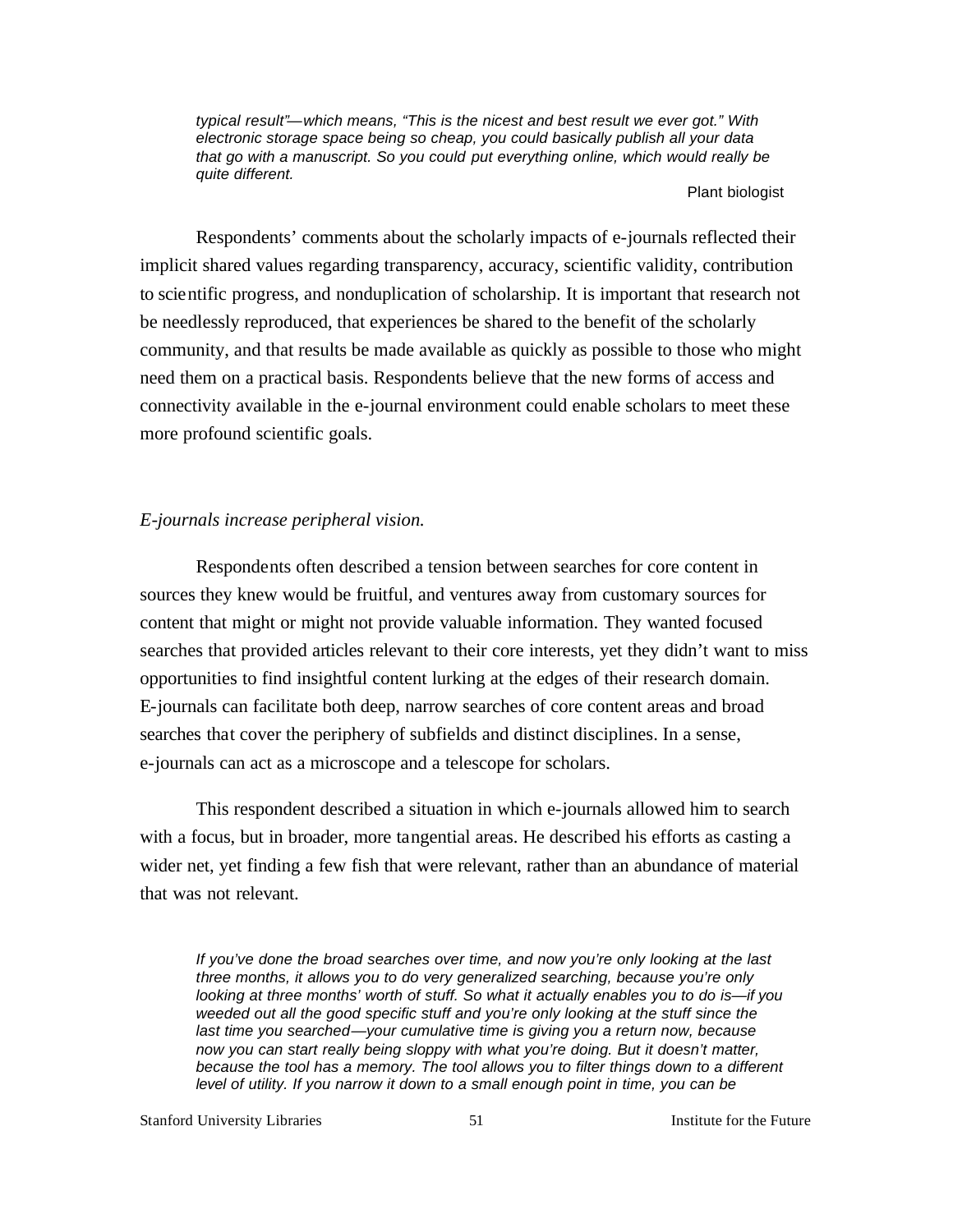*typical result"—which means, "This is the nicest and best result we ever got." With electronic storage space being so cheap, you could basically publish all your data that go with a manuscript. So you could put everything online, which would really be quite different.*

Plant biologist

Respondents' comments about the scholarly impacts of e-journals reflected their implicit shared values regarding transparency, accuracy, scientific validity, contribution to scientific progress, and nonduplication of scholarship. It is important that research not be needlessly reproduced, that experiences be shared to the benefit of the scholarly community, and that results be made available as quickly as possible to those who might need them on a practical basis. Respondents believe that the new forms of access and connectivity available in the e-journal environment could enable scholars to meet these more profound scientific goals.

*E-journals increase peripheral vision.*

Respondents often described a tension between searches for core content in sources they knew would be fruitful, and ventures away from customary sources for content that might or might not provide valuable information. They wanted focused searches that provided articles relevant to their core interests, yet they didn't want to miss opportunities to find insightful content lurking at the edges of their research domain. E-journals can facilitate both deep, narrow searches of core content areas and broad searches that cover the periphery of subfields and distinct disciplines. In a sense, e-journals can act as a microscope and a telescope for scholars.

This respondent described a situation in which e-journals allowed him to search with a focus, but in broader, more tangential areas. He described his efforts as casting a wider net, yet finding a few fish that were relevant, rather than an abundance of material that was not relevant.

*If you've done the broad searches over time, and now you're only looking at the last three months, it allows you to do very generalized searching, because you're only looking at three months' worth of stuff. So what it actually enables you to do is—if you weeded out all the good specific stuff and you're only looking at the stuff since the last time you searched—your cumulative time is giving you a return now, because now you can start really being sloppy with what you're doing. But it doesn't matter, because the tool has a memory. The tool allows you to filter things down to a different level of utility. If you narrow it down to a small enough point in time, you can be*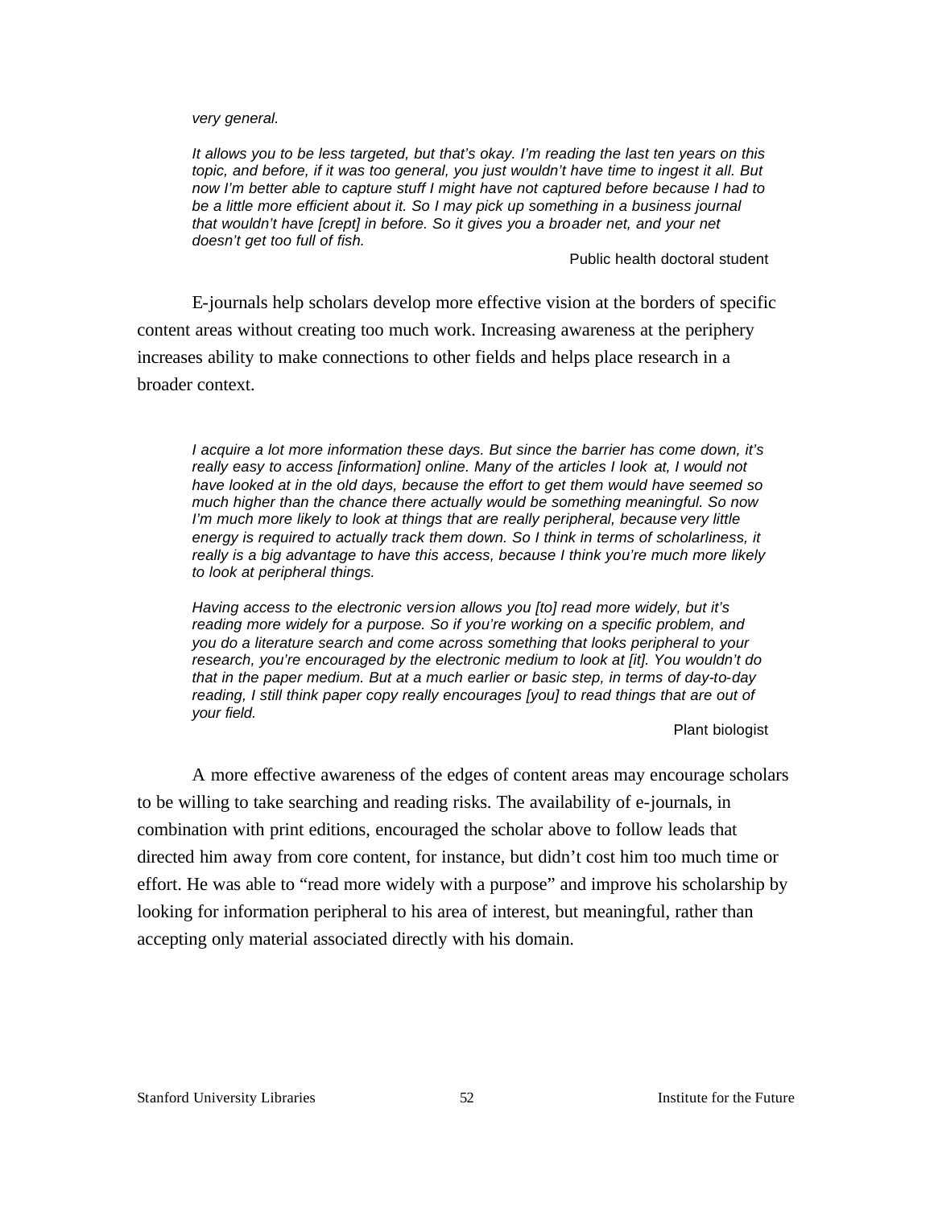*very general.*

*It allows you to be less targeted, but that's okay. I'm reading the last ten years on this topic, and before, if it was too general, you just wouldn't have time to ingest it all. But now I'm better able to capture stuff I might have not captured before because I had to be a little more efficient about it. So I may pick up something in a business journal that wouldn't have [crept] in before. So it gives you a broader net, and your net doesn't get too full of fish.*

Public health doctoral student

E-journals help scholars develop more effective vision at the borders of specific content areas without creating too much work. Increasing awareness at the periphery increases ability to make connections to other fields and helps place research in a broader context.

*I acquire a lot more information these days. But since the barrier has come down, it's really easy to access [information] online. Many of the articles I look at, I would not have looked at in the old days, because the effort to get them would have seemed so much higher than the chance there actually would be something meaningful. So now I'm much more likely to look at things that are really peripheral, because very little energy is required to actually track them down. So I think in terms of scholarliness, it really is a big advantage to have this access, because I think you're much more likely to look at peripheral things.*

*Having access to the electronic version allows you [to] read more widely, but it's reading more widely for a purpose. So if you're working on a specific problem, and you do a literature search and come across something that looks peripheral to your research, you're encouraged by the electronic medium to look at [it]. You wouldn't do that in the paper medium. But at a much earlier or basic step, in terms of day-to-day reading, I still think paper copy really encourages [you] to read things that are out of your field.*

Plant biologist

A more effective awareness of the edges of content areas may encourage scholars to be willing to take searching and reading risks. The availability of e-journals, in combination with print editions, encouraged the scholar above to follow leads that directed him away from core content, for instance, but didn't cost him too much time or effort. He was able to "read more widely with a purpose" and improve his scholarship by looking for information peripheral to his area of interest, but meaningful, rather than accepting only material associated directly with his domain.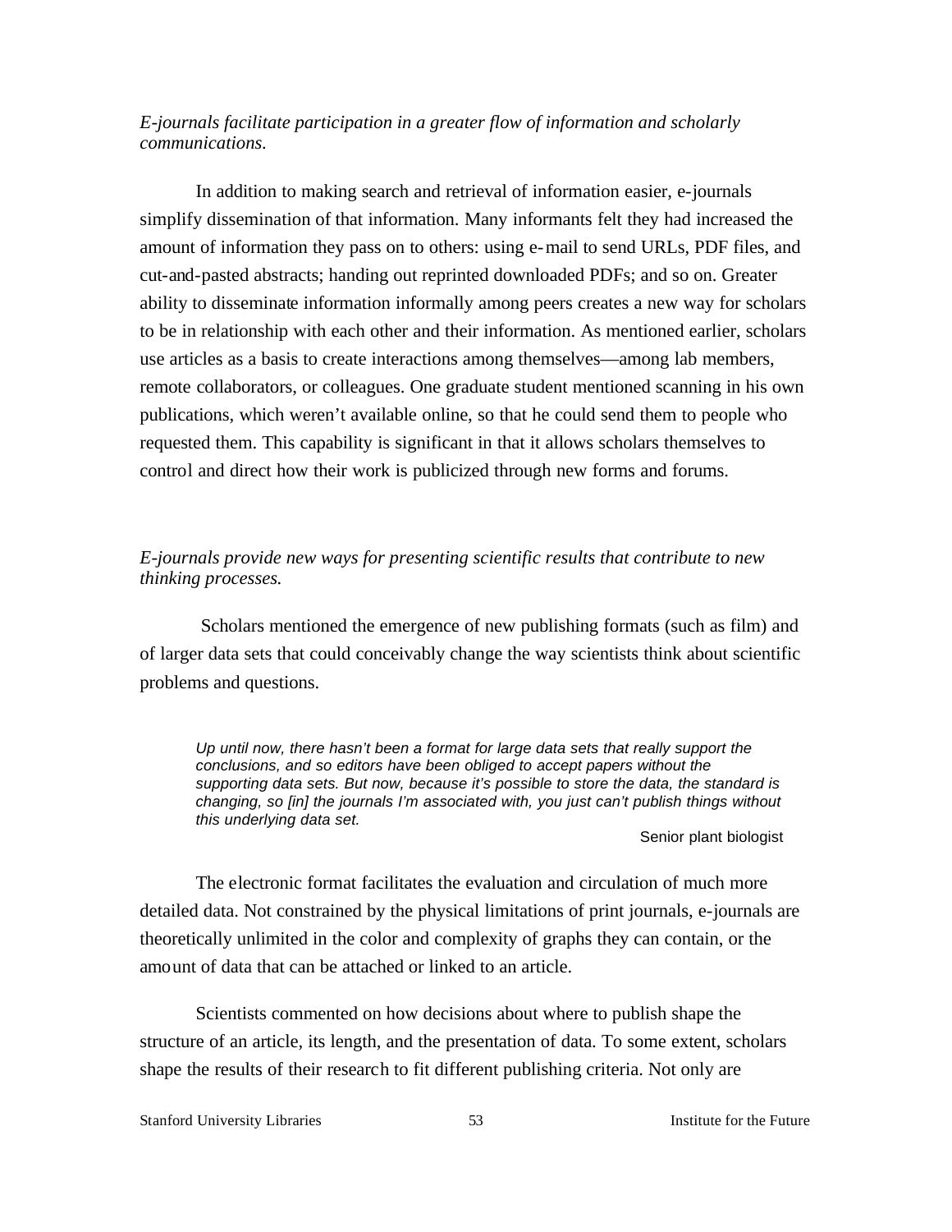*E-journals facilitate participation in a greater flow of information and scholarly communications.*

In addition to making search and retrieval of information easier, e-journals simplify dissemination of that information. Many informants felt they had increased the amount of information they pass on to others: using e-mail to send URLs, PDF files, and cut-and-pasted abstracts; handing out reprinted downloaded PDFs; and so on. Greater ability to disseminate information informally among peers creates a new way for scholars to be in relationship with each other and their information. As mentioned earlier, scholars use articles as a basis to create interactions among themselves—among lab members, remote collaborators, or colleagues. One graduate student mentioned scanning in his own publications, which weren't available online, so that he could send them to people who requested them. This capability is significant in that it allows scholars themselves to control and direct how their work is publicized through new forms and forums.

*E-journals provide new ways for presenting scientific results that contribute to new thinking processes.*

Scholars mentioned the emergence of new publishing formats (such as film) and of larger data sets that could conceivably change the way scientists think about scientific problems and questions.

> *Up until now, there hasn't been a format for large data sets that really support the conclusions, and so editors have been obliged to accept papers without the supporting data sets. But now, because it's possible to store the data, the standard is changing, so [in] the journals I'm associated with, you just can't publish things without this underlying data set.*
>
> Senior plant biologist

The electronic format facilitates the evaluation and circulation of much more detailed data. Not constrained by the physical limitations of print journals, e-journals are theoretically unlimited in the color and complexity of graphs they can contain, or the amount of data that can be attached or linked to an article.

Scientists commented on how decisions about where to publish shape the structure of an article, its length, and the presentation of data. To some extent, scholars shape the results of their research to fit different publishing criteria. Not only are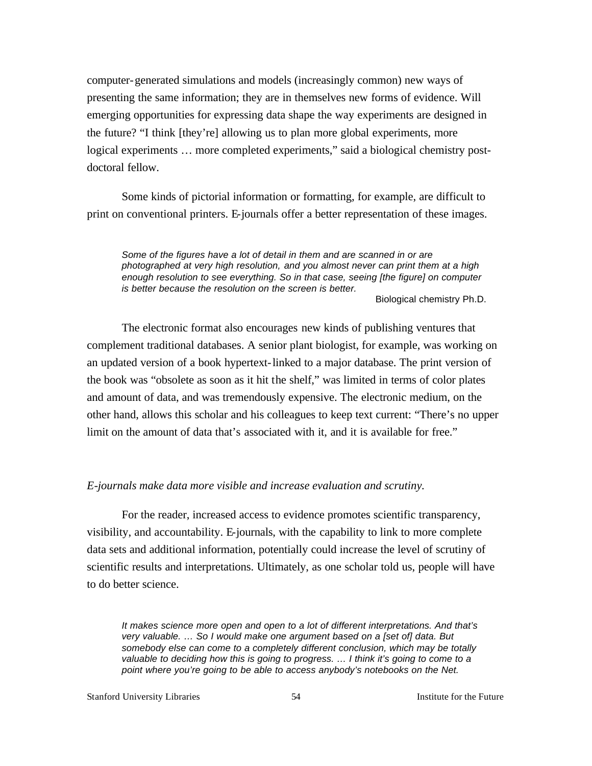computer-generated simulations and models (increasingly common) new ways of presenting the same information; they are in themselves new forms of evidence. Will emerging opportunities for expressing data shape the way experiments are designed in the future? "I think [they're] allowing us to plan more global experiments, more logical experiments … more completed experiments," said a biological chemistry post-doctoral fellow.

Some kinds of pictorial information or formatting, for example, are difficult to print on conventional printers. E-journals offer a better representation of these images.

> *Some of the figures have a lot of detail in them and are scanned in or are photographed at very high resolution, and you almost never can print them at a high enough resolution to see everything. So in that case, seeing [the figure] on computer is better because the resolution on the screen is better.*
>
> Biological chemistry Ph.D.

The electronic format also encourages new kinds of publishing ventures that complement traditional databases. A senior plant biologist, for example, was working on an updated version of a book hypertext-linked to a major database. The print version of the book was "obsolete as soon as it hit the shelf," was limited in terms of color plates and amount of data, and was tremendously expensive. The electronic medium, on the other hand, allows this scholar and his colleagues to keep text current: "There's no upper limit on the amount of data that's associated with it, and it is available for free."

*E-journals make data more visible and increase evaluation and scrutiny.*

For the reader, increased access to evidence promotes scientific transparency, visibility, and accountability. E-journals, with the capability to link to more complete data sets and additional information, potentially could increase the level of scrutiny of scientific results and interpretations. Ultimately, as one scholar told us, people will have to do better science.

> *It makes science more open and open to a lot of different interpretations. And that's very valuable. … So I would make one argument based on a [set of] data. But somebody else can come to a completely different conclusion, which may be totally valuable to deciding how this is going to progress. … I think it's going to come to a point where you're going to be able to access anybody's notebooks on the Net.*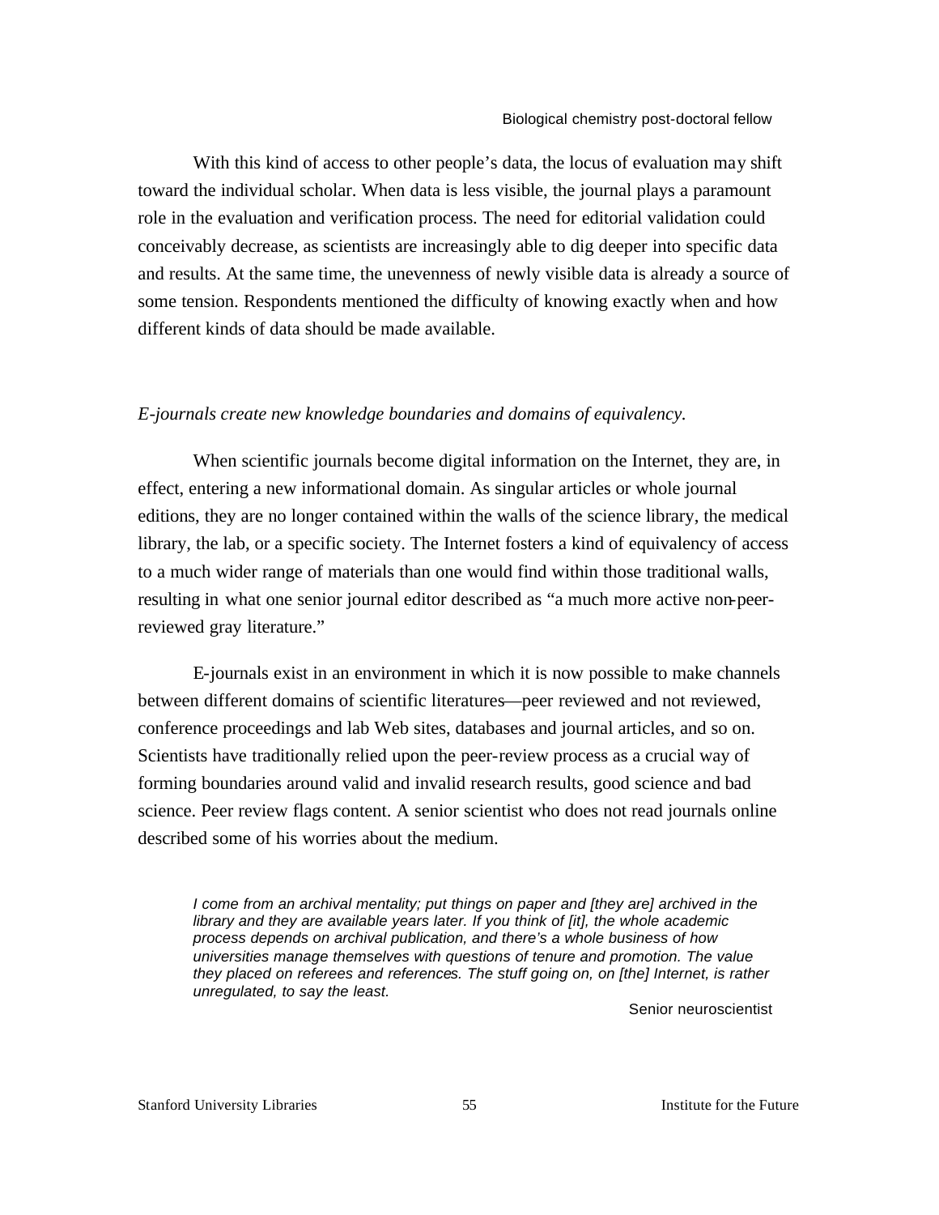Biological chemistry post-doctoral fellow

With this kind of access to other people's data, the locus of evaluation may shift toward the individual scholar. When data is less visible, the journal plays a paramount role in the evaluation and verification process. The need for editorial validation could conceivably decrease, as scientists are increasingly able to dig deeper into specific data and results. At the same time, the unevenness of newly visible data is already a source of some tension. Respondents mentioned the difficulty of knowing exactly when and how different kinds of data should be made available.

*E-journals create new knowledge boundaries and domains of equivalency.*

When scientific journals become digital information on the Internet, they are, in effect, entering a new informational domain. As singular articles or whole journal editions, they are no longer contained within the walls of the science library, the medical library, the lab, or a specific society. The Internet fosters a kind of equivalency of access to a much wider range of materials than one would find within those traditional walls, resulting in what one senior journal editor described as "a much more active non-peer-reviewed gray literature."

E-journals exist in an environment in which it is now possible to make channels between different domains of scientific literatures—peer reviewed and not reviewed, conference proceedings and lab Web sites, databases and journal articles, and so on. Scientists have traditionally relied upon the peer-review process as a crucial way of forming boundaries around valid and invalid research results, good science and bad science. Peer review flags content. A senior scientist who does not read journals online described some of his worries about the medium.

> *I come from an archival mentality; put things on paper and [they are] archived in the library and they are available years later. If you think of [it], the whole academic process depends on archival publication, and there's a whole business of how universities manage themselves with questions of tenure and promotion. The value they placed on referees and references. The stuff going on, on [the] Internet, is rather unregulated, to say the least.*
>
> Senior neuroscientist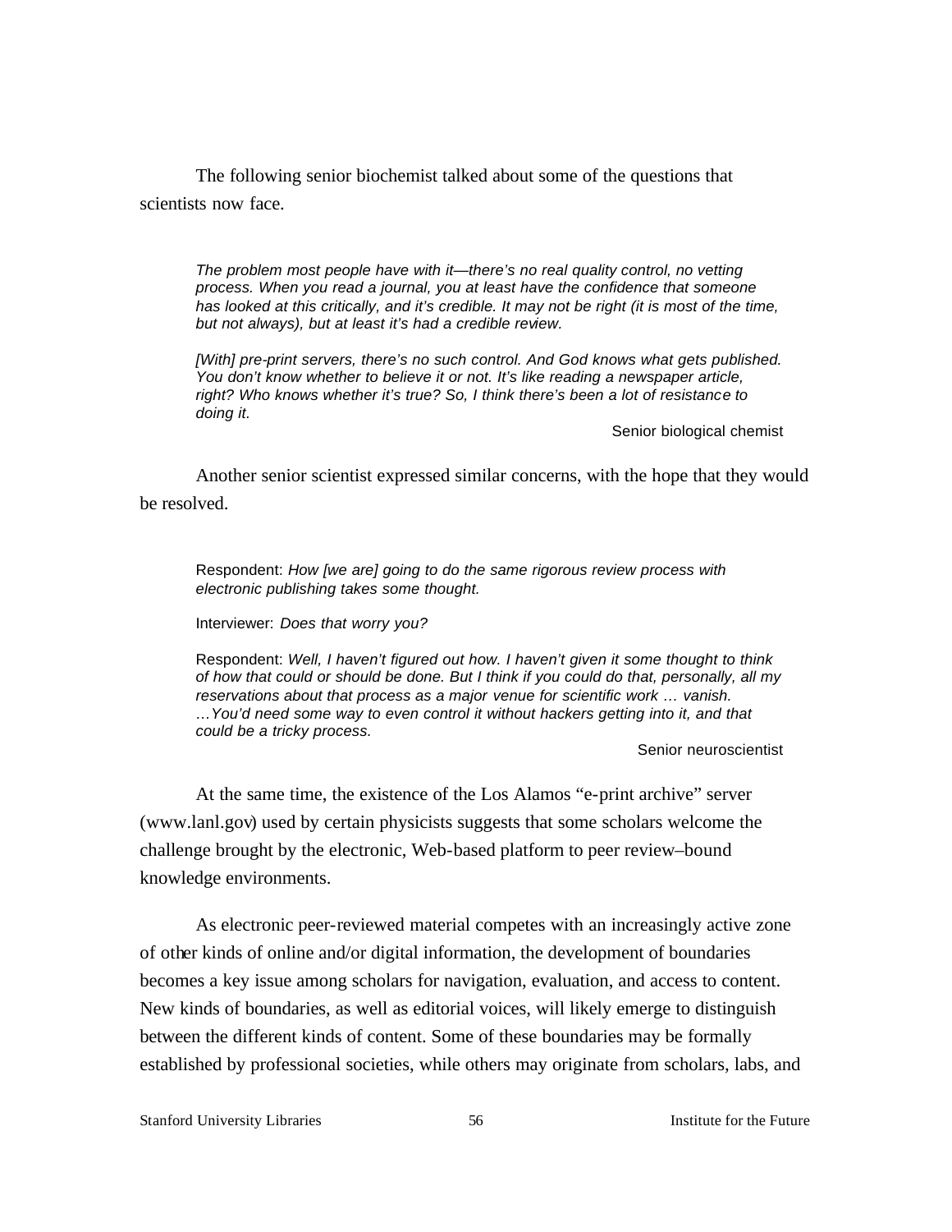The following senior biochemist talked about some of the questions that scientists now face.

> *The problem most people have with it—there's no real quality control, no vetting process. When you read a journal, you at least have the confidence that someone has looked at this critically, and it's credible. It may not be right (it is most of the time, but not always), but at least it's had a credible review.*
>
> *[With] pre-print servers, there's no such control. And God knows what gets published. You don't know whether to believe it or not. It's like reading a newspaper article, right? Who knows whether it's true? So, I think there's been a lot of resistance to doing it.*
>
> Senior biological chemist

Another senior scientist expressed similar concerns, with the hope that they would be resolved.

> Respondent: *How [we are] going to do the same rigorous review process with electronic publishing takes some thought.*
>
> Interviewer: *Does that worry you?*
>
> Respondent: *Well, I haven't figured out how. I haven't given it some thought to think of how that could or should be done. But I think if you could do that, personally, all my reservations about that process as a major venue for scientific work … vanish. …You'd need some way to even control it without hackers getting into it, and that could be a tricky process.*
>
> Senior neuroscientist

At the same time, the existence of the Los Alamos "e-print archive" server (www.lanl.gov) used by certain physicists suggests that some scholars welcome the challenge brought by the electronic, Web-based platform to peer review–bound knowledge environments.

As electronic peer-reviewed material competes with an increasingly active zone of other kinds of online and/or digital information, the development of boundaries becomes a key issue among scholars for navigation, evaluation, and access to content. New kinds of boundaries, as well as editorial voices, will likely emerge to distinguish between the different kinds of content. Some of these boundaries may be formally established by professional societies, while others may originate from scholars, labs, and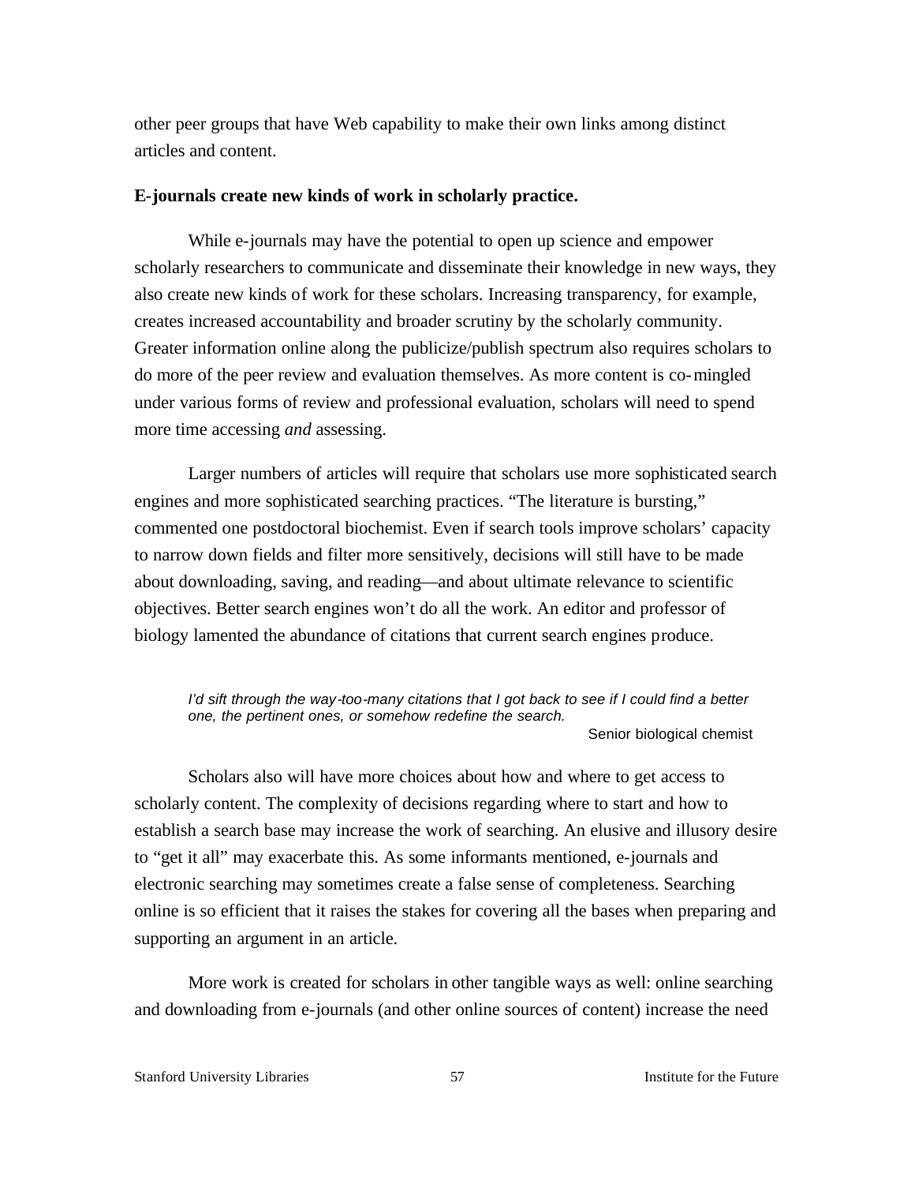other peer groups that have Web capability to make their own links among distinct articles and content.

**E-journals create new kinds of work in scholarly practice.**

While e-journals may have the potential to open up science and empower scholarly researchers to communicate and disseminate their knowledge in new ways, they also create new kinds of work for these scholars. Increasing transparency, for example, creates increased accountability and broader scrutiny by the scholarly community. Greater information online along the publicize/publish spectrum also requires scholars to do more of the peer review and evaluation themselves. As more content is co-mingled under various forms of review and professional evaluation, scholars will need to spend more time accessing *and* assessing.

Larger numbers of articles will require that scholars use more sophisticated search engines and more sophisticated searching practices. "The literature is bursting," commented one postdoctoral biochemist. Even if search tools improve scholars' capacity to narrow down fields and filter more sensitively, decisions will still have to be made about downloading, saving, and reading—and about ultimate relevance to scientific objectives. Better search engines won't do all the work. An editor and professor of biology lamented the abundance of citations that current search engines produce.

> *I'd sift through the way-too-many citations that I got back to see if I could find a better one, the pertinent ones, or somehow redefine the search.*
>
> Senior biological chemist

Scholars also will have more choices about how and where to get access to scholarly content. The complexity of decisions regarding where to start and how to establish a search base may increase the work of searching. An elusive and illusory desire to "get it all" may exacerbate this. As some informants mentioned, e-journals and electronic searching may sometimes create a false sense of completeness. Searching online is so efficient that it raises the stakes for covering all the bases when preparing and supporting an argument in an article.

More work is created for scholars in other tangible ways as well: online searching and downloading from e-journals (and other online sources of content) increase the need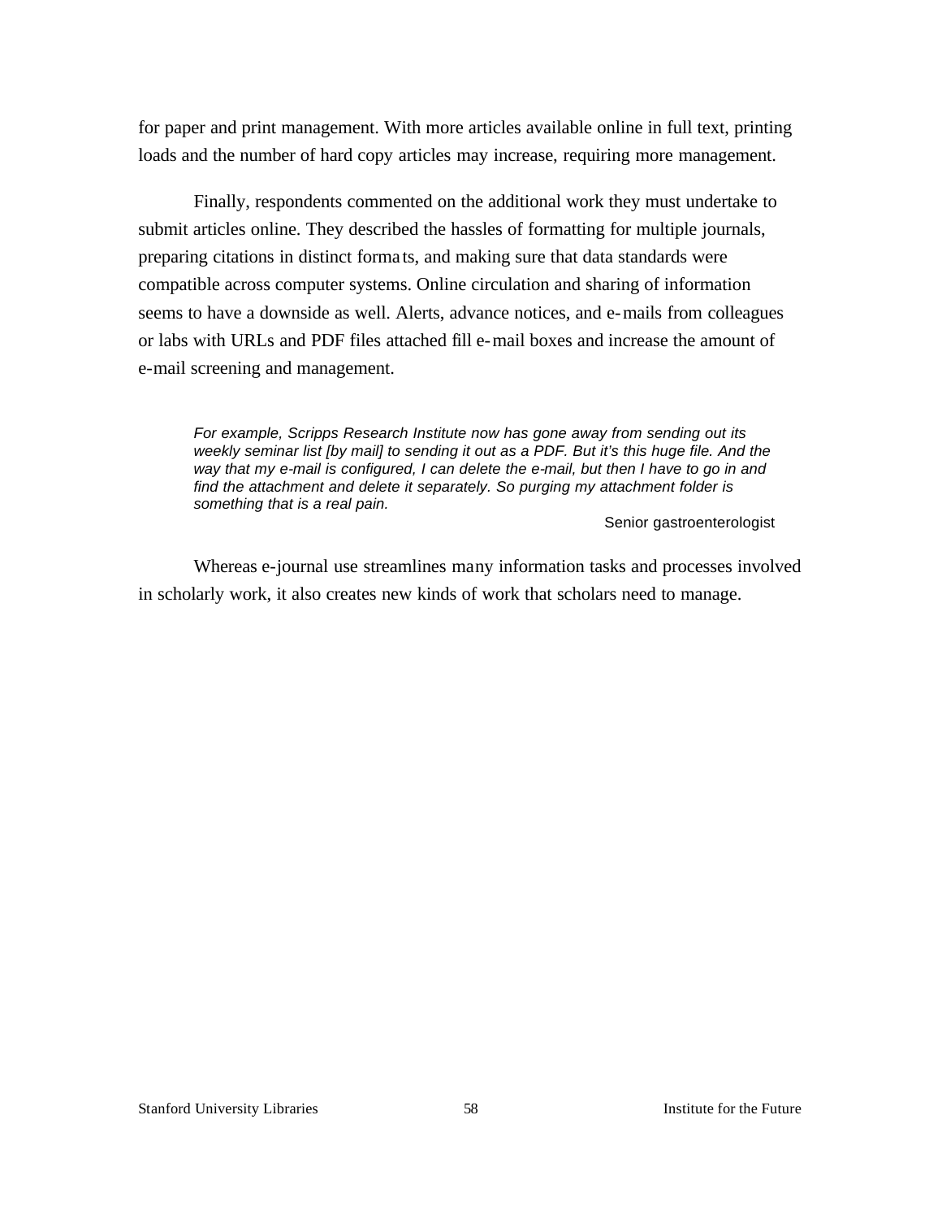for paper and print management. With more articles available online in full text, printing loads and the number of hard copy articles may increase, requiring more management.

Finally, respondents commented on the additional work they must undertake to submit articles online. They described the hassles of formatting for multiple journals, preparing citations in distinct formats, and making sure that data standards were compatible across computer systems. Online circulation and sharing of information seems to have a downside as well. Alerts, advance notices, and e-mails from colleagues or labs with URLs and PDF files attached fill e-mail boxes and increase the amount of e-mail screening and management.

> *For example, Scripps Research Institute now has gone away from sending out its weekly seminar list [by mail] to sending it out as a PDF. But it's this huge file. And the way that my e-mail is configured, I can delete the e-mail, but then I have to go in and find the attachment and delete it separately. So purging my attachment folder is something that is a real pain.*
>
> Senior gastroenterologist

Whereas e-journal use streamlines many information tasks and processes involved in scholarly work, it also creates new kinds of work that scholars need to manage.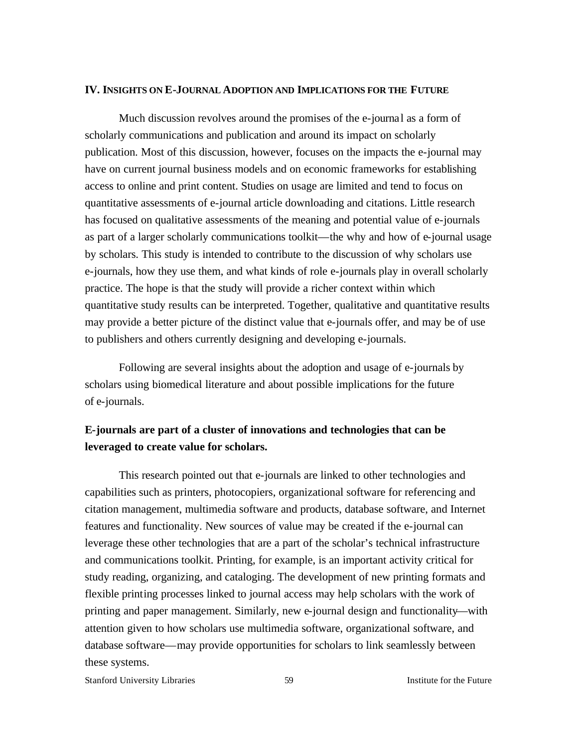## IV. Insights on E-Journal Adoption and Implications for the Future

Much discussion revolves around the promises of the e-journal as a form of scholarly communications and publication and around its impact on scholarly publication. Most of this discussion, however, focuses on the impacts the e-journal may have on current journal business models and on economic frameworks for establishing access to online and print content. Studies on usage are limited and tend to focus on quantitative assessments of e-journal article downloading and citations. Little research has focused on qualitative assessments of the meaning and potential value of e-journals as part of a larger scholarly communications toolkit—the why and how of e-journal usage by scholars. This study is intended to contribute to the discussion of why scholars use e-journals, how they use them, and what kinds of role e-journals play in overall scholarly practice. The hope is that the study will provide a richer context within which quantitative study results can be interpreted. Together, qualitative and quantitative results may provide a better picture of the distinct value that e-journals offer, and may be of use to publishers and others currently designing and developing e-journals.

Following are several insights about the adoption and usage of e-journals by scholars using biomedical literature and about possible implications for the future of e-journals.

**E-journals are part of a cluster of innovations and technologies that can be leveraged to create value for scholars.**

This research pointed out that e-journals are linked to other technologies and capabilities such as printers, photocopiers, organizational software for referencing and citation management, multimedia software and products, database software, and Internet features and functionality. New sources of value may be created if the e-journal can leverage these other technologies that are a part of the scholar's technical infrastructure and communications toolkit. Printing, for example, is an important activity critical for study reading, organizing, and cataloging. The development of new printing formats and flexible printing processes linked to journal access may help scholars with the work of printing and paper management. Similarly, new e-journal design and functionality—with attention given to how scholars use multimedia software, organizational software, and database software—may provide opportunities for scholars to link seamlessly between these systems.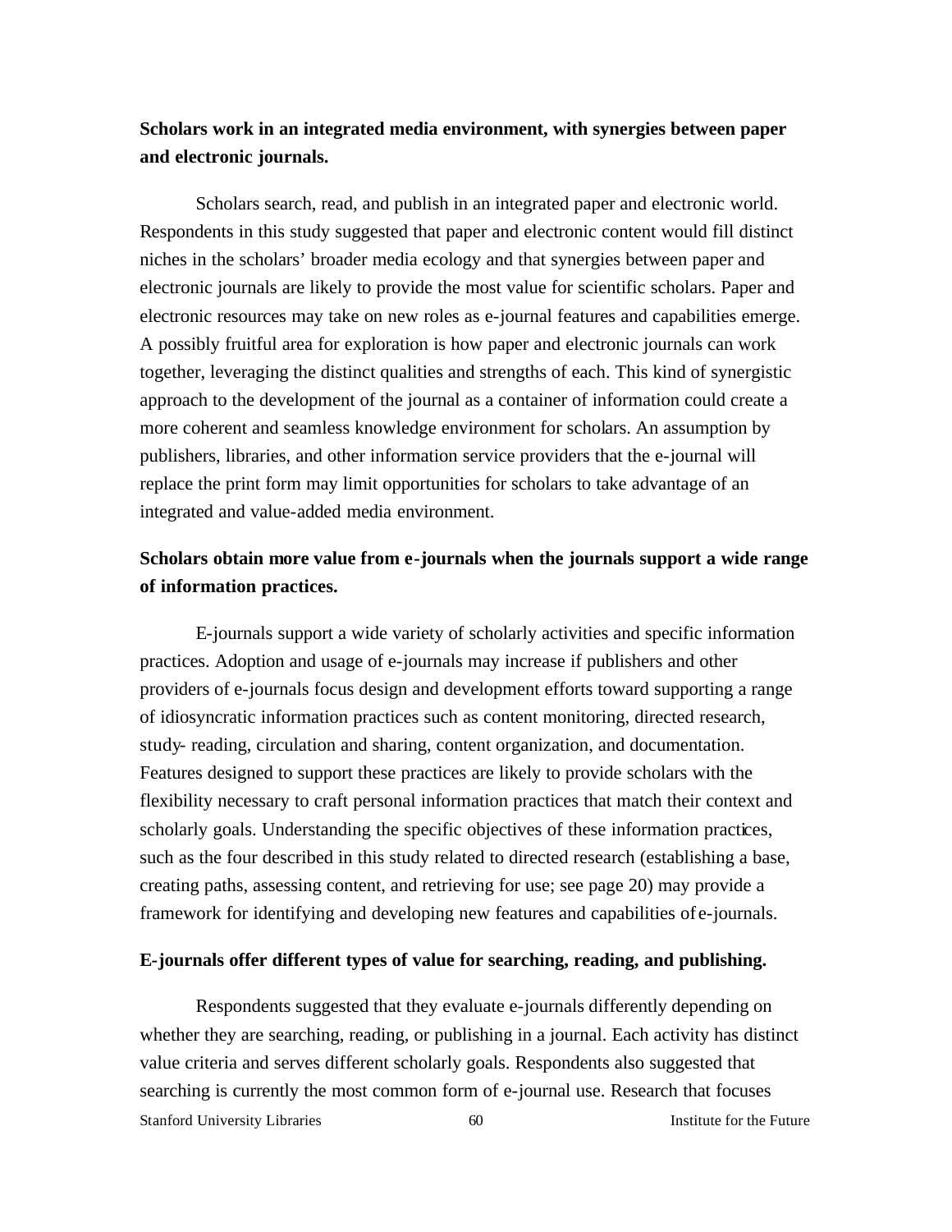**Scholars work in an integrated media environment, with synergies between paper and electronic journals.**

Scholars search, read, and publish in an integrated paper and electronic world. Respondents in this study suggested that paper and electronic content would fill distinct niches in the scholars' broader media ecology and that synergies between paper and electronic journals are likely to provide the most value for scientific scholars. Paper and electronic resources may take on new roles as e-journal features and capabilities emerge. A possibly fruitful area for exploration is how paper and electronic journals can work together, leveraging the distinct qualities and strengths of each. This kind of synergistic approach to the development of the journal as a container of information could create a more coherent and seamless knowledge environment for scholars. An assumption by publishers, libraries, and other information service providers that the e-journal will replace the print form may limit opportunities for scholars to take advantage of an integrated and value-added media environment.

**Scholars obtain more value from e-journals when the journals support a wide range of information practices.**

E-journals support a wide variety of scholarly activities and specific information practices. Adoption and usage of e-journals may increase if publishers and other providers of e-journals focus design and development efforts toward supporting a range of idiosyncratic information practices such as content monitoring, directed research, study- reading, circulation and sharing, content organization, and documentation. Features designed to support these practices are likely to provide scholars with the flexibility necessary to craft personal information practices that match their context and scholarly goals. Understanding the specific objectives of these information practices, such as the four described in this study related to directed research (establishing a base, creating paths, assessing content, and retrieving for use; see page 20) may provide a framework for identifying and developing new features and capabilities of e-journals.

**E-journals offer different types of value for searching, reading, and publishing.**

Respondents suggested that they evaluate e-journals differently depending on whether they are searching, reading, or publishing in a journal. Each activity has distinct value criteria and serves different scholarly goals. Respondents also suggested that searching is currently the most common form of e-journal use. Research that focuses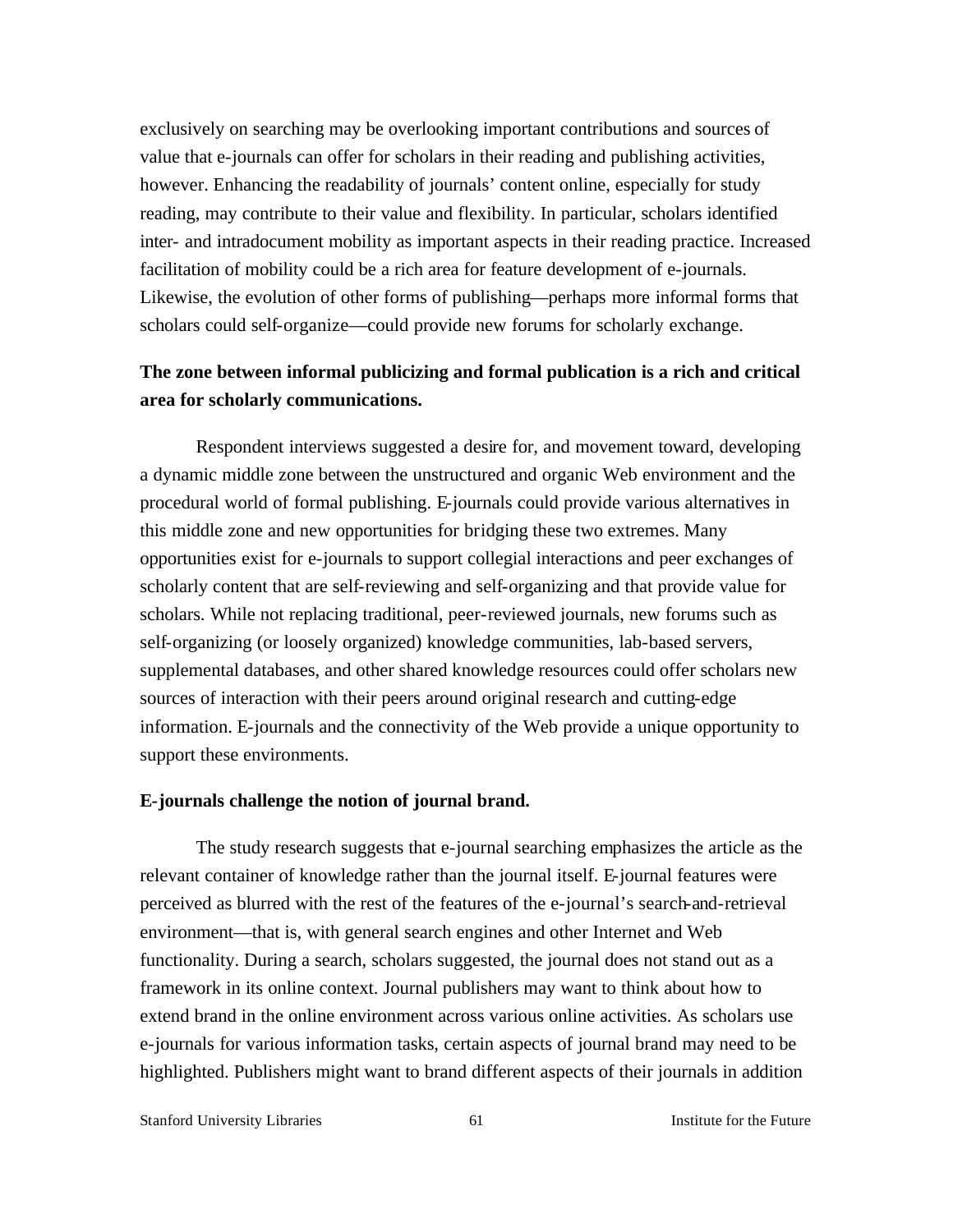exclusively on searching may be overlooking important contributions and sources of value that e-journals can offer for scholars in their reading and publishing activities, however. Enhancing the readability of journals' content online, especially for study reading, may contribute to their value and flexibility. In particular, scholars identified inter- and intradocument mobility as important aspects in their reading practice. Increased facilitation of mobility could be a rich area for feature development of e-journals. Likewise, the evolution of other forms of publishing—perhaps more informal forms that scholars could self-organize—could provide new forums for scholarly exchange.

**The zone between informal publicizing and formal publication is a rich and critical area for scholarly communications.**

Respondent interviews suggested a desire for, and movement toward, developing a dynamic middle zone between the unstructured and organic Web environment and the procedural world of formal publishing. E-journals could provide various alternatives in this middle zone and new opportunities for bridging these two extremes. Many opportunities exist for e-journals to support collegial interactions and peer exchanges of scholarly content that are self-reviewing and self-organizing and that provide value for scholars. While not replacing traditional, peer-reviewed journals, new forums such as self-organizing (or loosely organized) knowledge communities, lab-based servers, supplemental databases, and other shared knowledge resources could offer scholars new sources of interaction with their peers around original research and cutting-edge information. E-journals and the connectivity of the Web provide a unique opportunity to support these environments.

**E-journals challenge the notion of journal brand.**

The study research suggests that e-journal searching emphasizes the article as the relevant container of knowledge rather than the journal itself. E-journal features were perceived as blurred with the rest of the features of the e-journal's search-and-retrieval environment—that is, with general search engines and other Internet and Web functionality. During a search, scholars suggested, the journal does not stand out as a framework in its online context. Journal publishers may want to think about how to extend brand in the online environment across various online activities. As scholars use e-journals for various information tasks, certain aspects of journal brand may need to be highlighted. Publishers might want to brand different aspects of their journals in addition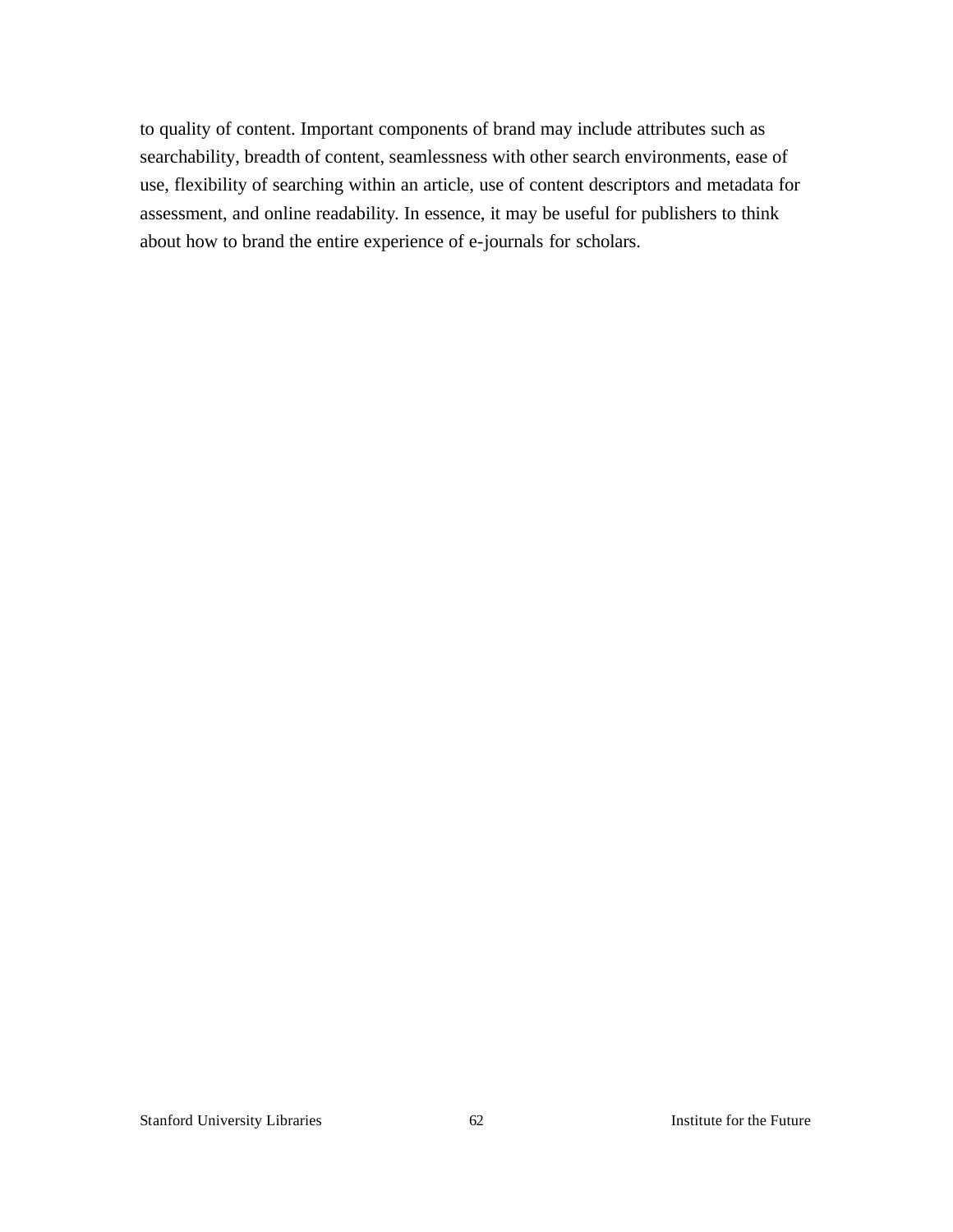to quality of content. Important components of brand may include attributes such as searchability, breadth of content, seamlessness with other search environments, ease of use, flexibility of searching within an article, use of content descriptors and metadata for assessment, and online readability. In essence, it may be useful for publishers to think about how to brand the entire experience of e-journals for scholars.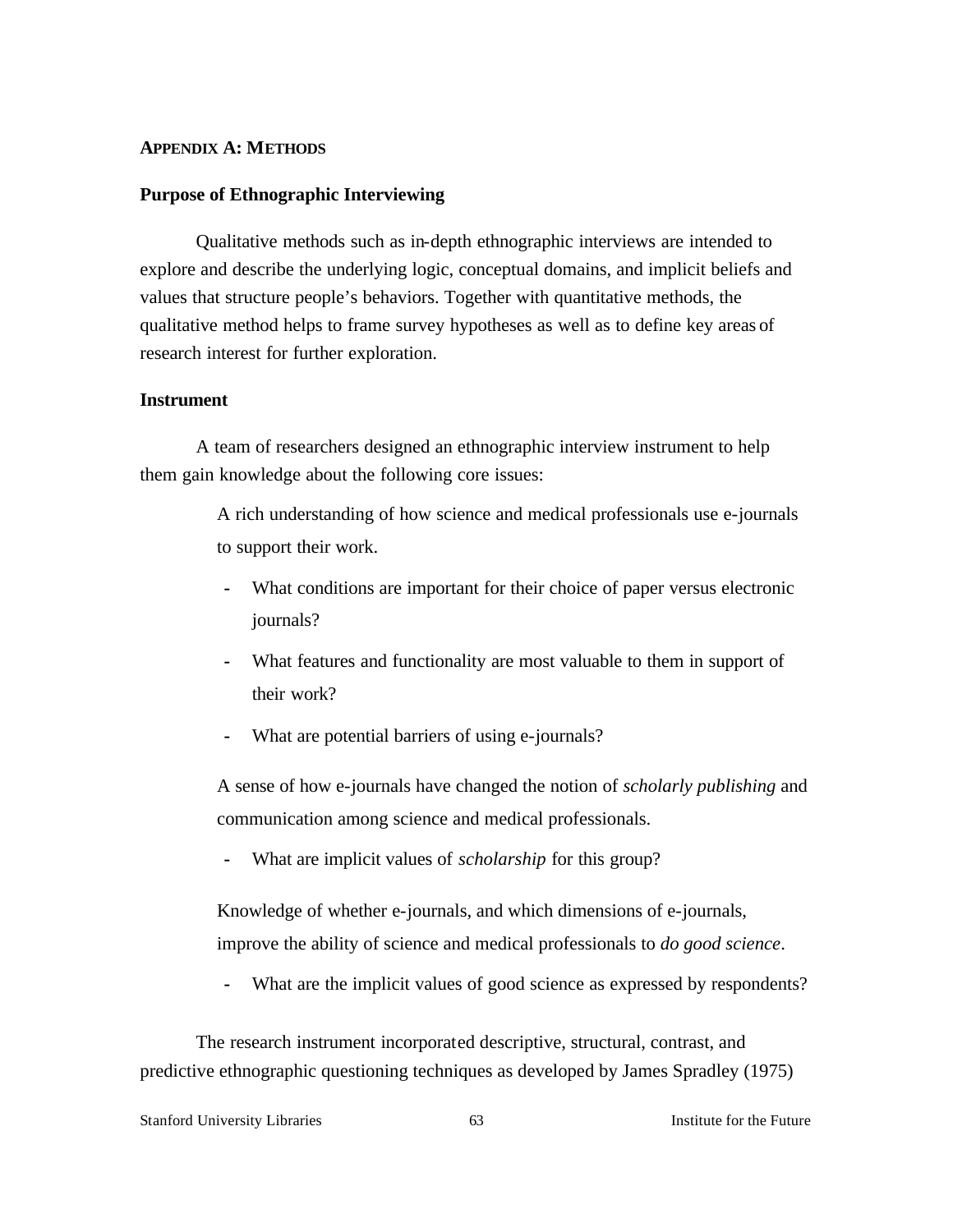## APPENDIX A: METHODS

### Purpose of Ethnographic Interviewing

Qualitative methods such as in-depth ethnographic interviews are intended to explore and describe the underlying logic, conceptual domains, and implicit beliefs and values that structure people's behaviors. Together with quantitative methods, the qualitative method helps to frame survey hypotheses as well as to define key areas of research interest for further exploration.

### Instrument

A team of researchers designed an ethnographic interview instrument to help them gain knowledge about the following core issues:

A rich understanding of how science and medical professionals use e-journals to support their work.

- What conditions are important for their choice of paper versus electronic journals?
- What features and functionality are most valuable to them in support of their work?
- What are potential barriers of using e-journals?

A sense of how e-journals have changed the notion of *scholarly publishing* and communication among science and medical professionals.

- What are implicit values of *scholarship* for this group?

Knowledge of whether e-journals, and which dimensions of e-journals, improve the ability of science and medical professionals to *do good science*.

- What are the implicit values of good science as expressed by respondents?

The research instrument incorporated descriptive, structural, contrast, and predictive ethnographic questioning techniques as developed by James Spradley (1975)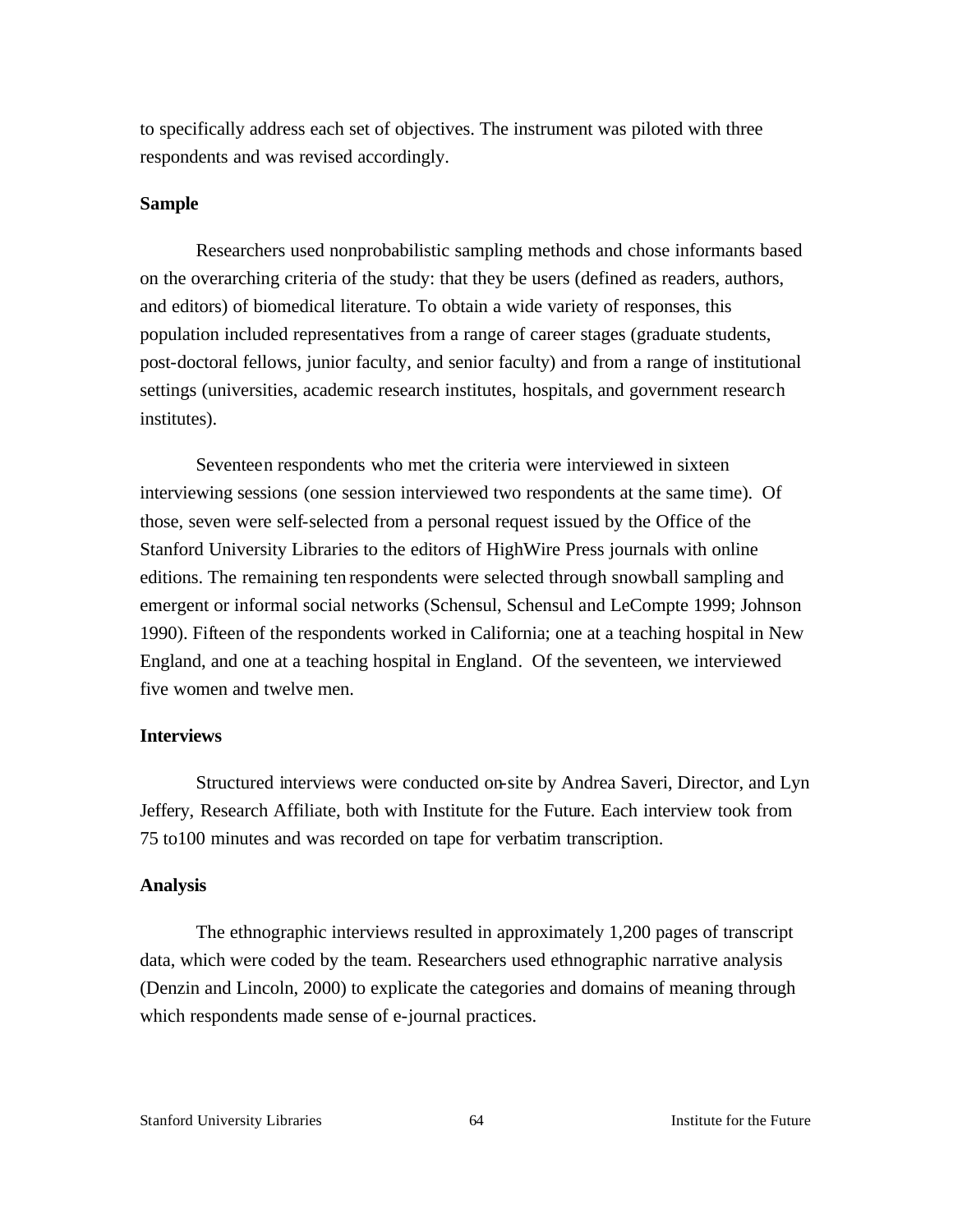to specifically address each set of objectives. The instrument was piloted with three respondents and was revised accordingly.

**Sample**

Researchers used nonprobabilistic sampling methods and chose informants based on the overarching criteria of the study: that they be users (defined as readers, authors, and editors) of biomedical literature. To obtain a wide variety of responses, this population included representatives from a range of career stages (graduate students, post-doctoral fellows, junior faculty, and senior faculty) and from a range of institutional settings (universities, academic research institutes, hospitals, and government research institutes).

Seventeen respondents who met the criteria were interviewed in sixteen interviewing sessions (one session interviewed two respondents at the same time). Of those, seven were self-selected from a personal request issued by the Office of the Stanford University Libraries to the editors of HighWire Press journals with online editions. The remaining ten respondents were selected through snowball sampling and emergent or informal social networks (Schensul, Schensul and LeCompte 1999; Johnson 1990). Fifteen of the respondents worked in California; one at a teaching hospital in New England, and one at a teaching hospital in England. Of the seventeen, we interviewed five women and twelve men.

**Interviews**

Structured interviews were conducted on-site by Andrea Saveri, Director, and Lyn Jeffery, Research Affiliate, both with Institute for the Future. Each interview took from 75 to100 minutes and was recorded on tape for verbatim transcription.

**Analysis**

The ethnographic interviews resulted in approximately 1,200 pages of transcript data, which were coded by the team. Researchers used ethnographic narrative analysis (Denzin and Lincoln, 2000) to explicate the categories and domains of meaning through which respondents made sense of e-journal practices.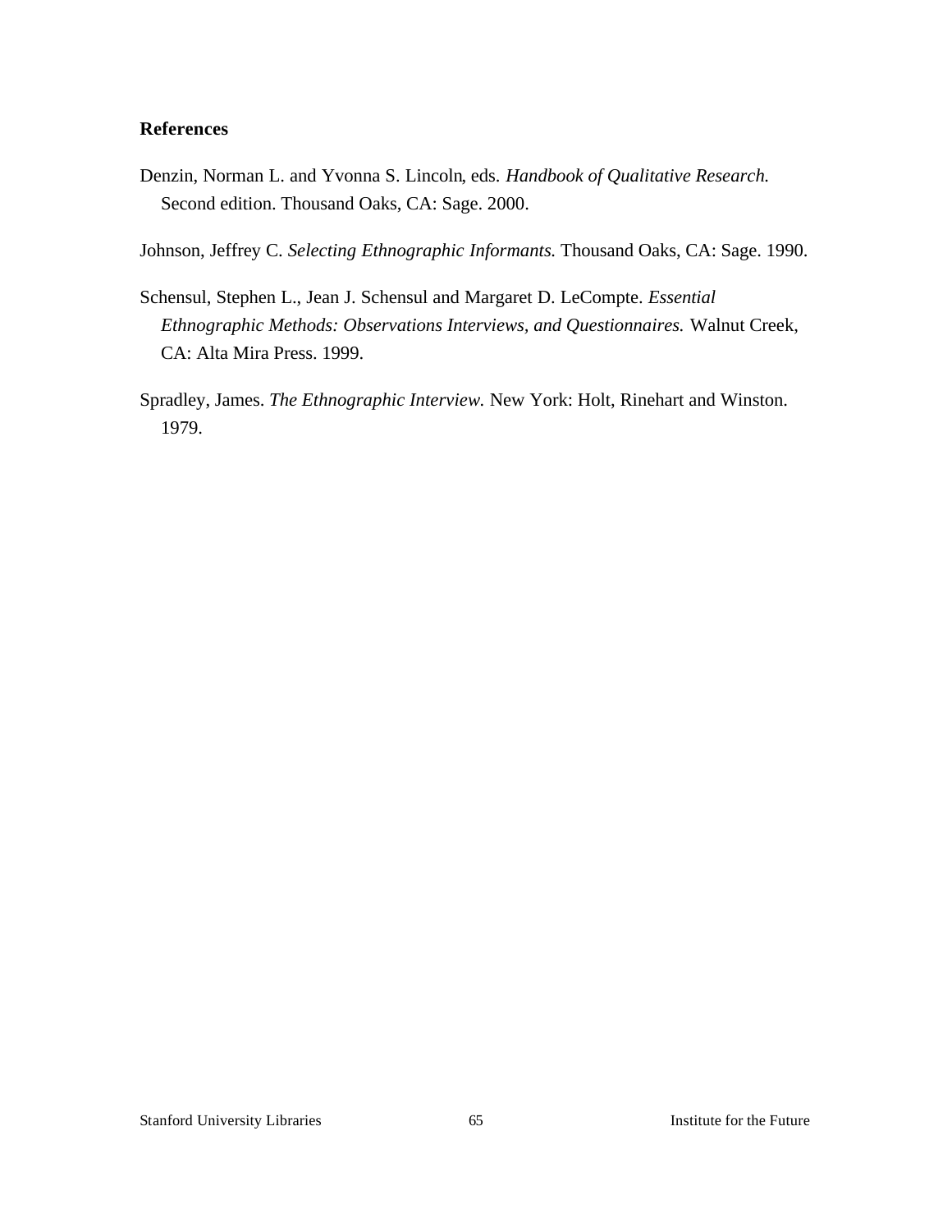## References

Denzin, Norman L. and Yvonna S. Lincoln, eds. *Handbook of Qualitative Research.* Second edition. Thousand Oaks, CA: Sage. 2000.

Johnson, Jeffrey C. *Selecting Ethnographic Informants.* Thousand Oaks, CA: Sage. 1990.

Schensul, Stephen L., Jean J. Schensul and Margaret D. LeCompte. *Essential Ethnographic Methods: Observations Interviews, and Questionnaires.* Walnut Creek, CA: Alta Mira Press. 1999.

Spradley, James. *The Ethnographic Interview.* New York: Holt, Rinehart and Winston. 1979.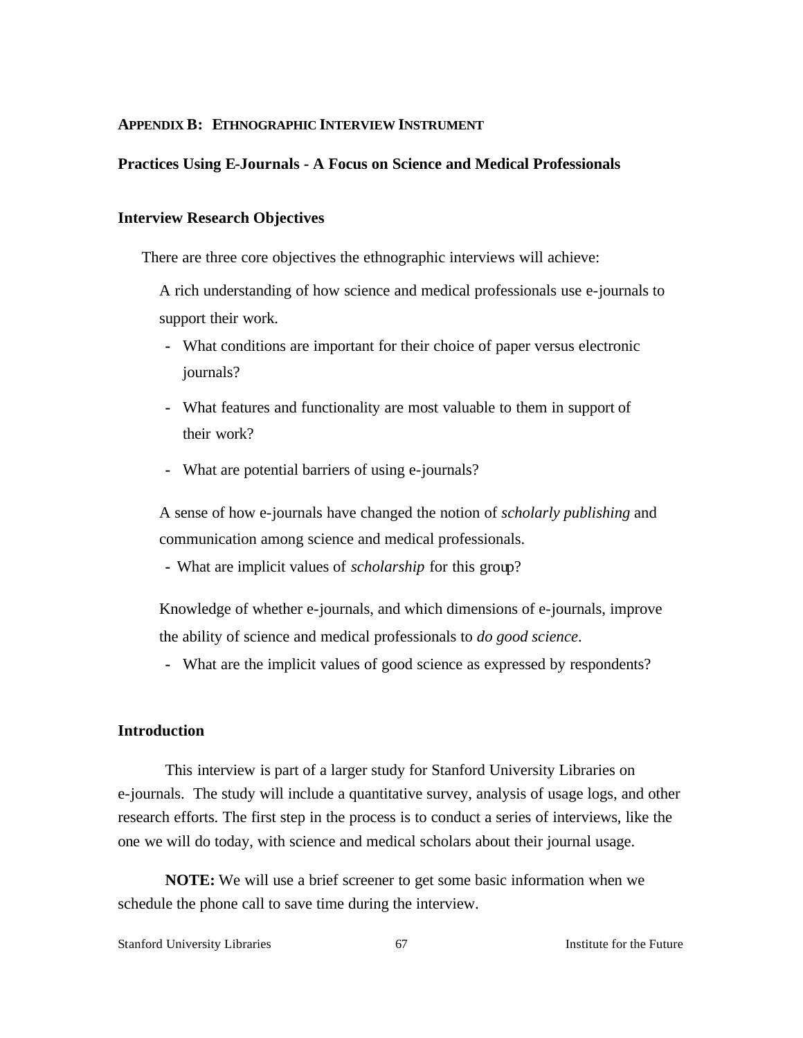## APPENDIX B: ETHNOGRAPHIC INTERVIEW INSTRUMENT

### Practices Using E-Journals - A Focus on Science and Medical Professionals

#### Interview Research Objectives

There are three core objectives the ethnographic interviews will achieve:

A rich understanding of how science and medical professionals use e-journals to support their work.

- What conditions are important for their choice of paper versus electronic journals?
- What features and functionality are most valuable to them in support of their work?
- What are potential barriers of using e-journals?

A sense of how e-journals have changed the notion of *scholarly publishing* and communication among science and medical professionals.

- What are implicit values of *scholarship* for this group?

Knowledge of whether e-journals, and which dimensions of e-journals, improve the ability of science and medical professionals to *do good science*.

- What are the implicit values of good science as expressed by respondents?

#### Introduction

This interview is part of a larger study for Stanford University Libraries on e-journals. The study will include a quantitative survey, analysis of usage logs, and other research efforts. The first step in the process is to conduct a series of interviews, like the one we will do today, with science and medical scholars about their journal usage.

**NOTE:** We will use a brief screener to get some basic information when we schedule the phone call to save time during the interview.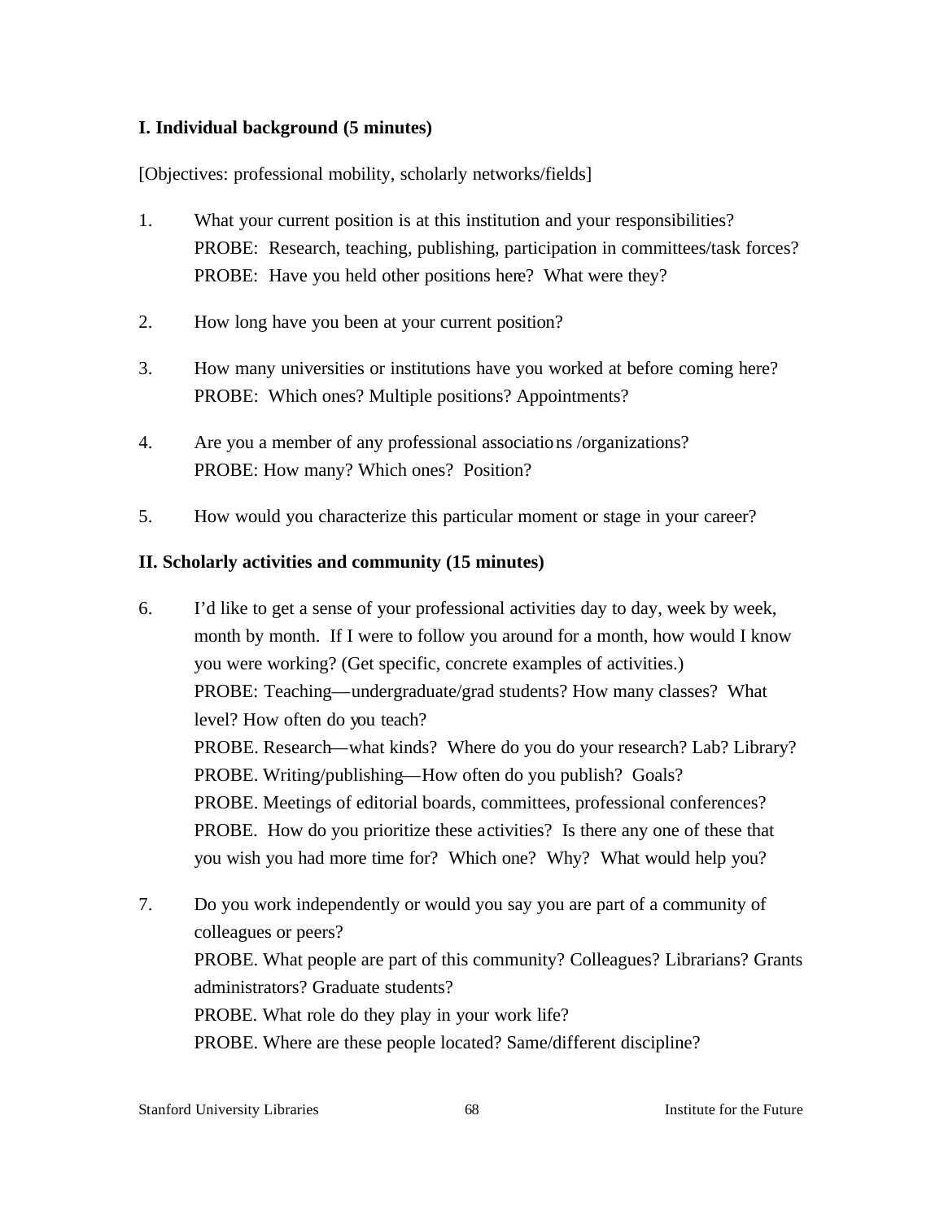**I. Individual background (5 minutes)**

[Objectives: professional mobility, scholarly networks/fields]

1. What your current position is at this institution and your responsibilities?
   PROBE: Research, teaching, publishing, participation in committees/task forces?
   PROBE: Have you held other positions here? What were they?

2. How long have you been at your current position?

3. How many universities or institutions have you worked at before coming here?
   PROBE: Which ones? Multiple positions? Appointments?

4. Are you a member of any professional associations /organizations?
   PROBE: How many? Which ones? Position?

5. How would you characterize this particular moment or stage in your career?

**II. Scholarly activities and community (15 minutes)**

6. I'd like to get a sense of your professional activities day to day, week by week, month by month. If I were to follow you around for a month, how would I know you were working? (Get specific, concrete examples of activities.)
   PROBE: Teaching—undergraduate/grad students? How many classes? What level? How often do you teach?
   PROBE. Research—what kinds? Where do you do your research? Lab? Library?
   PROBE. Writing/publishing—How often do you publish? Goals?
   PROBE. Meetings of editorial boards, committees, professional conferences?
   PROBE. How do you prioritize these activities? Is there any one of these that you wish you had more time for? Which one? Why? What would help you?

7. Do you work independently or would you say you are part of a community of colleagues or peers?
   PROBE. What people are part of this community? Colleagues? Librarians? Grants administrators? Graduate students?
   PROBE. What role do they play in your work life?
   PROBE. Where are these people located? Same/different discipline?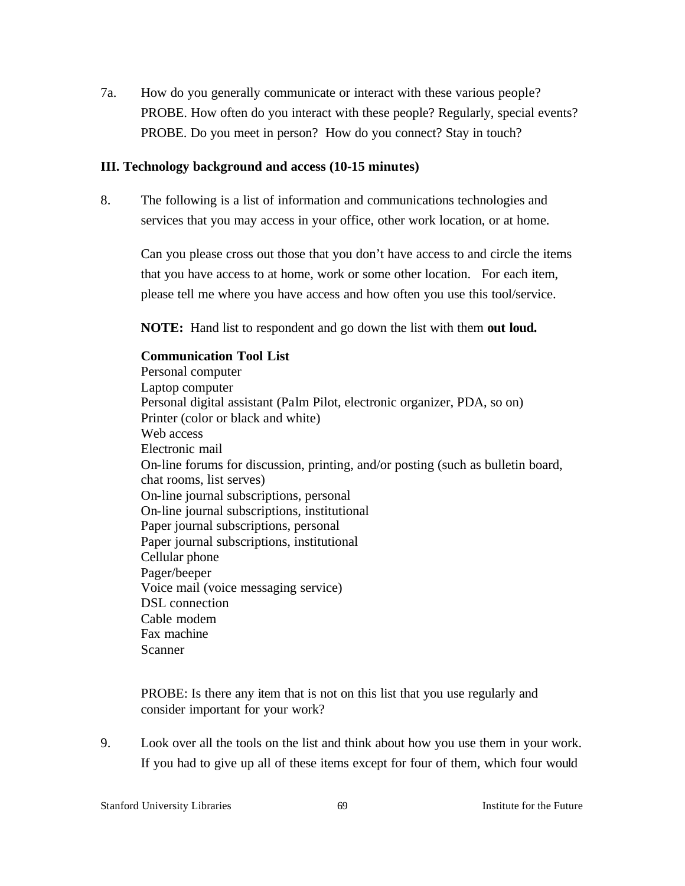7a. How do you generally communicate or interact with these various people?
PROBE. How often do you interact with these people? Regularly, special events?
PROBE. Do you meet in person? How do you connect? Stay in touch?

### III. Technology background and access (10-15 minutes)

8. The following is a list of information and communications technologies and services that you may access in your office, other work location, or at home.

Can you please cross out those that you don't have access to and circle the items that you have access to at home, work or some other location. For each item, please tell me where you have access and how often you use this tool/service.

**NOTE:** Hand list to respondent and go down the list with them **out loud.**

**Communication Tool List**
Personal computer
Laptop computer
Personal digital assistant (Palm Pilot, electronic organizer, PDA, so on)
Printer (color or black and white)
Web access
Electronic mail
On-line forums for discussion, printing, and/or posting (such as bulletin board, chat rooms, list serves)
On-line journal subscriptions, personal
On-line journal subscriptions, institutional
Paper journal subscriptions, personal
Paper journal subscriptions, institutional
Cellular phone
Pager/beeper
Voice mail (voice messaging service)
DSL connection
Cable modem
Fax machine
Scanner

PROBE: Is there any item that is not on this list that you use regularly and consider important for your work?

9. Look over all the tools on the list and think about how you use them in your work. If you had to give up all of these items except for four of them, which four would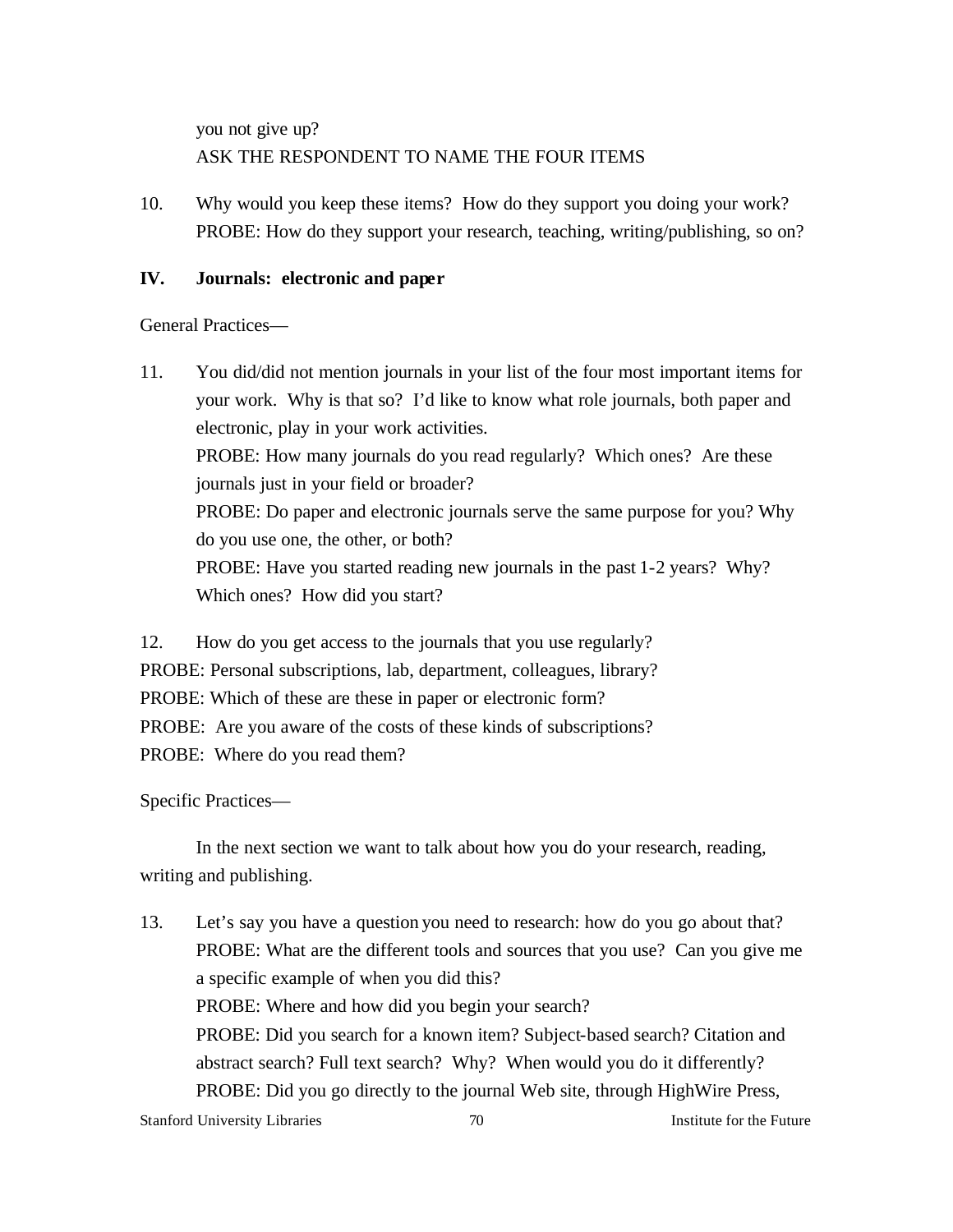you not give up?

ASK THE RESPONDENT TO NAME THE FOUR ITEMS

10. Why would you keep these items? How do they support you doing your work?
    PROBE: How do they support your research, teaching, writing/publishing, so on?

## IV. Journals: electronic and paper

General Practices—

11. You did/did not mention journals in your list of the four most important items for your work. Why is that so? I'd like to know what role journals, both paper and electronic, play in your work activities.
    PROBE: How many journals do you read regularly? Which ones? Are these journals just in your field or broader?
    PROBE: Do paper and electronic journals serve the same purpose for you? Why do you use one, the other, or both?
    PROBE: Have you started reading new journals in the past 1-2 years? Why? Which ones? How did you start?

12. How do you get access to the journals that you use regularly?

PROBE: Personal subscriptions, lab, department, colleagues, library?

PROBE: Which of these are these in paper or electronic form?

PROBE: Are you aware of the costs of these kinds of subscriptions?

PROBE: Where do you read them?

Specific Practices—

In the next section we want to talk about how you do your research, reading, writing and publishing.

13. Let's say you have a question you need to research: how do you go about that?
    PROBE: What are the different tools and sources that you use? Can you give me a specific example of when you did this?
    PROBE: Where and how did you begin your search?
    PROBE: Did you search for a known item? Subject-based search? Citation and abstract search? Full text search? Why? When would you do it differently?
    PROBE: Did you go directly to the journal Web site, through HighWire Press,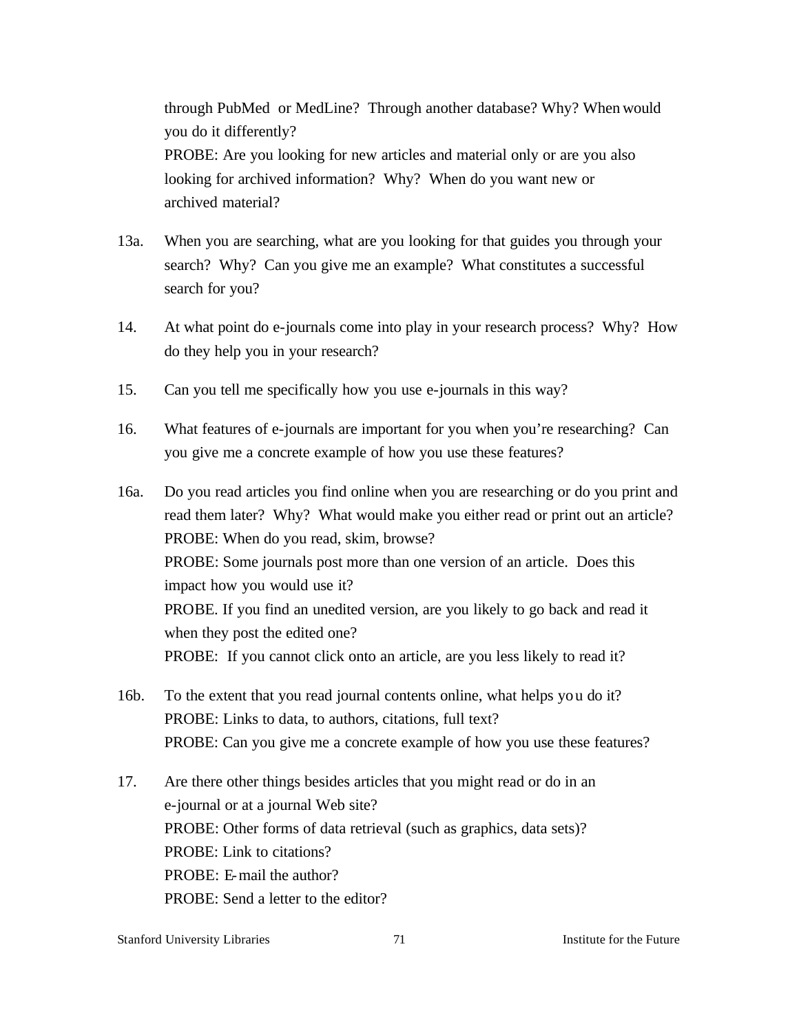through PubMed or MedLine? Through another database? Why? When would you do it differently?
PROBE: Are you looking for new articles and material only or are you also looking for archived information? Why? When do you want new or archived material?

13a. When you are searching, what are you looking for that guides you through your search? Why? Can you give me an example? What constitutes a successful search for you?

14. At what point do e-journals come into play in your research process? Why? How do they help you in your research?

15. Can you tell me specifically how you use e-journals in this way?

16. What features of e-journals are important for you when you're researching? Can you give me a concrete example of how you use these features?

16a. Do you read articles you find online when you are researching or do you print and read them later? Why? What would make you either read or print out an article?
PROBE: When do you read, skim, browse?
PROBE: Some journals post more than one version of an article. Does this impact how you would use it?
PROBE. If you find an unedited version, are you likely to go back and read it when they post the edited one?
PROBE: If you cannot click onto an article, are you less likely to read it?

16b. To the extent that you read journal contents online, what helps you do it?
PROBE: Links to data, to authors, citations, full text?
PROBE: Can you give me a concrete example of how you use these features?

17. Are there other things besides articles that you might read or do in an e-journal or at a journal Web site?
PROBE: Other forms of data retrieval (such as graphics, data sets)?
PROBE: Link to citations?
PROBE: E-mail the author?
PROBE: Send a letter to the editor?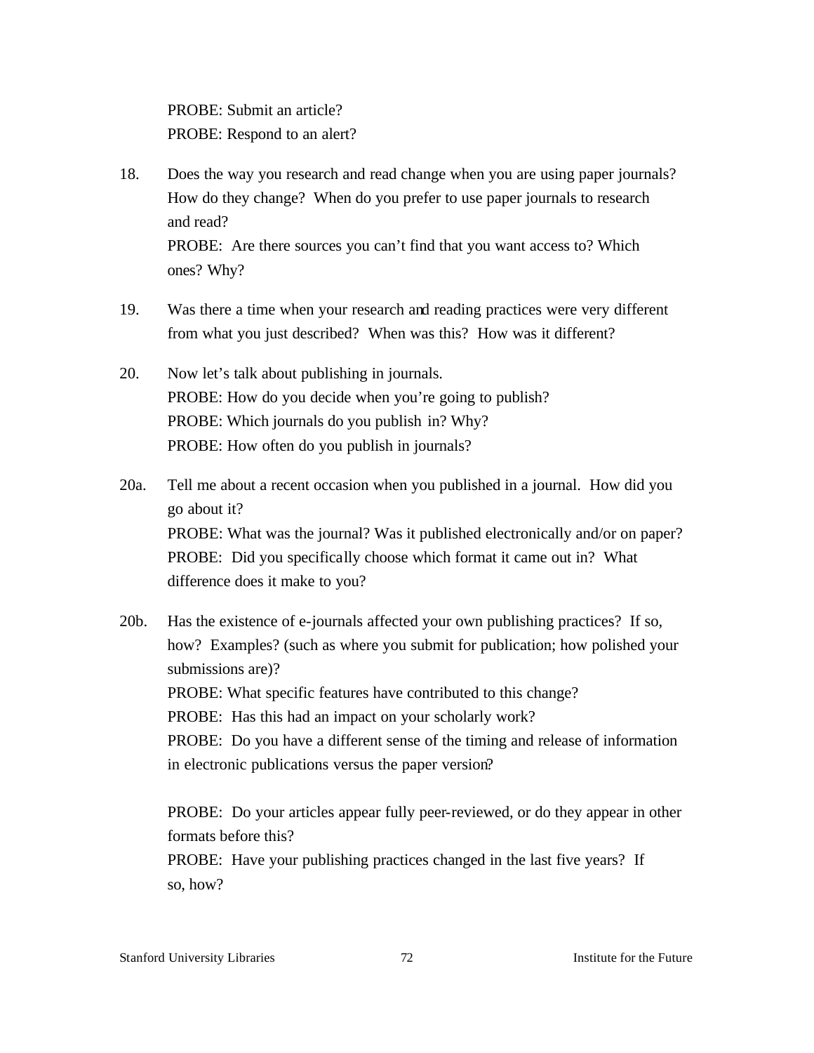PROBE: Submit an article?
PROBE: Respond to an alert?

18. Does the way you research and read change when you are using paper journals? How do they change? When do you prefer to use paper journals to research and read?
PROBE: Are there sources you can't find that you want access to? Which ones? Why?

19. Was there a time when your research and reading practices were very different from what you just described? When was this? How was it different?

20. Now let's talk about publishing in journals.
PROBE: How do you decide when you're going to publish?
PROBE: Which journals do you publish in? Why?
PROBE: How often do you publish in journals?

20a. Tell me about a recent occasion when you published in a journal. How did you go about it?
PROBE: What was the journal? Was it published electronically and/or on paper?
PROBE: Did you specifically choose which format it came out in? What difference does it make to you?

20b. Has the existence of e-journals affected your own publishing practices? If so, how? Examples? (such as where you submit for publication; how polished your submissions are)?
PROBE: What specific features have contributed to this change?
PROBE: Has this had an impact on your scholarly work?
PROBE: Do you have a different sense of the timing and release of information in electronic publications versus the paper version?

PROBE: Do your articles appear fully peer-reviewed, or do they appear in other formats before this?
PROBE: Have your publishing practices changed in the last five years? If so, how?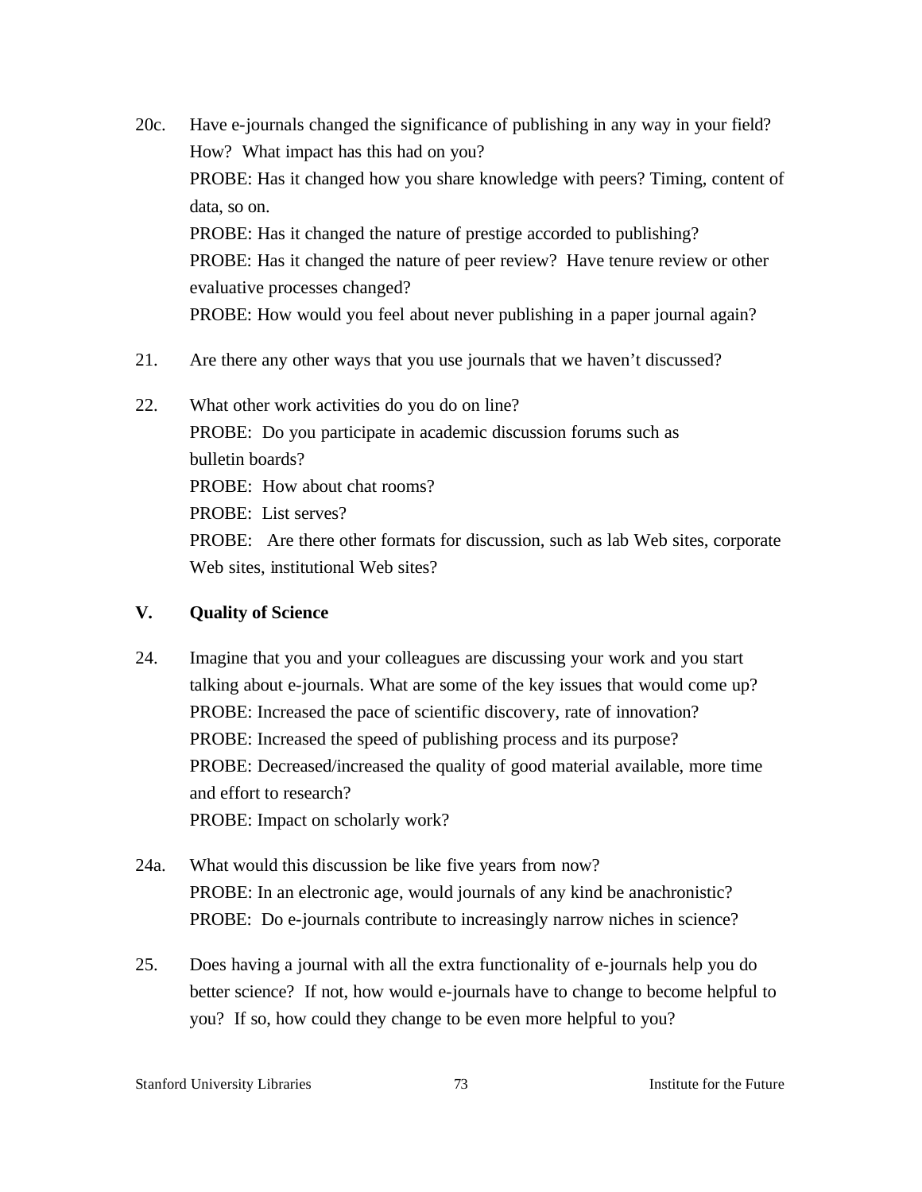20c. Have e-journals changed the significance of publishing in any way in your field? How? What impact has this had on you?
PROBE: Has it changed how you share knowledge with peers? Timing, content of data, so on.
PROBE: Has it changed the nature of prestige accorded to publishing?
PROBE: Has it changed the nature of peer review? Have tenure review or other evaluative processes changed?
PROBE: How would you feel about never publishing in a paper journal again?

21. Are there any other ways that you use journals that we haven't discussed?

22. What other work activities do you do on line?
PROBE: Do you participate in academic discussion forums such as bulletin boards?
PROBE: How about chat rooms?
PROBE: List serves?
PROBE: Are there other formats for discussion, such as lab Web sites, corporate Web sites, institutional Web sites?

## V. Quality of Science

24. Imagine that you and your colleagues are discussing your work and you start talking about e-journals. What are some of the key issues that would come up?
PROBE: Increased the pace of scientific discovery, rate of innovation?
PROBE: Increased the speed of publishing process and its purpose?
PROBE: Decreased/increased the quality of good material available, more time and effort to research?
PROBE: Impact on scholarly work?

24a. What would this discussion be like five years from now?
PROBE: In an electronic age, would journals of any kind be anachronistic?
PROBE: Do e-journals contribute to increasingly narrow niches in science?

25. Does having a journal with all the extra functionality of e-journals help you do better science? If not, how would e-journals have to change to become helpful to you? If so, how could they change to be even more helpful to you?